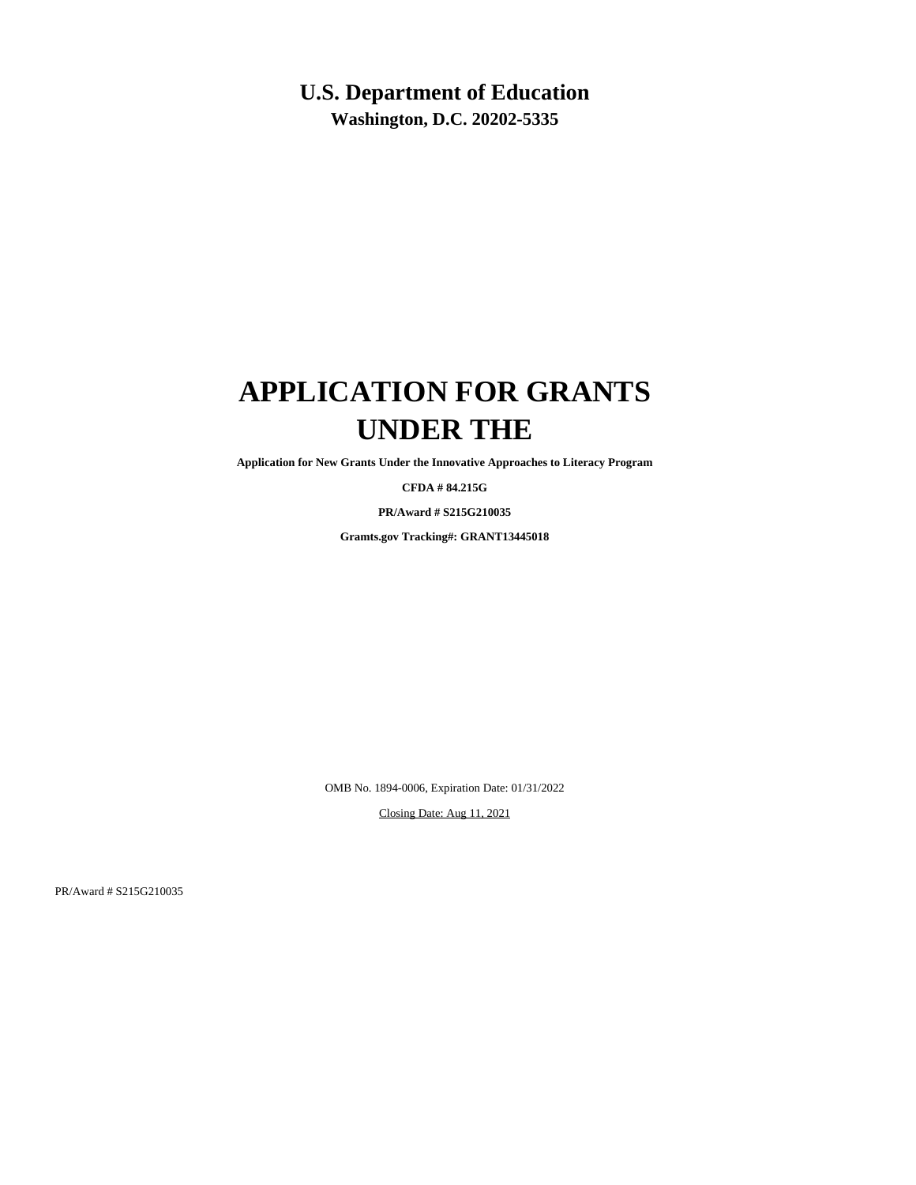# U.S. Department of Education

**Washington, D.C. 20202-5335**

# APPLICATION FOR GRANTS UNDER THE

**Application for New Grants Under the Innovative Approaches to Literacy Program**

**CFDA # 84.215G**

**PR/Award # S215G210035**

**Gramts.gov Tracking#: GRANT13445018**

OMB No. 1894-0006, Expiration Date: 01/31/2022

Closing Date: Aug 11, 2021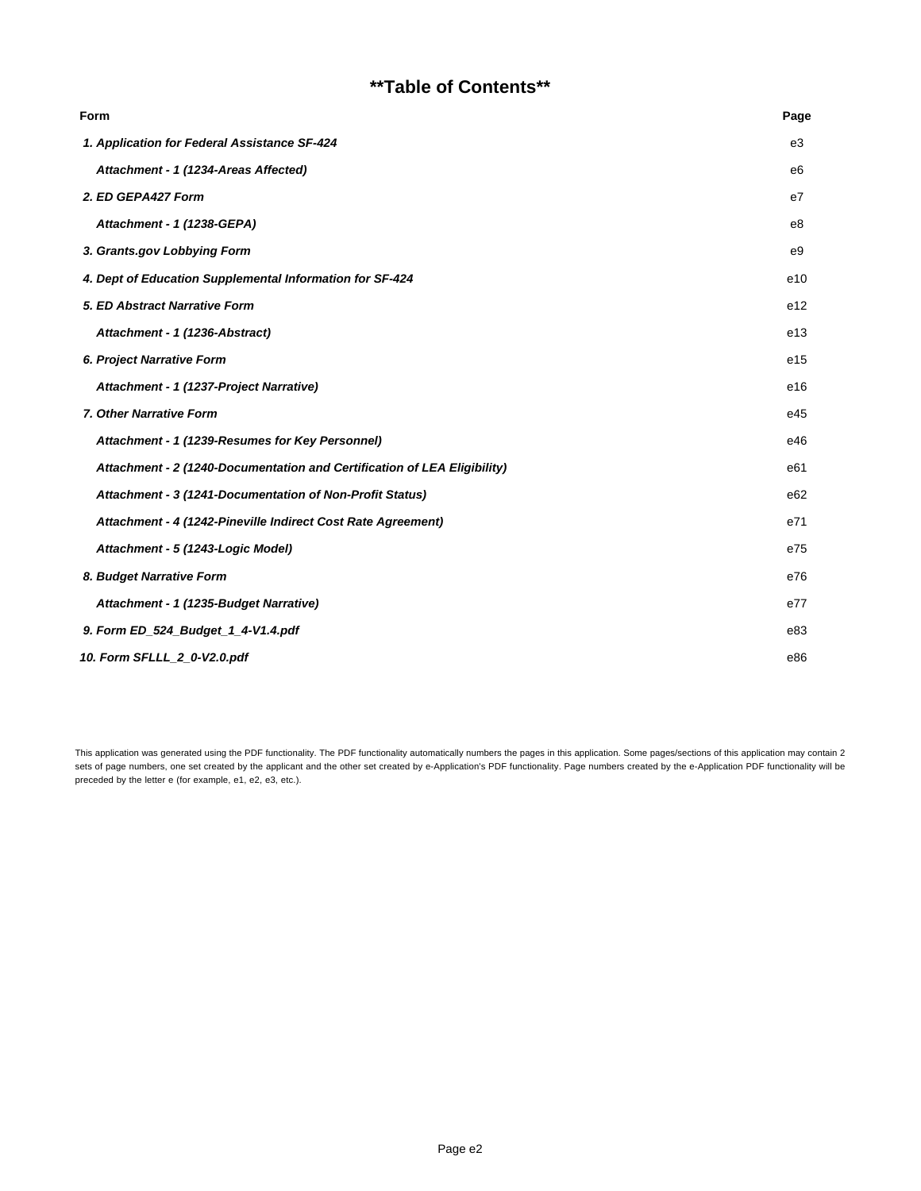# **Table of Contents**

| Form | Page |
| --- | --- |
| ***1. Application for Federal Assistance SF-424*** | e3 |
| ***Attachment - 1 (1234-Areas Affected)*** | e6 |
| ***2. ED GEPA427 Form*** | e7 |
| ***Attachment - 1 (1238-GEPA)*** | e8 |
| ***3. Grants.gov Lobbying Form*** | e9 |
| ***4. Dept of Education Supplemental Information for SF-424*** | e10 |
| ***5. ED Abstract Narrative Form*** | e12 |
| ***Attachment - 1 (1236-Abstract)*** | e13 |
| ***6. Project Narrative Form*** | e15 |
| ***Attachment - 1 (1237-Project Narrative)*** | e16 |
| ***7. Other Narrative Form*** | e45 |
| ***Attachment - 1 (1239-Resumes for Key Personnel)*** | e46 |
| ***Attachment - 2 (1240-Documentation and Certification of LEA Eligibility)*** | e61 |
| ***Attachment - 3 (1241-Documentation of Non-Profit Status)*** | e62 |
| ***Attachment - 4 (1242-Pineville Indirect Cost Rate Agreement)*** | e71 |
| ***Attachment - 5 (1243-Logic Model)*** | e75 |
| ***8. Budget Narrative Form*** | e76 |
| ***Attachment - 1 (1235-Budget Narrative)*** | e77 |
| ***9. Form ED_524_Budget_1_4-V1.4.pdf*** | e83 |
| ***10. Form SFLLL_2_0-V2.0.pdf*** | e86 |

This application was generated using the PDF functionality. The PDF functionality automatically numbers the pages in this application. Some pages/sections of this application may contain 2 sets of page numbers, one set created by the applicant and the other set created by e-Application's PDF functionality. Page numbers created by the e-Application PDF functionality will be preceded by the letter e (for example, e1, e2, e3, etc.).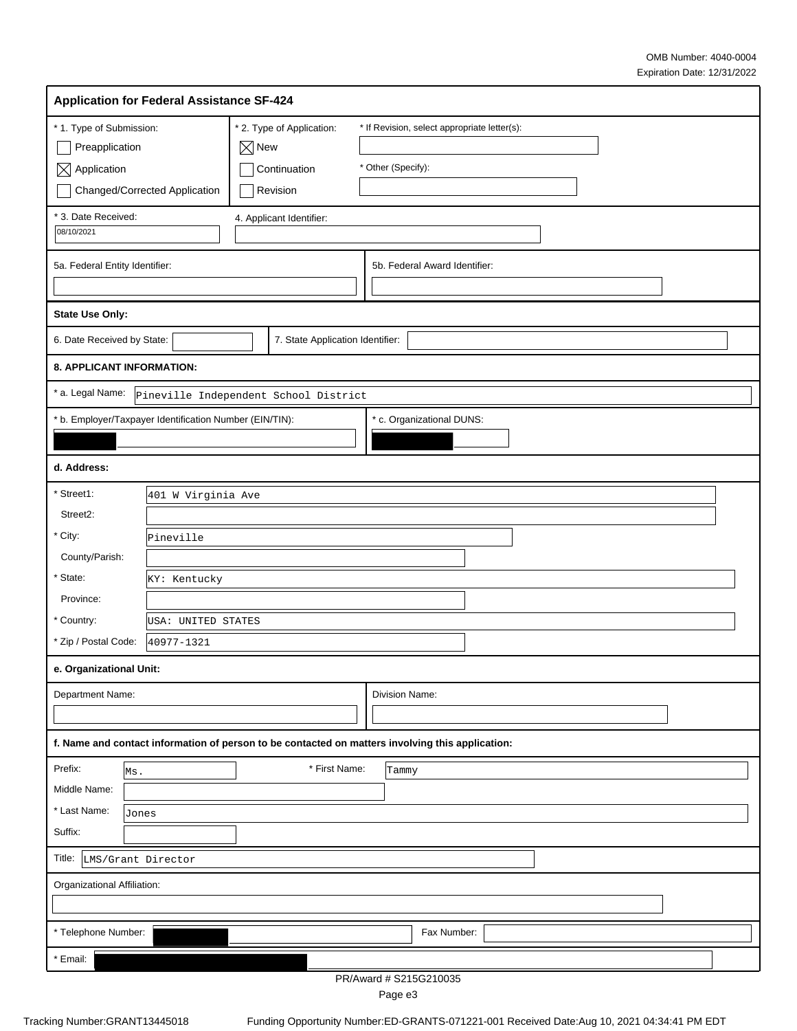OMB Number: 4040-0004
Expiration Date: 12/31/2022

## Application for Federal Assistance SF-424

**\* 1. Type of Submission:**
- ☐ Preapplication
- ☒ Application
- ☐ Changed/Corrected Application

**\* 2. Type of Application:**
- ☒ New
- ☐ Continuation
- ☐ Revision

\* If Revision, select appropriate letter(s):

\* Other (Specify):

**\* 3. Date Received:** 08/10/2021

**4. Applicant Identifier:**

**5a. Federal Entity Identifier:**

**5b. Federal Award Identifier:**

**State Use Only:**

6. Date Received by State:

7. State Application Identifier:

**8. APPLICANT INFORMATION:**

\* a. Legal Name: Pineville Independent School District

\* b. Employer/Taxpayer Identification Number (EIN/TIN): [REDACTED]

\* c. Organizational DUNS: [REDACTED]

**d. Address:**

| | |
|---|---|
| \* Street1: | 401 W Virginia Ave |
| Street2: | |
| \* City: | Pineville |
| County/Parish: | |
| \* State: | KY: Kentucky |
| Province: | |
| \* Country: | USA: UNITED STATES |
| \* Zip / Postal Code: | 40977-1321 |

**e. Organizational Unit:**

Department Name:

Division Name:

**f. Name and contact information of person to be contacted on matters involving this application:**

| | |
|---|---|
| Prefix: | Ms. |
| \* First Name: | Tammy |
| Middle Name: | |
| \* Last Name: | Jones |
| Suffix: | |

Title: LMS/Grant Director

Organizational Affiliation:

\* Telephone Number: [REDACTED]

Fax Number:

\* Email: [REDACTED]

PR/Award # S215G210035

Tracking Number:GRANT13445018 Funding Opportunity Number:ED-GRANTS-071221-001 Received Date:Aug 10, 2021 04:34:41 PM EDT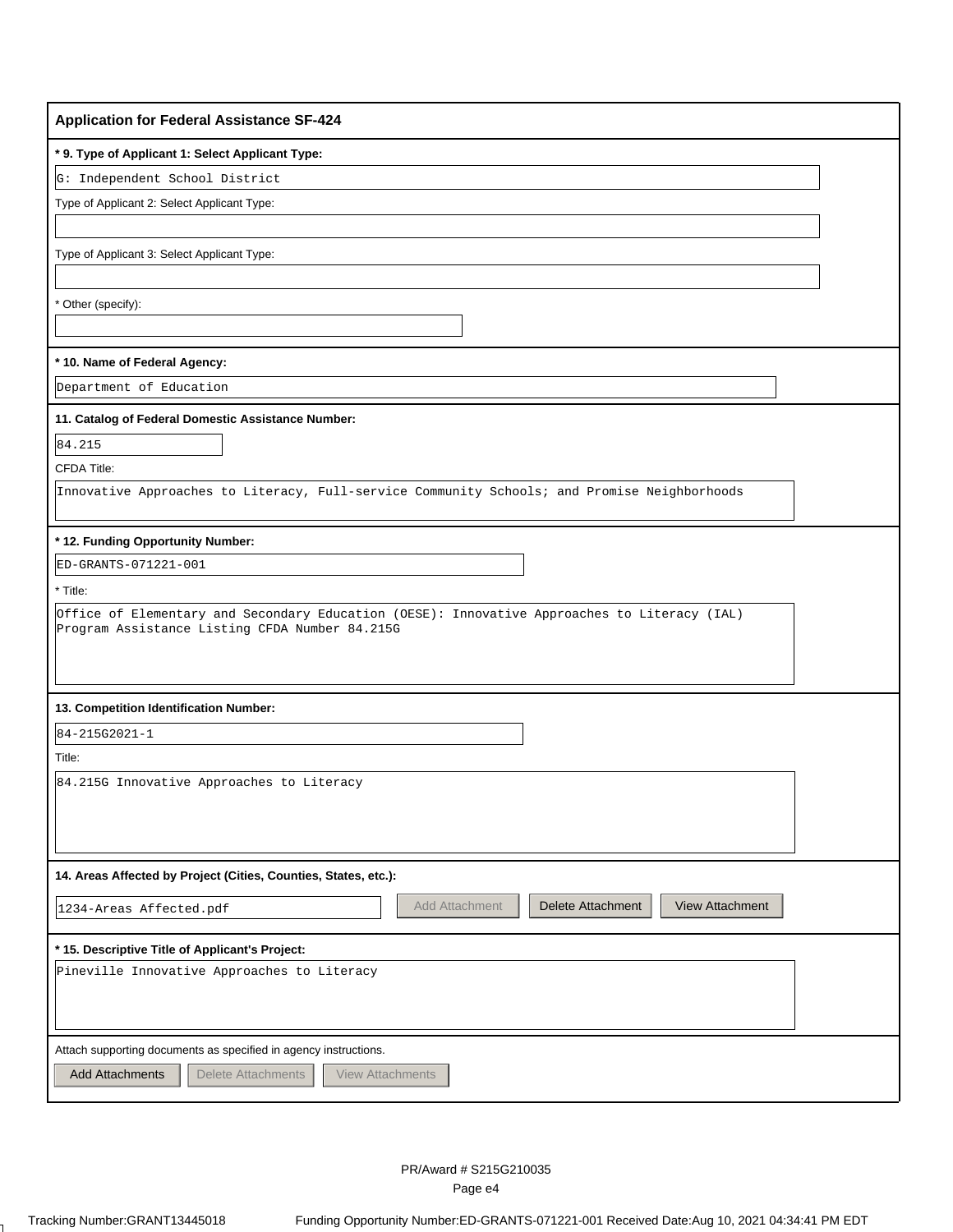## Application for Federal Assistance SF-424

**\* 9. Type of Applicant 1: Select Applicant Type:**

G: Independent School District

Type of Applicant 2: Select Applicant Type:

Type of Applicant 3: Select Applicant Type:

\* Other (specify):

**\* 10. Name of Federal Agency:**

Department of Education

**11. Catalog of Federal Domestic Assistance Number:**

84.215

CFDA Title:

Innovative Approaches to Literacy, Full-service Community Schools; and Promise Neighborhoods

**\* 12. Funding Opportunity Number:**

ED-GRANTS-071221-001

\* Title:

Office of Elementary and Secondary Education (OESE): Innovative Approaches to Literacy (IAL) Program Assistance Listing CFDA Number 84.215G

**13. Competition Identification Number:**

84-215G2021-1

Title:

84.215G Innovative Approaches to Literacy

**14. Areas Affected by Project (Cities, Counties, States, etc.):**

1234-Areas Affected.pdf

Add Attachment | Delete Attachment | View Attachment

**\* 15. Descriptive Title of Applicant's Project:**

Pineville Innovative Approaches to Literacy

Attach supporting documents as specified in agency instructions.

Add Attachments | Delete Attachments | View Attachments

PR/Award # S215G210035

Tracking Number:GRANT13445018 Funding Opportunity Number:ED-GRANTS-071221-001 Received Date:Aug 10, 2021 04:34:41 PM EDT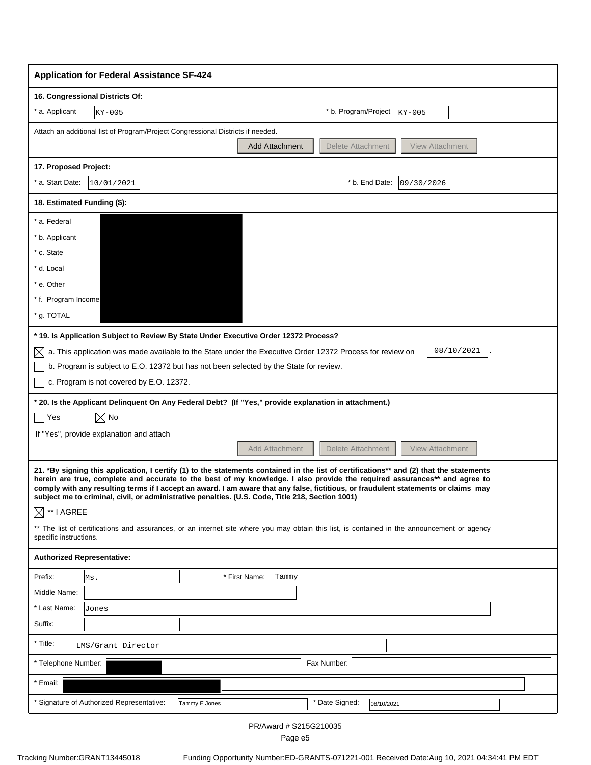## Application for Federal Assistance SF-424

**16. Congressional Districts Of:**

* a. Applicant: KY-005

* b. Program/Project: KY-005

Attach an additional list of Program/Project Congressional Districts if needed.

Add Attachment | Delete Attachment | View Attachment

**17. Proposed Project:**

* a. Start Date: 10/01/2021

* b. End Date: 09/30/2026

**18. Estimated Funding ($):**

* a. Federal
* b. Applicant
* c. State
* d. Local
* e. Other
* f. Program Income
* g. TOTAL

*** 19. Is Application Subject to Review By State Under Executive Order 12372 Process?**

☒ a. This application was made available to the State under the Executive Order 12372 Process for review on 08/10/2021.

☐ b. Program is subject to E.O. 12372 but has not been selected by the State for review.

☐ c. Program is not covered by E.O. 12372.

*** 20. Is the Applicant Delinquent On Any Federal Debt? (If "Yes," provide explanation in attachment.)**

☐ Yes ☒ No

If "Yes", provide explanation and attach

Add Attachment | Delete Attachment | View Attachment

**21. *By signing this application, I certify (1) to the statements contained in the list of certifications** and (2) that the statements herein are true, complete and accurate to the best of my knowledge. I also provide the required assurances** and agree to comply with any resulting terms if I accept an award. I am aware that any false, fictitious, or fraudulent statements or claims may subject me to criminal, civil, or administrative penalties. (U.S. Code, Title 218, Section 1001)**

☒ ** I AGREE

** The list of certifications and assurances, or an internet site where you may obtain this list, is contained in the announcement or agency specific instructions.

**Authorized Representative:**

Prefix: Ms.

* First Name: Tammy

Middle Name:

* Last Name: Jones

Suffix:

* Title: LMS/Grant Director

* Telephone Number:

Fax Number:

* Email:

* Signature of Authorized Representative: Tammy E Jones

* Date Signed: 08/10/2021

PR/Award # S215G210035

Tracking Number:GRANT13445018 Funding Opportunity Number:ED-GRANTS-071221-001 Received Date:Aug 10, 2021 04:34:41 PM EDT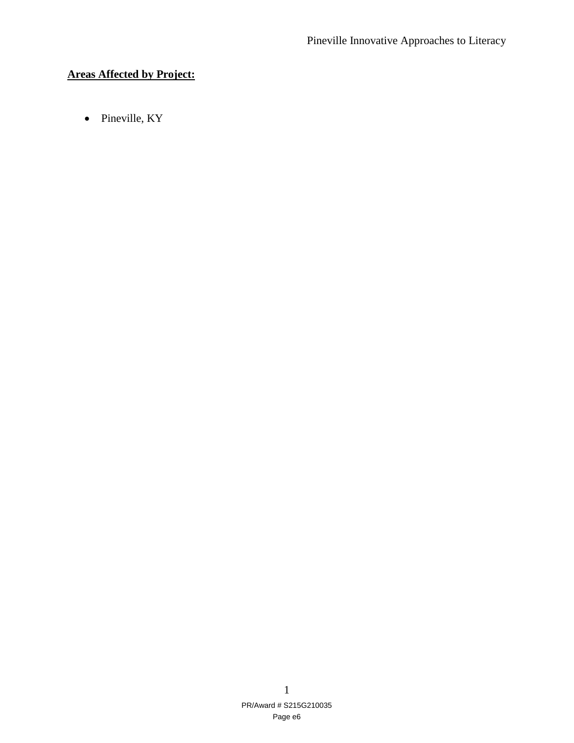**<u>Areas Affected by Project:</u>**

- Pineville, KY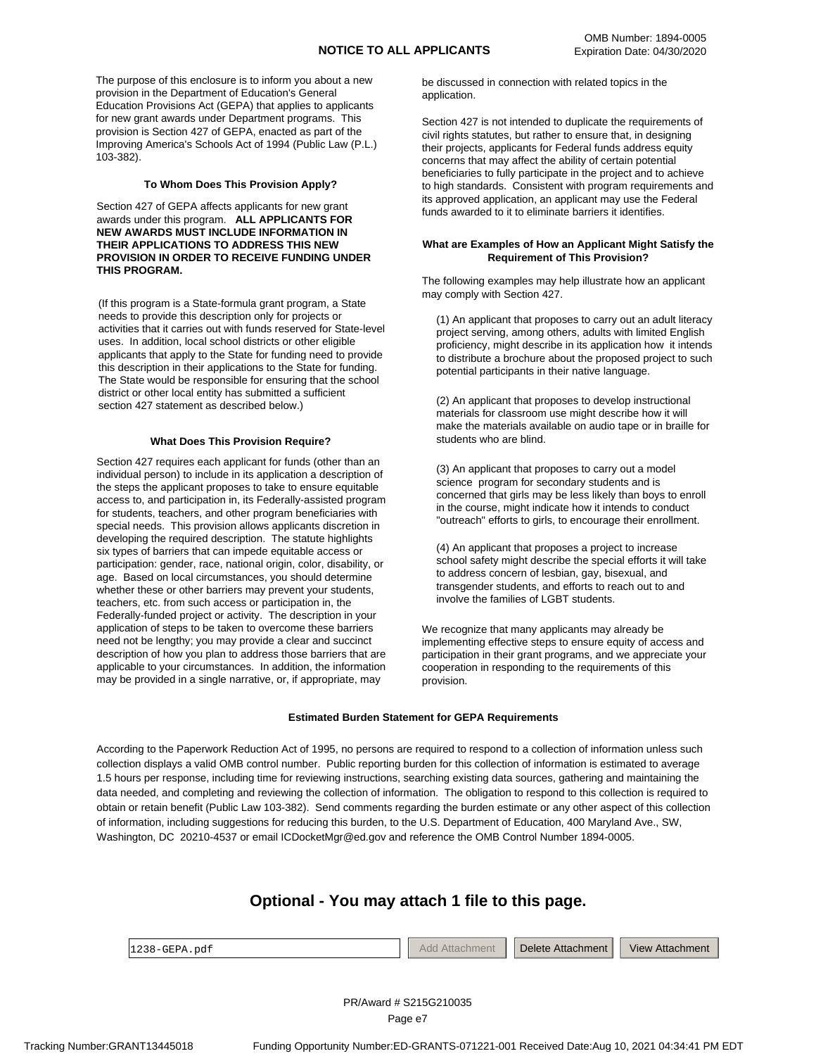OMB Number: 1894-0005
Expiration Date: 04/30/2020

# NOTICE TO ALL APPLICANTS

The purpose of this enclosure is to inform you about a new provision in the Department of Education's General Education Provisions Act (GEPA) that applies to applicants for new grant awards under Department programs. This provision is Section 427 of GEPA, enacted as part of the Improving America's Schools Act of 1994 (Public Law (P.L.) 103-382).

### To Whom Does This Provision Apply?

Section 427 of GEPA affects applicants for new grant awards under this program. **ALL APPLICANTS FOR NEW AWARDS MUST INCLUDE INFORMATION IN THEIR APPLICATIONS TO ADDRESS THIS NEW PROVISION IN ORDER TO RECEIVE FUNDING UNDER THIS PROGRAM.**

(If this program is a State-formula grant program, a State needs to provide this description only for projects or activities that it carries out with funds reserved for State-level uses. In addition, local school districts or other eligible applicants that apply to the State for funding need to provide this description in their applications to the State for funding. The State would be responsible for ensuring that the school district or other local entity has submitted a sufficient section 427 statement as described below.)

### What Does This Provision Require?

Section 427 requires each applicant for funds (other than an individual person) to include in its application a description of the steps the applicant proposes to take to ensure equitable access to, and participation in, its Federally-assisted program for students, teachers, and other program beneficiaries with special needs. This provision allows applicants discretion in developing the required description. The statute highlights six types of barriers that can impede equitable access or participation: gender, race, national origin, color, disability, or age. Based on local circumstances, you should determine whether these or other barriers may prevent your students, teachers, etc. from such access or participation in, the Federally-funded project or activity. The description in your application of steps to be taken to overcome these barriers need not be lengthy; you may provide a clear and succinct description of how you plan to address those barriers that are applicable to your circumstances. In addition, the information may be provided in a single narrative, or, if appropriate, may be discussed in connection with related topics in the application.

Section 427 is not intended to duplicate the requirements of civil rights statutes, but rather to ensure that, in designing their projects, applicants for Federal funds address equity concerns that may affect the ability of certain potential beneficiaries to fully participate in the project and to achieve to high standards. Consistent with program requirements and its approved application, an applicant may use the Federal funds awarded to it to eliminate barriers it identifies.

### What are Examples of How an Applicant Might Satisfy the Requirement of This Provision?

The following examples may help illustrate how an applicant may comply with Section 427.

(1) An applicant that proposes to carry out an adult literacy project serving, among others, adults with limited English proficiency, might describe in its application how it intends to distribute a brochure about the proposed project to such potential participants in their native language.

(2) An applicant that proposes to develop instructional materials for classroom use might describe how it will make the materials available on audio tape or in braille for students who are blind.

(3) An applicant that proposes to carry out a model science program for secondary students and is concerned that girls may be less likely than boys to enroll in the course, might indicate how it intends to conduct "outreach" efforts to girls, to encourage their enrollment.

(4) An applicant that proposes a project to increase school safety might describe the special efforts it will take to address concern of lesbian, gay, bisexual, and transgender students, and efforts to reach out to and involve the families of LGBT students.

We recognize that many applicants may already be implementing effective steps to ensure equity of access and participation in their grant programs, and we appreciate your cooperation in responding to the requirements of this provision.

### Estimated Burden Statement for GEPA Requirements

According to the Paperwork Reduction Act of 1995, no persons are required to respond to a collection of information unless such collection displays a valid OMB control number. Public reporting burden for this collection of information is estimated to average 1.5 hours per response, including time for reviewing instructions, searching existing data sources, gathering and maintaining the data needed, and completing and reviewing the collection of information. The obligation to respond to this collection is required to obtain or retain benefit (Public Law 103-382). Send comments regarding the burden estimate or any other aspect of this collection of information, including suggestions for reducing this burden, to the U.S. Department of Education, 400 Maryland Ave., SW, Washington, DC 20210-4537 or email ICDocketMgr@ed.gov and reference the OMB Control Number 1894-0005.

## Optional - You may attach 1 file to this page.

1238-GEPA.pdf

Add Attachment | Delete Attachment | View Attachment

PR/Award # S215G210035

Tracking Number:GRANT13445018 Funding Opportunity Number:ED-GRANTS-071221-001 Received Date:Aug 10, 2021 04:34:41 PM EDT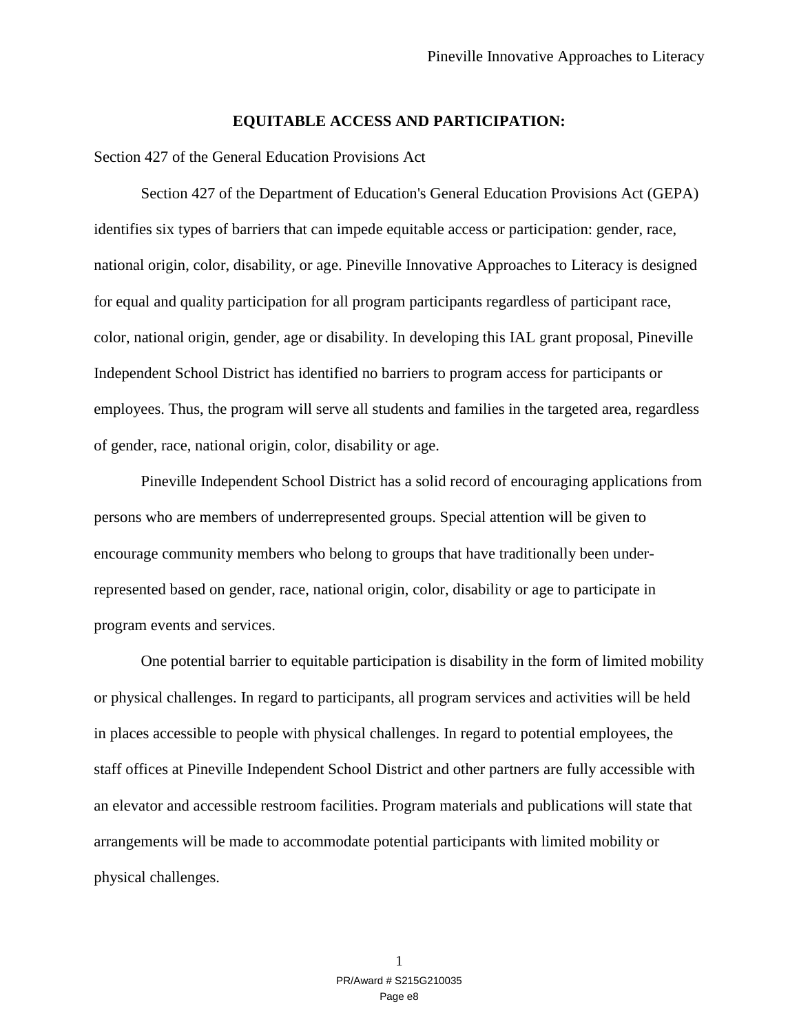## EQUITABLE ACCESS AND PARTICIPATION:

Section 427 of the General Education Provisions Act

Section 427 of the Department of Education's General Education Provisions Act (GEPA) identifies six types of barriers that can impede equitable access or participation: gender, race, national origin, color, disability, or age. Pineville Innovative Approaches to Literacy is designed for equal and quality participation for all program participants regardless of participant race, color, national origin, gender, age or disability. In developing this IAL grant proposal, Pineville Independent School District has identified no barriers to program access for participants or employees. Thus, the program will serve all students and families in the targeted area, regardless of gender, race, national origin, color, disability or age.

Pineville Independent School District has a solid record of encouraging applications from persons who are members of underrepresented groups. Special attention will be given to encourage community members who belong to groups that have traditionally been under-represented based on gender, race, national origin, color, disability or age to participate in program events and services.

One potential barrier to equitable participation is disability in the form of limited mobility or physical challenges. In regard to participants, all program services and activities will be held in places accessible to people with physical challenges. In regard to potential employees, the staff offices at Pineville Independent School District and other partners are fully accessible with an elevator and accessible restroom facilities. Program materials and publications will state that arrangements will be made to accommodate potential participants with limited mobility or physical challenges.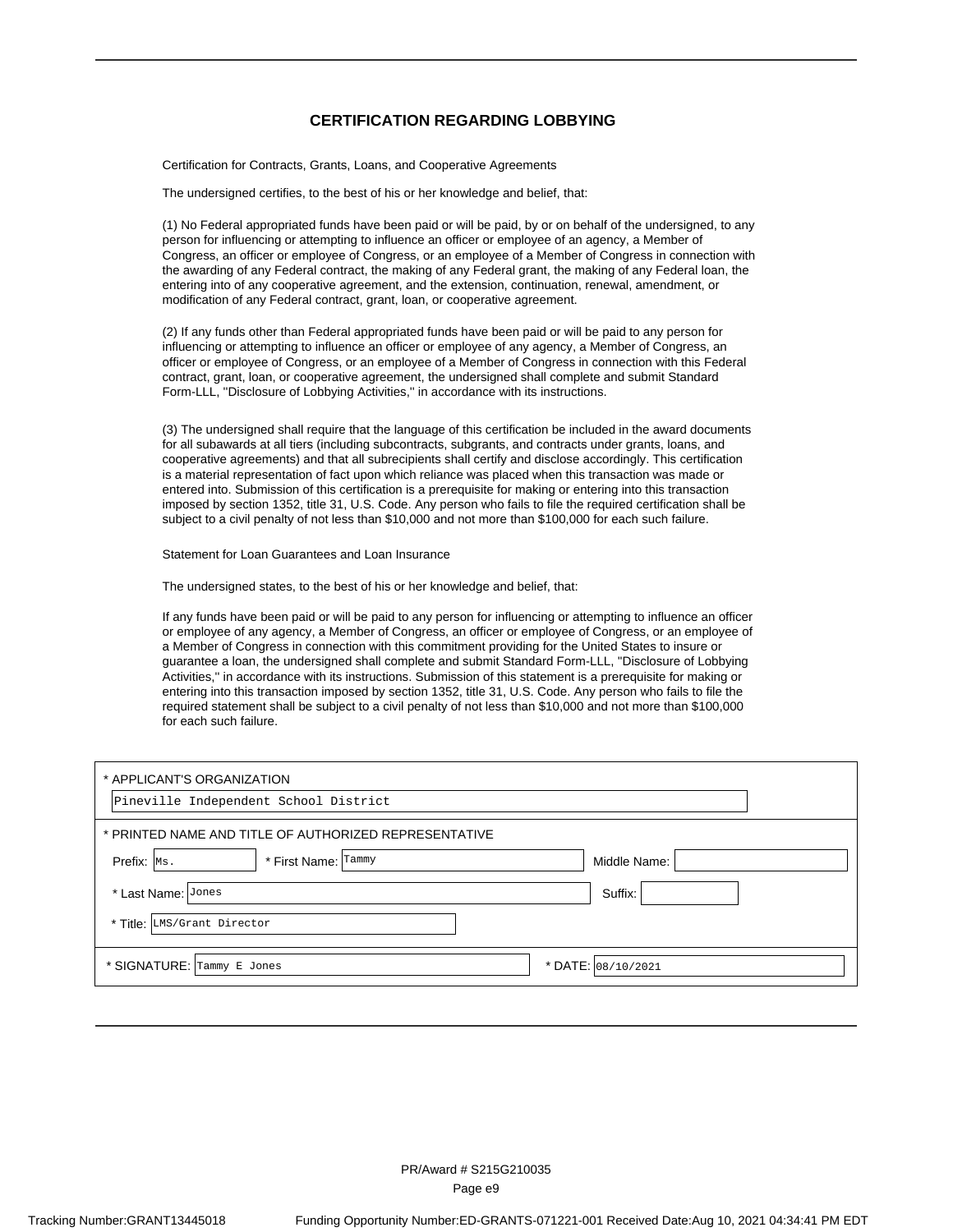# CERTIFICATION REGARDING LOBBYING

Certification for Contracts, Grants, Loans, and Cooperative Agreements

The undersigned certifies, to the best of his or her knowledge and belief, that:

(1) No Federal appropriated funds have been paid or will be paid, by or on behalf of the undersigned, to any person for influencing or attempting to influence an officer or employee of an agency, a Member of Congress, an officer or employee of Congress, or an employee of a Member of Congress in connection with the awarding of any Federal contract, the making of any Federal grant, the making of any Federal loan, the entering into of any cooperative agreement, and the extension, continuation, renewal, amendment, or modification of any Federal contract, grant, loan, or cooperative agreement.

(2) If any funds other than Federal appropriated funds have been paid or will be paid to any person for influencing or attempting to influence an officer or employee of any agency, a Member of Congress, an officer or employee of Congress, or an employee of a Member of Congress in connection with this Federal contract, grant, loan, or cooperative agreement, the undersigned shall complete and submit Standard Form-LLL, ''Disclosure of Lobbying Activities,'' in accordance with its instructions.

(3) The undersigned shall require that the language of this certification be included in the award documents for all subawards at all tiers (including subcontracts, subgrants, and contracts under grants, loans, and cooperative agreements) and that all subrecipients shall certify and disclose accordingly. This certification is a material representation of fact upon which reliance was placed when this transaction was made or entered into. Submission of this certification is a prerequisite for making or entering into this transaction imposed by section 1352, title 31, U.S. Code. Any person who fails to file the required certification shall be subject to a civil penalty of not less than $10,000 and not more than $100,000 for each such failure.

Statement for Loan Guarantees and Loan Insurance

The undersigned states, to the best of his or her knowledge and belief, that:

If any funds have been paid or will be paid to any person for influencing or attempting to influence an officer or employee of any agency, a Member of Congress, an officer or employee of Congress, or an employee of a Member of Congress in connection with this commitment providing for the United States to insure or guarantee a loan, the undersigned shall complete and submit Standard Form-LLL, ''Disclosure of Lobbying Activities,'' in accordance with its instructions. Submission of this statement is a prerequisite for making or entering into this transaction imposed by section 1352, title 31, U.S. Code. Any person who fails to file the required statement shall be subject to a civil penalty of not less than $10,000 and not more than $100,000 for each such failure.

\* APPLICANT'S ORGANIZATION

Pineville Independent School District

\* PRINTED NAME AND TITLE OF AUTHORIZED REPRESENTATIVE

Prefix: Ms. \* First Name: Tammy Middle Name:

\* Last Name: Jones Suffix:

\* Title: LMS/Grant Director

\* SIGNATURE: Tammy E Jones \* DATE: 08/10/2021

PR/Award # S215G210035

Tracking Number:GRANT13445018 Funding Opportunity Number:ED-GRANTS-071221-001 Received Date:Aug 10, 2021 04:34:41 PM EDT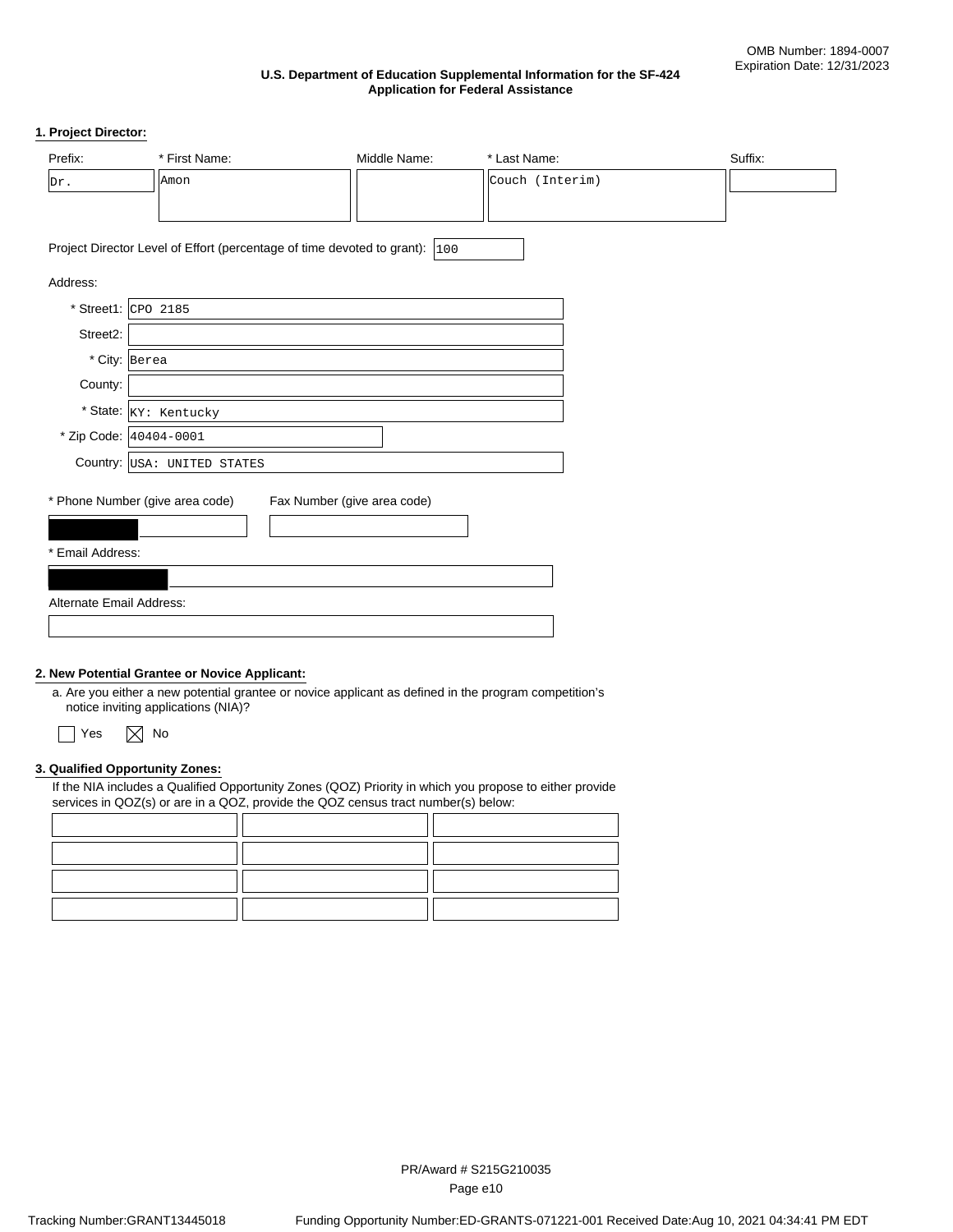OMB Number: 1894-0007
Expiration Date: 12/31/2023

## U.S. Department of Education Supplemental Information for the SF-424 Application for Federal Assistance

### 1. Project Director:

| Prefix: | * First Name: | Middle Name: | * Last Name: | Suffix: |
|---|---|---|---|---|
| Dr. | Amon | | Couch (Interim) | |

Project Director Level of Effort (percentage of time devoted to grant): 100

Address:

* Street1: CPO 2185
* Street2:
* City: Berea
* County:
* State: KY: Kentucky
* Zip Code: 40404-0001
* Country: USA: UNITED STATES

* Phone Number (give area code):

Fax Number (give area code):

* Email Address:

Alternate Email Address:

### 2. New Potential Grantee or Novice Applicant:

a. Are you either a new potential grantee or novice applicant as defined in the program competition's notice inviting applications (NIA)?

☐ Yes ☒ No

### 3. Qualified Opportunity Zones:

If the NIA includes a Qualified Opportunity Zones (QOZ) Priority in which you propose to either provide services in QOZ(s) or are in a QOZ, provide the QOZ census tract number(s) below:

| | | |
|---|---|---|
| | | |
| | | |
| | | |
| | | |

PR/Award # S215G210035

Tracking Number:GRANT13445018 Funding Opportunity Number:ED-GRANTS-071221-001 Received Date:Aug 10, 2021 04:34:41 PM EDT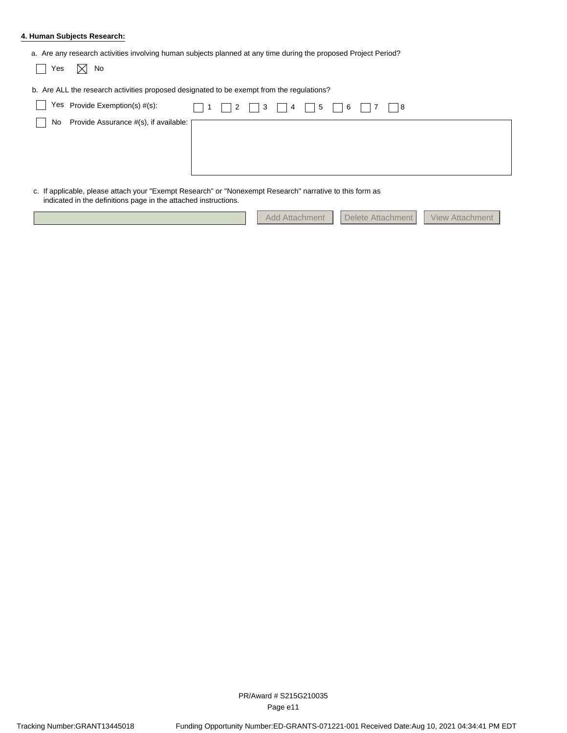**4. Human Subjects Research:**

a. Are any research activities involving human subjects planned at any time during the proposed Project Period?

☐ Yes ☒ No

b. Are ALL the research activities proposed designated to be exempt from the regulations?

☐ Yes Provide Exemption(s) #(s): ☐ 1 ☐ 2 ☐ 3 ☐ 4 ☐ 5 ☐ 6 ☐ 7 ☐ 8

☐ No Provide Assurance #(s), if available:

c. If applicable, please attach your "Exempt Research" or "Nonexempt Research" narrative to this form as indicated in the definitions page in the attached instructions.

Add Attachment | Delete Attachment | View Attachment

PR/Award # S215G210035

Tracking Number:GRANT13445018 Funding Opportunity Number:ED-GRANTS-071221-001 Received Date:Aug 10, 2021 04:34:41 PM EDT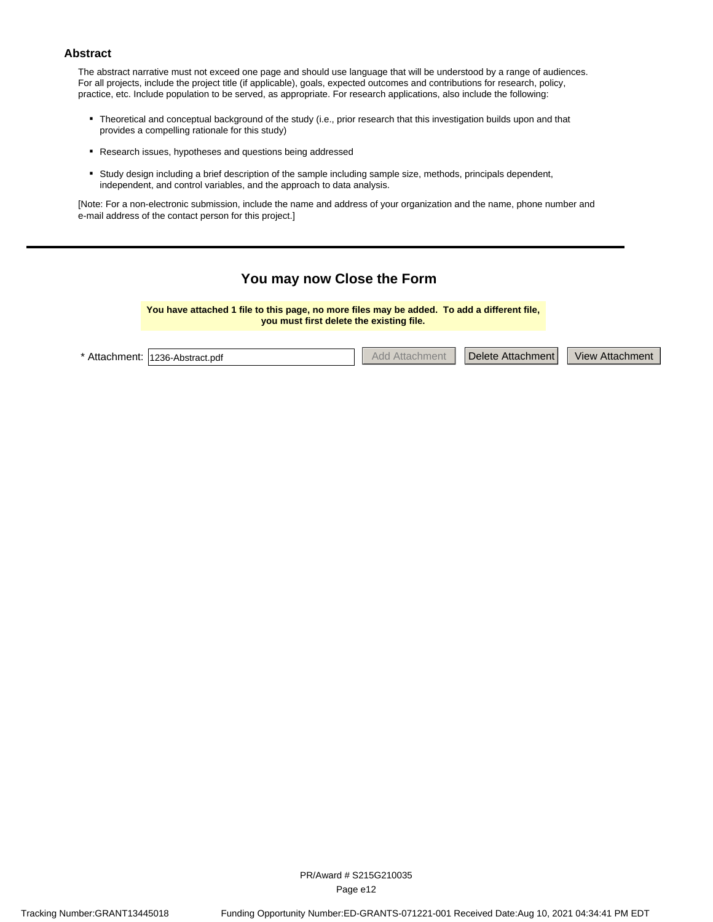## Abstract

The abstract narrative must not exceed one page and should use language that will be understood by a range of audiences. For all projects, include the project title (if applicable), goals, expected outcomes and contributions for research, policy, practice, etc. Include population to be served, as appropriate. For research applications, also include the following:

- Theoretical and conceptual background of the study (i.e., prior research that this investigation builds upon and that provides a compelling rationale for this study)
- Research issues, hypotheses and questions being addressed
- Study design including a brief description of the sample including sample size, methods, principals dependent, independent, and control variables, and the approach to data analysis.

[Note: For a non-electronic submission, include the name and address of your organization and the name, phone number and e-mail address of the contact person for this project.]

---

### You may now Close the Form

**You have attached 1 file to this page, no more files may be added. To add a different file, you must first delete the existing file.**

* Attachment: 1236-Abstract.pdf

Add Attachment | Delete Attachment | View Attachment

PR/Award # S215G210035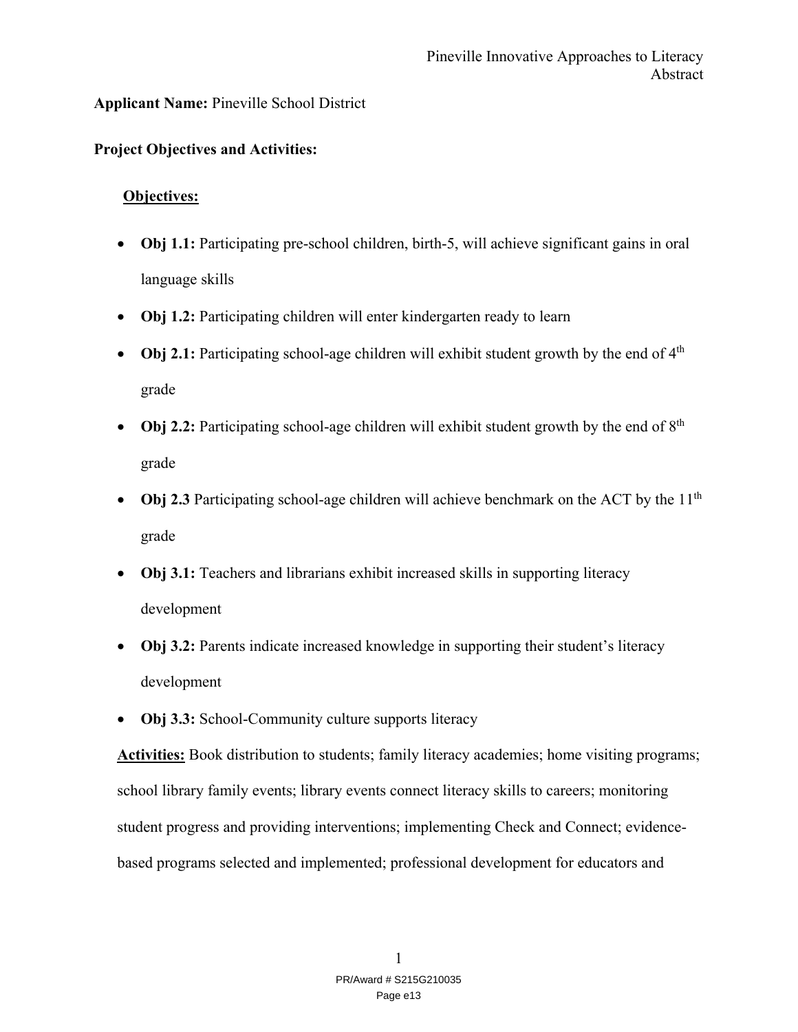**Applicant Name:** Pineville School District

**Project Objectives and Activities:**

**Objectives:**

- **Obj 1.1:** Participating pre-school children, birth-5, will achieve significant gains in oral language skills
- **Obj 1.2:** Participating children will enter kindergarten ready to learn
- **Obj 2.1:** Participating school-age children will exhibit student growth by the end of 4th grade
- **Obj 2.2:** Participating school-age children will exhibit student growth by the end of 8th grade
- **Obj 2.3** Participating school-age children will achieve benchmark on the ACT by the 11th grade
- **Obj 3.1:** Teachers and librarians exhibit increased skills in supporting literacy development
- **Obj 3.2:** Parents indicate increased knowledge in supporting their student's literacy development
- **Obj 3.3:** School-Community culture supports literacy

**Activities:** Book distribution to students; family literacy academies; home visiting programs; school library family events; library events connect literacy skills to careers; monitoring student progress and providing interventions; implementing Check and Connect; evidence-based programs selected and implemented; professional development for educators and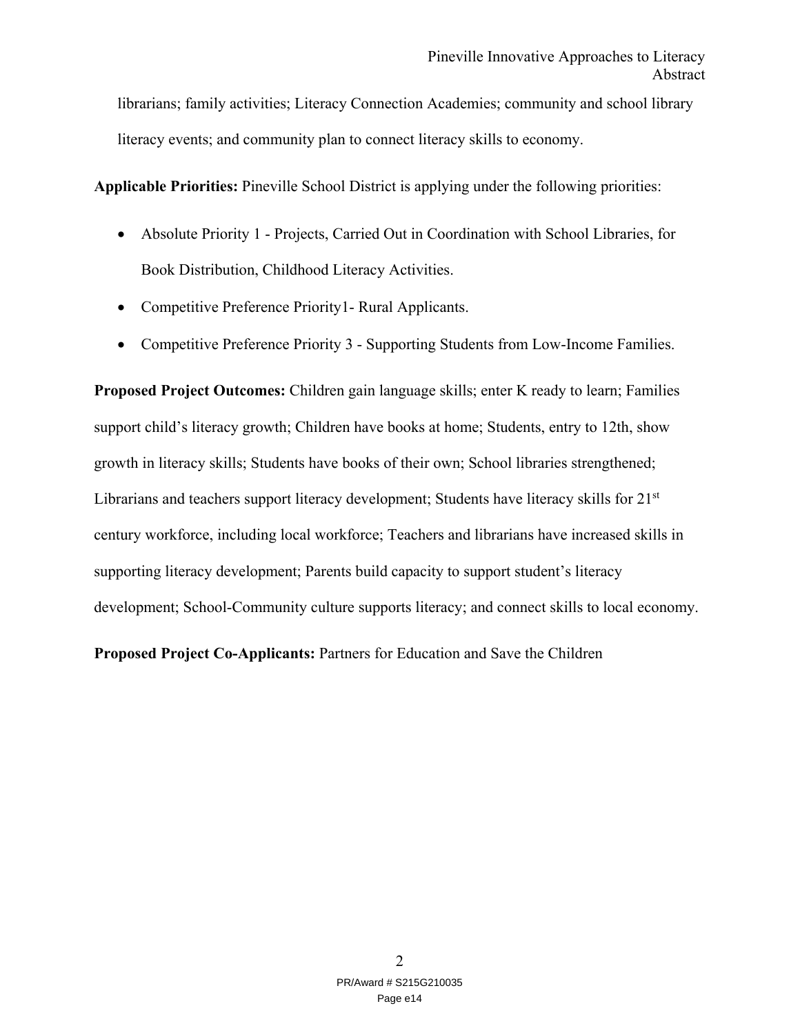librarians; family activities; Literacy Connection Academies; community and school library literacy events; and community plan to connect literacy skills to economy.

**Applicable Priorities:** Pineville School District is applying under the following priorities:

- Absolute Priority 1 - Projects, Carried Out in Coordination with School Libraries, for Book Distribution, Childhood Literacy Activities.
- Competitive Preference Priority1- Rural Applicants.
- Competitive Preference Priority 3 - Supporting Students from Low-Income Families.

**Proposed Project Outcomes:** Children gain language skills; enter K ready to learn; Families support child's literacy growth; Children have books at home; Students, entry to 12th, show growth in literacy skills; Students have books of their own; School libraries strengthened; Librarians and teachers support literacy development; Students have literacy skills for 21st century workforce, including local workforce; Teachers and librarians have increased skills in supporting literacy development; Parents build capacity to support student's literacy development; School-Community culture supports literacy; and connect skills to local economy.

**Proposed Project Co-Applicants:** Partners for Education and Save the Children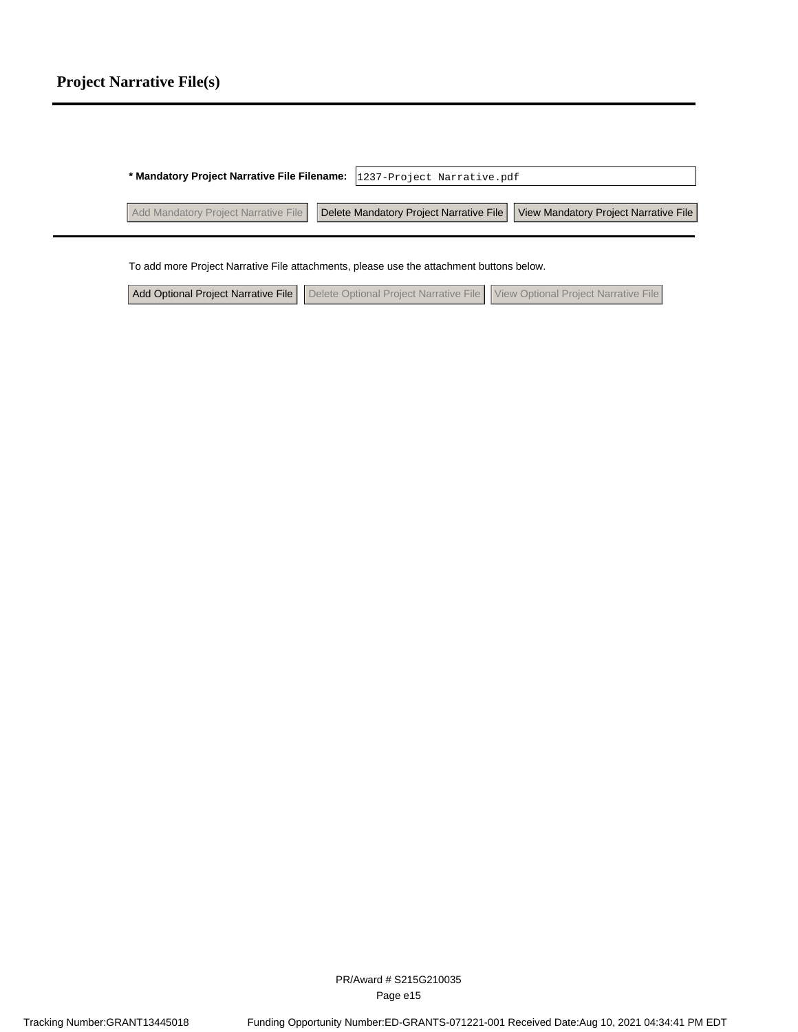## Project Narrative File(s)

**\* Mandatory Project Narrative File Filename:** 1237-Project Narrative.pdf

Add Mandatory Project Narrative File | Delete Mandatory Project Narrative File | View Mandatory Project Narrative File

To add more Project Narrative File attachments, please use the attachment buttons below.

Add Optional Project Narrative File | Delete Optional Project Narrative File | View Optional Project Narrative File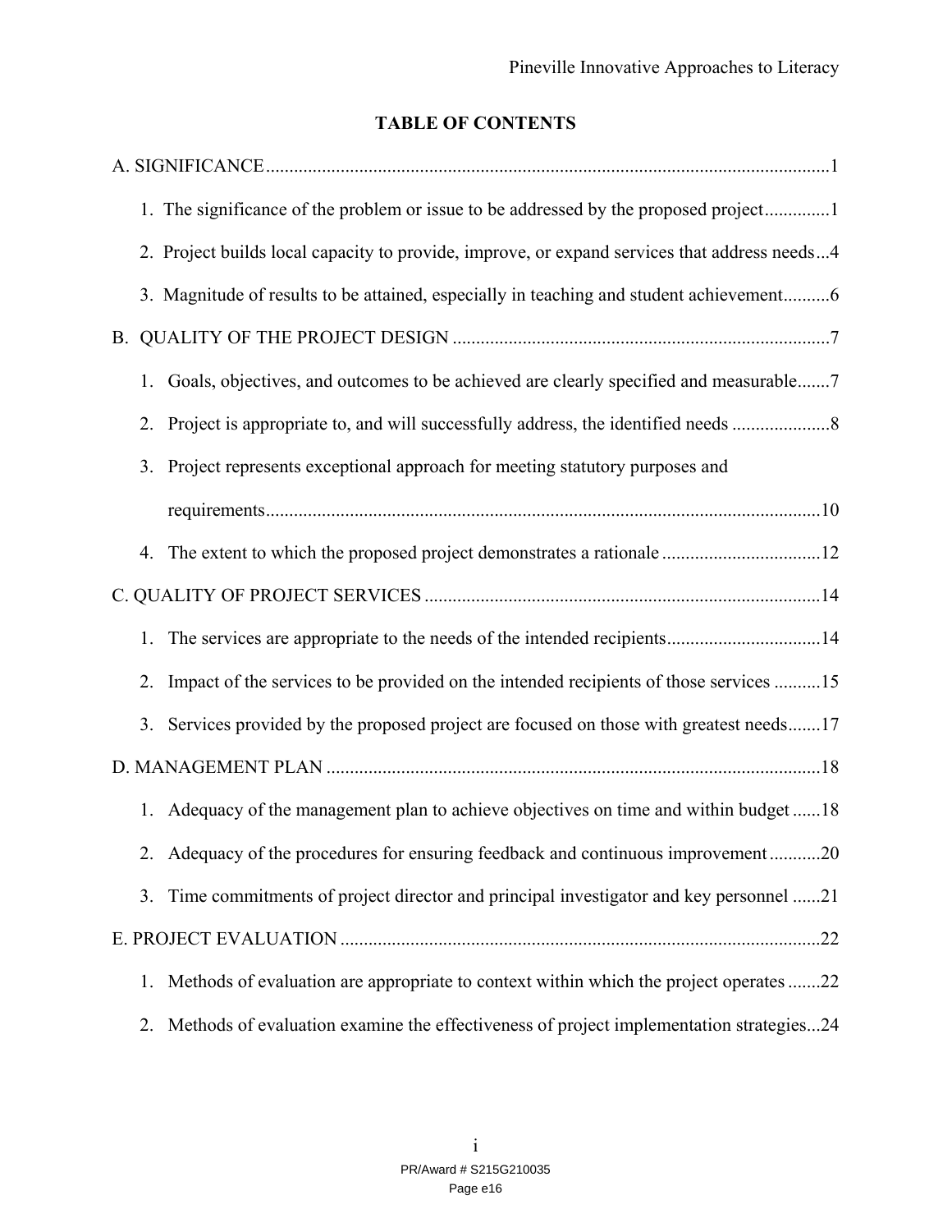## TABLE OF CONTENTS

A. SIGNIFICANCE ........................................................................................................................1

1. The significance of the problem or issue to be addressed by the proposed project..............1
2. Project builds local capacity to provide, improve, or expand services that address needs...4
3. Magnitude of results to be attained, especially in teaching and student achievement..........6

B. QUALITY OF THE PROJECT DESIGN .................................................................................7

1. Goals, objectives, and outcomes to be achieved are clearly specified and measurable.......7
2. Project is appropriate to, and will successfully address, the identified needs .....................8
3. Project represents exceptional approach for meeting statutory purposes and requirements.......................................................................................................................10
4. The extent to which the proposed project demonstrates a rationale ..................................12

C. QUALITY OF PROJECT SERVICES ....................................................................................14

1. The services are appropriate to the needs of the intended recipients.................................14
2. Impact of the services to be provided on the intended recipients of those services ..........15
3. Services provided by the proposed project are focused on those with greatest needs.......17

D. MANAGEMENT PLAN .........................................................................................................18

1. Adequacy of the management plan to achieve objectives on time and within budget ......18
2. Adequacy of the procedures for ensuring feedback and continuous improvement ...........20
3. Time commitments of project director and principal investigator and key personnel ......21

E. PROJECT EVALUATION .......................................................................................................22

1. Methods of evaluation are appropriate to context within which the project operates .......22
2. Methods of evaluation examine the effectiveness of project implementation strategies...24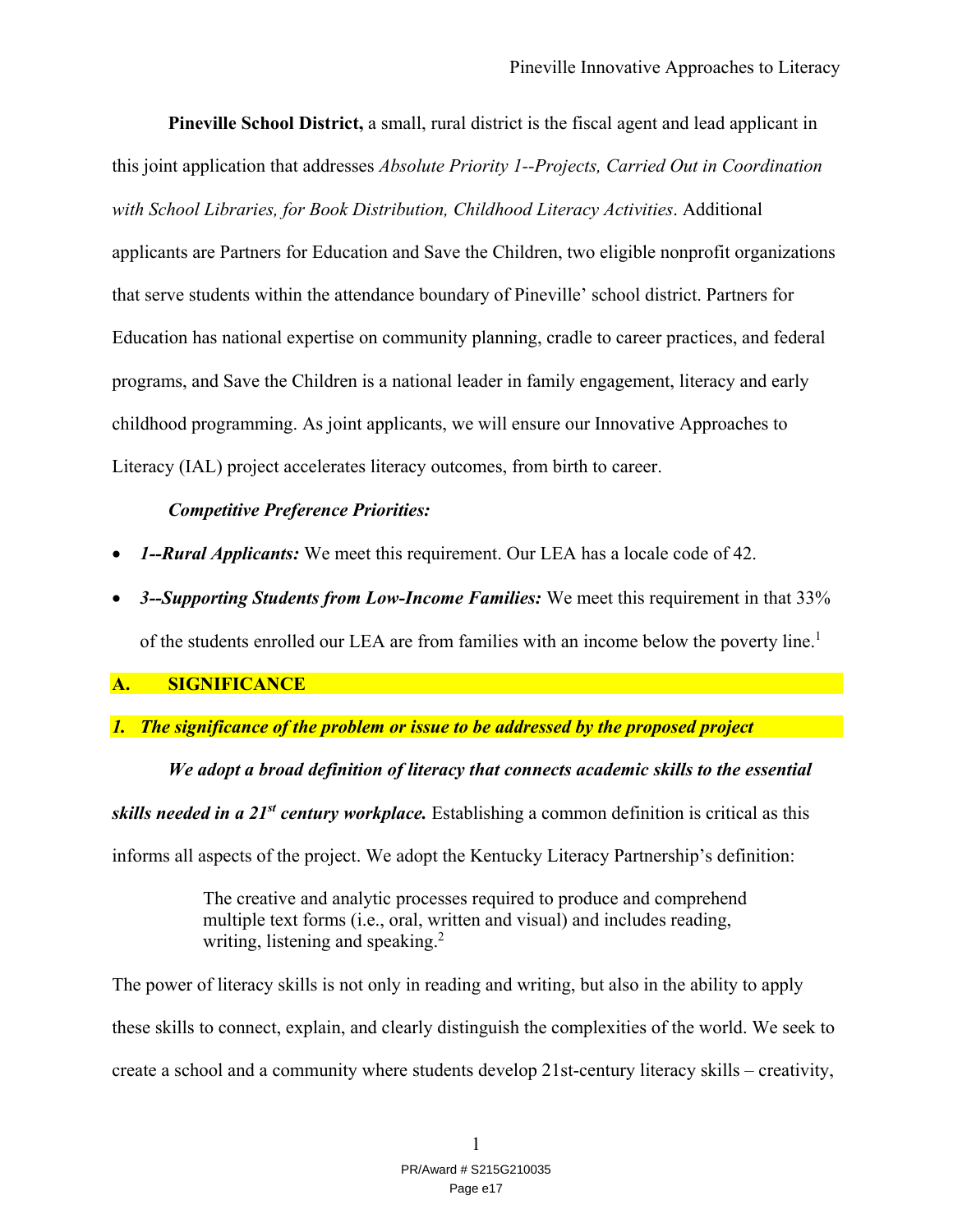**Pineville School District,** a small, rural district is the fiscal agent and lead applicant in this joint application that addresses *Absolute Priority 1--Projects, Carried Out in Coordination with School Libraries, for Book Distribution, Childhood Literacy Activities*. Additional applicants are Partners for Education and Save the Children, two eligible nonprofit organizations that serve students within the attendance boundary of Pineville' school district. Partners for Education has national expertise on community planning, cradle to career practices, and federal programs, and Save the Children is a national leader in family engagement, literacy and early childhood programming. As joint applicants, we will ensure our Innovative Approaches to Literacy (IAL) project accelerates literacy outcomes, from birth to career.

***Competitive Preference Priorities:***

- ***1--Rural Applicants:*** We meet this requirement. Our LEA has a locale code of 42.
- ***3--Supporting Students from Low-Income Families:*** We meet this requirement in that 33% of the students enrolled our LEA are from families with an income below the poverty line.[1]

## A. SIGNIFICANCE

### *1. The significance of the problem or issue to be addressed by the proposed project*

***We adopt a broad definition of literacy that connects academic skills to the essential skills needed in a 21st century workplace.*** Establishing a common definition is critical as this informs all aspects of the project. We adopt the Kentucky Literacy Partnership's definition:

> The creative and analytic processes required to produce and comprehend multiple text forms (i.e., oral, written and visual) and includes reading, writing, listening and speaking.[2]

The power of literacy skills is not only in reading and writing, but also in the ability to apply these skills to connect, explain, and clearly distinguish the complexities of the world. We seek to create a school and a community where students develop 21st-century literacy skills – creativity,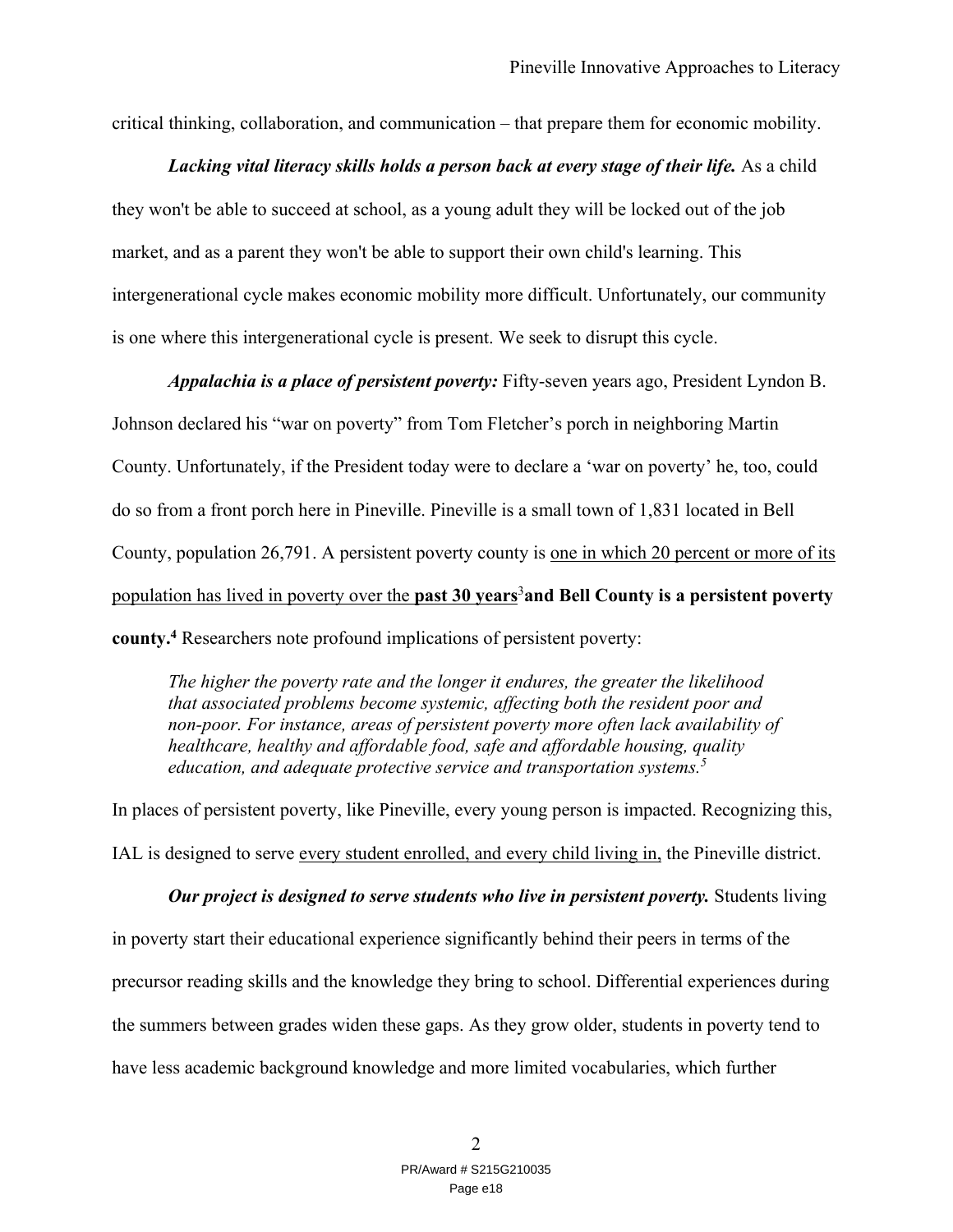critical thinking, collaboration, and communication – that prepare them for economic mobility.

***Lacking vital literacy skills holds a person back at every stage of their life.*** As a child they won't be able to succeed at school, as a young adult they will be locked out of the job market, and as a parent they won't be able to support their own child's learning. This intergenerational cycle makes economic mobility more difficult. Unfortunately, our community is one where this intergenerational cycle is present. We seek to disrupt this cycle.

***Appalachia is a place of persistent poverty:*** Fifty-seven years ago, President Lyndon B. Johnson declared his "war on poverty" from Tom Fletcher's porch in neighboring Martin County. Unfortunately, if the President today were to declare a 'war on poverty' he, too, could do so from a front porch here in Pineville. Pineville is a small town of 1,831 located in Bell County, population 26,791. A persistent poverty county is one in which 20 percent or more of its population has lived in poverty over the **past 30 years**[3] **and Bell County is a persistent poverty county.**[4] Researchers note profound implications of persistent poverty:

> *The higher the poverty rate and the longer it endures, the greater the likelihood that associated problems become systemic, affecting both the resident poor and non-poor. For instance, areas of persistent poverty more often lack availability of healthcare, healthy and affordable food, safe and affordable housing, quality education, and adequate protective service and transportation systems.*[5]

In places of persistent poverty, like Pineville, every young person is impacted. Recognizing this, IAL is designed to serve every student enrolled, and every child living in, the Pineville district.

***Our project is designed to serve students who live in persistent poverty.*** Students living in poverty start their educational experience significantly behind their peers in terms of the precursor reading skills and the knowledge they bring to school. Differential experiences during the summers between grades widen these gaps. As they grow older, students in poverty tend to have less academic background knowledge and more limited vocabularies, which further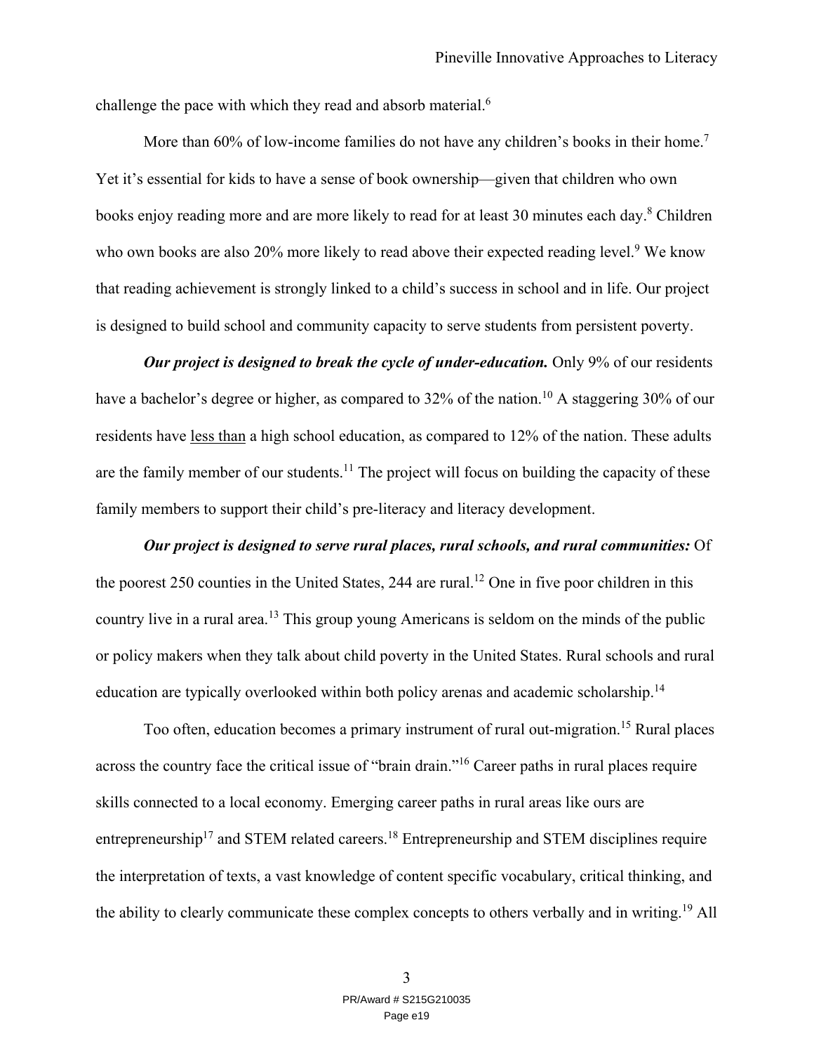challenge the pace with which they read and absorb material.[6]

More than 60% of low-income families do not have any children's books in their home.[7] Yet it's essential for kids to have a sense of book ownership—given that children who own books enjoy reading more and are more likely to read for at least 30 minutes each day.[8] Children who own books are also 20% more likely to read above their expected reading level.[9] We know that reading achievement is strongly linked to a child's success in school and in life. Our project is designed to build school and community capacity to serve students from persistent poverty.

***Our project is designed to break the cycle of under-education.*** Only 9% of our residents have a bachelor's degree or higher, as compared to 32% of the nation.[10] A staggering 30% of our residents have <u>less than</u> a high school education, as compared to 12% of the nation. These adults are the family member of our students.[11] The project will focus on building the capacity of these family members to support their child's pre-literacy and literacy development.

***Our project is designed to serve rural places, rural schools, and rural communities:*** Of the poorest 250 counties in the United States, 244 are rural.[12] One in five poor children in this country live in a rural area.[13] This group young Americans is seldom on the minds of the public or policy makers when they talk about child poverty in the United States. Rural schools and rural education are typically overlooked within both policy arenas and academic scholarship.[14]

Too often, education becomes a primary instrument of rural out-migration.[15] Rural places across the country face the critical issue of "brain drain."[16] Career paths in rural places require skills connected to a local economy. Emerging career paths in rural areas like ours are entrepreneurship[17] and STEM related careers.[18] Entrepreneurship and STEM disciplines require the interpretation of texts, a vast knowledge of content specific vocabulary, critical thinking, and the ability to clearly communicate these complex concepts to others verbally and in writing.[19] All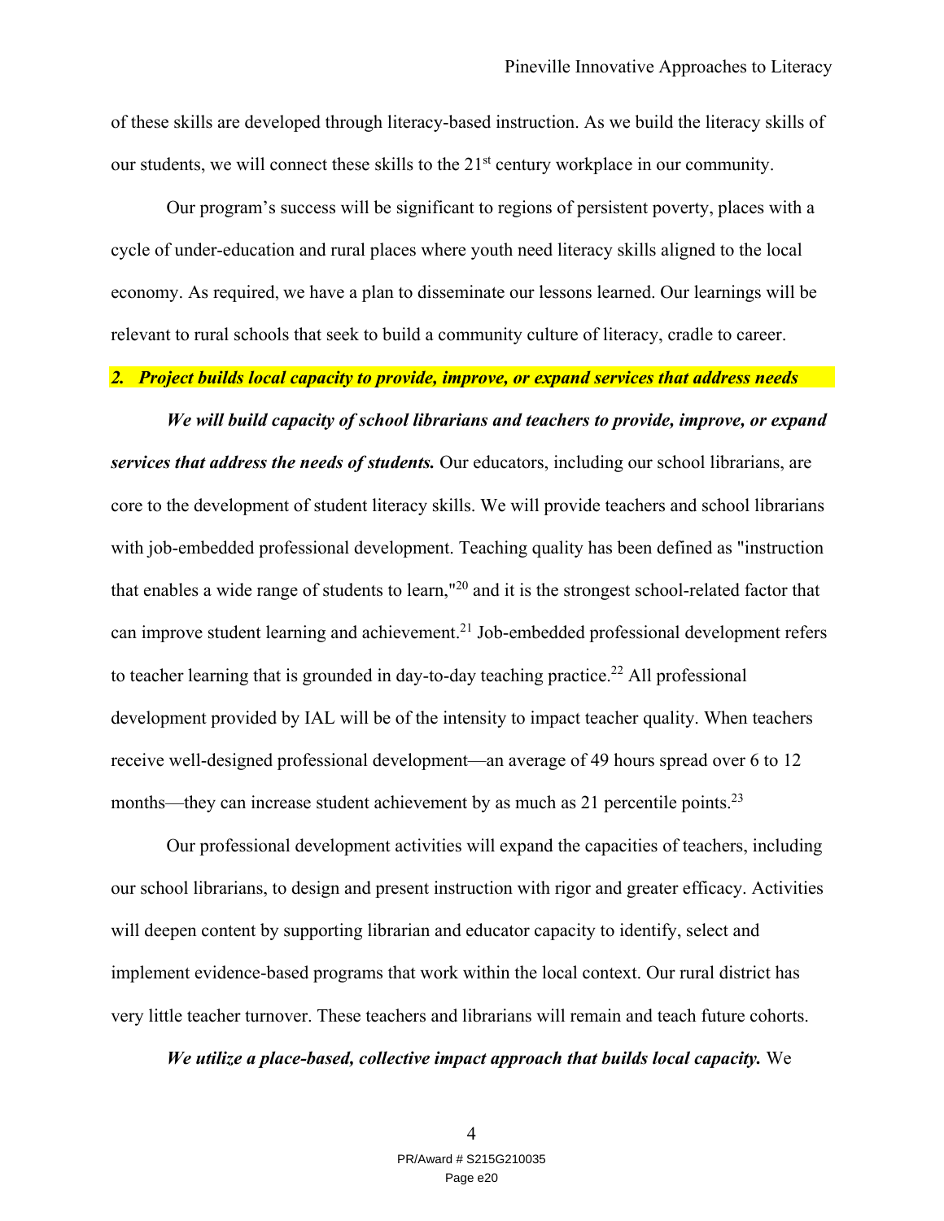of these skills are developed through literacy-based instruction. As we build the literacy skills of our students, we will connect these skills to the 21st century workplace in our community.

Our program's success will be significant to regions of persistent poverty, places with a cycle of under-education and rural places where youth need literacy skills aligned to the local economy. As required, we have a plan to disseminate our lessons learned. Our learnings will be relevant to rural schools that seek to build a community culture of literacy, cradle to career.

### *2. Project builds local capacity to provide, improve, or expand services that address needs*

***We will build capacity of school librarians and teachers to provide, improve, or expand services that address the needs of students.*** Our educators, including our school librarians, are core to the development of student literacy skills. We will provide teachers and school librarians with job-embedded professional development. Teaching quality has been defined as "instruction that enables a wide range of students to learn,"[20] and it is the strongest school-related factor that can improve student learning and achievement.[21] Job-embedded professional development refers to teacher learning that is grounded in day-to-day teaching practice.[22] All professional development provided by IAL will be of the intensity to impact teacher quality. When teachers receive well-designed professional development—an average of 49 hours spread over 6 to 12 months—they can increase student achievement by as much as 21 percentile points.[23]

Our professional development activities will expand the capacities of teachers, including our school librarians, to design and present instruction with rigor and greater efficacy. Activities will deepen content by supporting librarian and educator capacity to identify, select and implement evidence-based programs that work within the local context. Our rural district has very little teacher turnover. These teachers and librarians will remain and teach future cohorts.

***We utilize a place-based, collective impact approach that builds local capacity.*** We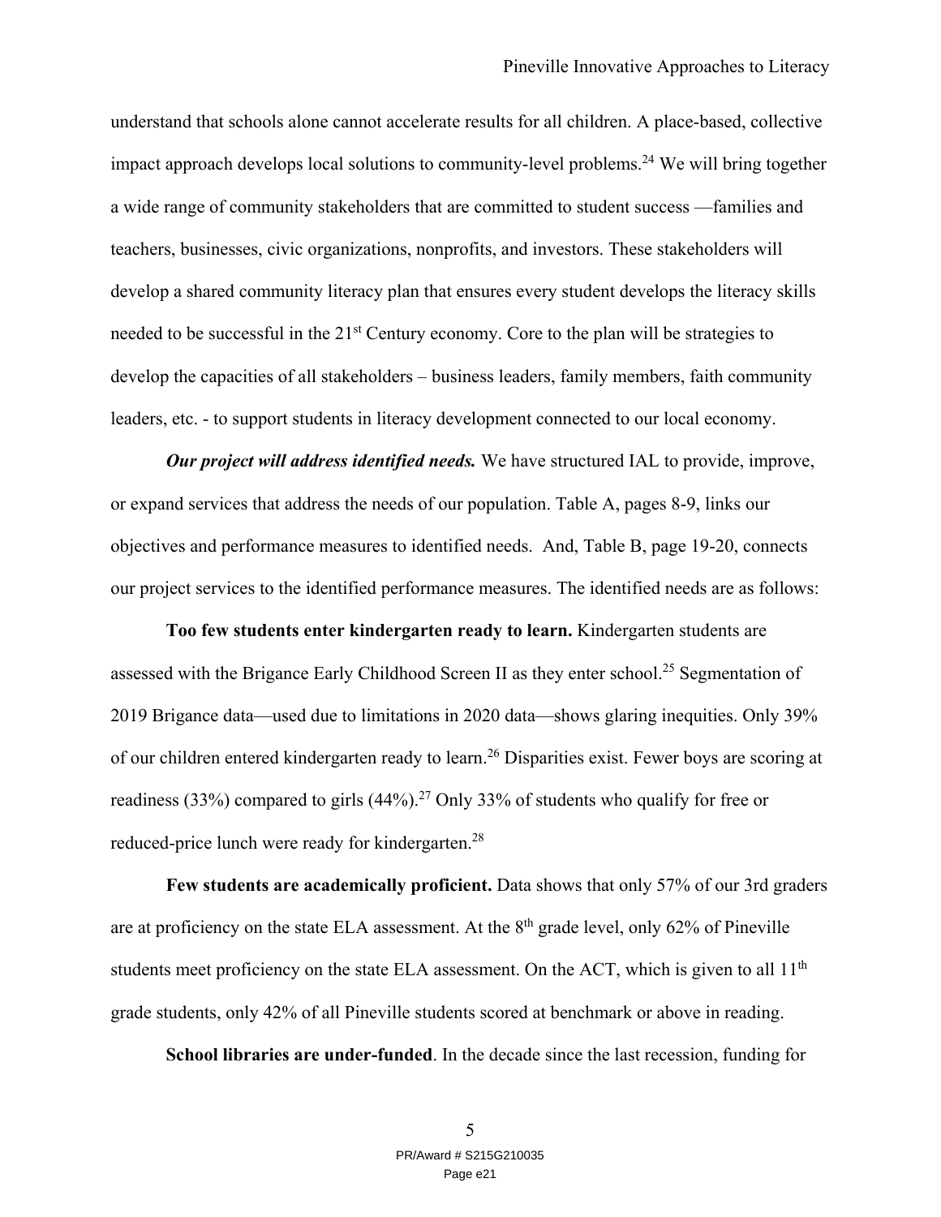understand that schools alone cannot accelerate results for all children. A place-based, collective impact approach develops local solutions to community-level problems.[24] We will bring together a wide range of community stakeholders that are committed to student success —families and teachers, businesses, civic organizations, nonprofits, and investors. These stakeholders will develop a shared community literacy plan that ensures every student develops the literacy skills needed to be successful in the 21st Century economy. Core to the plan will be strategies to develop the capacities of all stakeholders – business leaders, family members, faith community leaders, etc. - to support students in literacy development connected to our local economy.

***Our project will address identified needs.*** We have structured IAL to provide, improve, or expand services that address the needs of our population. Table A, pages 8-9, links our objectives and performance measures to identified needs. And, Table B, page 19-20, connects our project services to the identified performance measures. The identified needs are as follows:

**Too few students enter kindergarten ready to learn.** Kindergarten students are assessed with the Brigance Early Childhood Screen II as they enter school.[25] Segmentation of 2019 Brigance data—used due to limitations in 2020 data—shows glaring inequities. Only 39% of our children entered kindergarten ready to learn.[26] Disparities exist. Fewer boys are scoring at readiness (33%) compared to girls (44%).[27] Only 33% of students who qualify for free or reduced-price lunch were ready for kindergarten.[28]

**Few students are academically proficient.** Data shows that only 57% of our 3rd graders are at proficiency on the state ELA assessment. At the 8th grade level, only 62% of Pineville students meet proficiency on the state ELA assessment. On the ACT, which is given to all 11th grade students, only 42% of all Pineville students scored at benchmark or above in reading.

**School libraries are under-funded**. In the decade since the last recession, funding for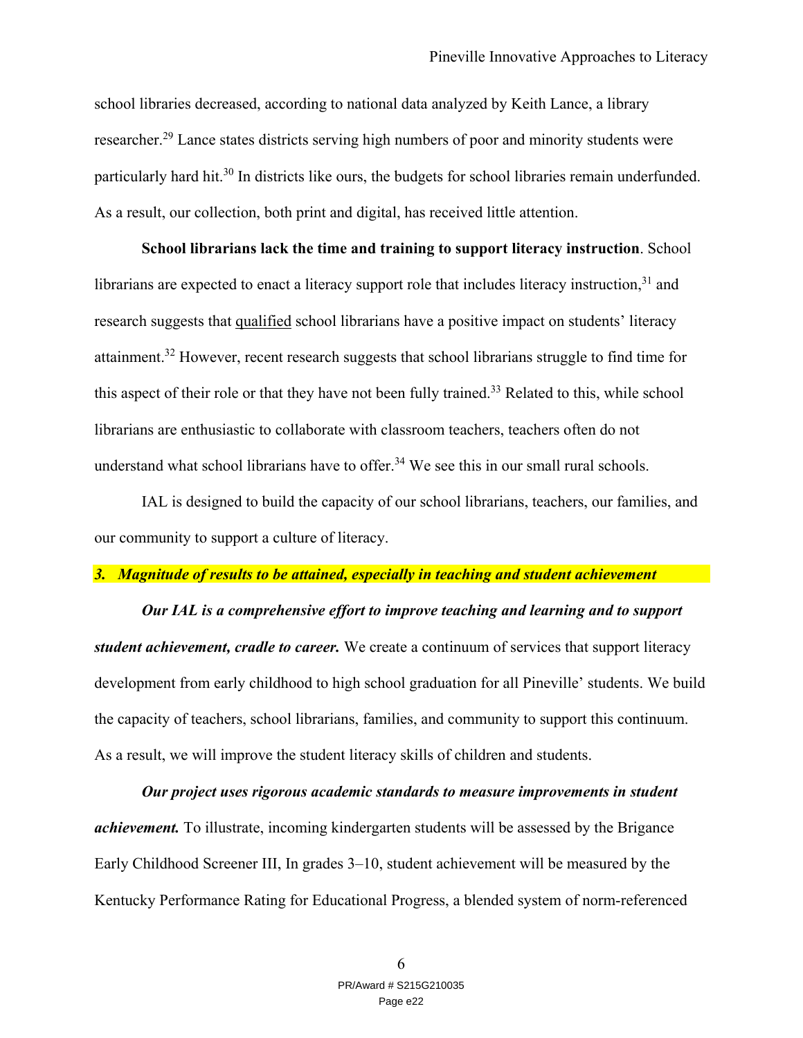school libraries decreased, according to national data analyzed by Keith Lance, a library researcher.[29] Lance states districts serving high numbers of poor and minority students were particularly hard hit.[30] In districts like ours, the budgets for school libraries remain underfunded. As a result, our collection, both print and digital, has received little attention.

**School librarians lack the time and training to support literacy instruction**. School librarians are expected to enact a literacy support role that includes literacy instruction,[31] and research suggests that qualified school librarians have a positive impact on students' literacy attainment.[32] However, recent research suggests that school librarians struggle to find time for this aspect of their role or that they have not been fully trained.[33] Related to this, while school librarians are enthusiastic to collaborate with classroom teachers, teachers often do not understand what school librarians have to offer.[34] We see this in our small rural schools.

IAL is designed to build the capacity of our school librarians, teachers, our families, and our community to support a culture of literacy.

### ***3. Magnitude of results to be attained, especially in teaching and student achievement***

***Our IAL is a comprehensive effort to improve teaching and learning and to support student achievement, cradle to career.*** We create a continuum of services that support literacy development from early childhood to high school graduation for all Pineville' students. We build the capacity of teachers, school librarians, families, and community to support this continuum. As a result, we will improve the student literacy skills of children and students.

***Our project uses rigorous academic standards to measure improvements in student achievement.*** To illustrate, incoming kindergarten students will be assessed by the Brigance Early Childhood Screener III, In grades 3–10, student achievement will be measured by the Kentucky Performance Rating for Educational Progress, a blended system of norm-referenced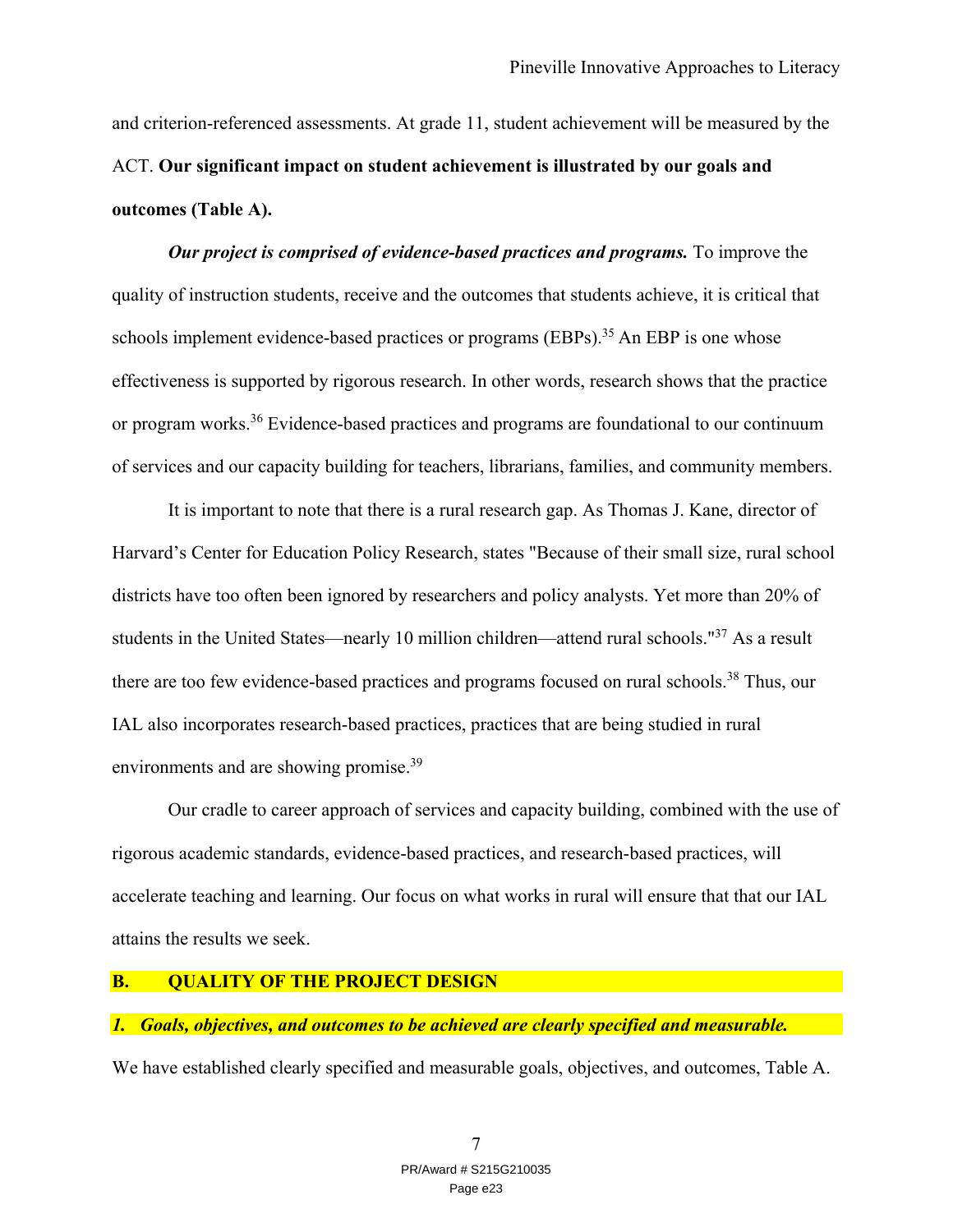and criterion-referenced assessments. At grade 11, student achievement will be measured by the ACT. **Our significant impact on student achievement is illustrated by our goals and outcomes (Table A).**

***Our project is comprised of evidence-based practices and programs.*** To improve the quality of instruction students, receive and the outcomes that students achieve, it is critical that schools implement evidence-based practices or programs (EBPs).[35] An EBP is one whose effectiveness is supported by rigorous research. In other words, research shows that the practice or program works.[36] Evidence-based practices and programs are foundational to our continuum of services and our capacity building for teachers, librarians, families, and community members.

It is important to note that there is a rural research gap. As Thomas J. Kane, director of Harvard's Center for Education Policy Research, states "Because of their small size, rural school districts have too often been ignored by researchers and policy analysts. Yet more than 20% of students in the United States—nearly 10 million children—attend rural schools."[37] As a result there are too few evidence-based practices and programs focused on rural schools.[38] Thus, our IAL also incorporates research-based practices, practices that are being studied in rural environments and are showing promise.[39]

Our cradle to career approach of services and capacity building, combined with the use of rigorous academic standards, evidence-based practices, and research-based practices, will accelerate teaching and learning. Our focus on what works in rural will ensure that that our IAL attains the results we seek.

## B. QUALITY OF THE PROJECT DESIGN

### *1. Goals, objectives, and outcomes to be achieved are clearly specified and measurable.*

We have established clearly specified and measurable goals, objectives, and outcomes, Table A.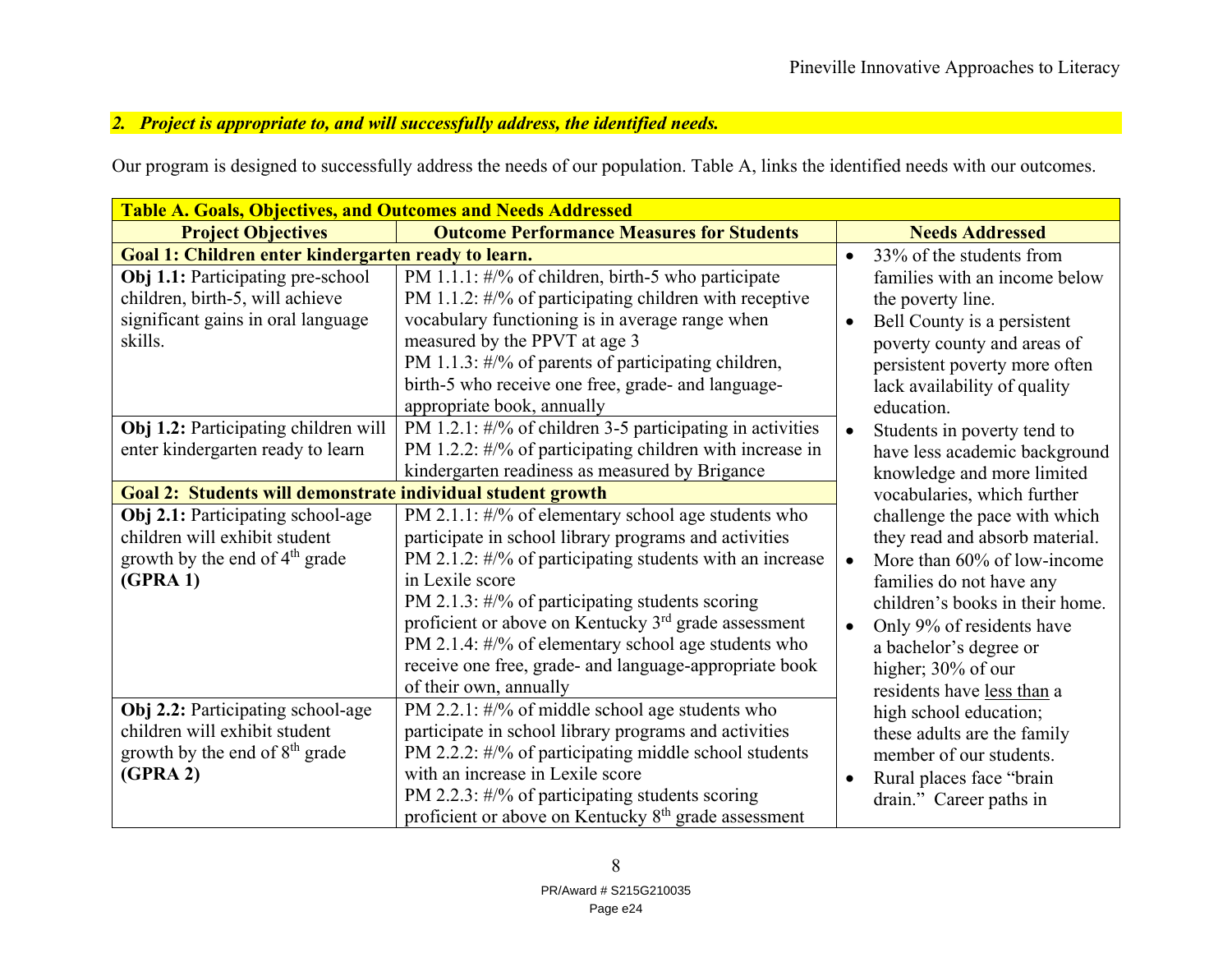## *2. Project is appropriate to, and will successfully address, the identified needs.*

Our program is designed to successfully address the needs of our population. Table A, links the identified needs with our outcomes.

| Table A. Goals, Objectives, and Outcomes and Needs Addressed | | |
|---|---|---|
| **Project Objectives** | **Outcome Performance Measures for Students** | **Needs Addressed** |
| **Goal 1: Children enter kindergarten ready to learn.** | | • 33% of the students from families with an income below the poverty line. • Bell County is a persistent poverty county and areas of persistent poverty more often lack availability of quality education. • Students in poverty tend to have less academic background knowledge and more limited vocabularies, which further challenge the pace with which they read and absorb material. • More than 60% of low-income families do not have any children's books in their home. • Only 9% of residents have a bachelor's degree or higher; 30% of our residents have <u>less than</u> a high school education; these adults are the family member of our students. • Rural places face "brain drain." Career paths in |
| **Obj 1.1:** Participating pre-school children, birth-5, will achieve significant gains in oral language skills. | PM 1.1.1: #/% of children, birth-5 who participate<br>PM 1.1.2: #/% of participating children with receptive vocabulary functioning is in average range when measured by the PPVT at age 3<br>PM 1.1.3: #/% of parents of participating children, birth-5 who receive one free, grade- and language-appropriate book, annually | |
| **Obj 1.2:** Participating children will enter kindergarten ready to learn | PM 1.2.1: #/% of children 3-5 participating in activities<br>PM 1.2.2: #/% of participating children with increase in kindergarten readiness as measured by Brigance | |
| **Goal 2: Students will demonstrate individual student growth** | | |
| **Obj 2.1:** Participating school-age children will exhibit student growth by the end of 4th grade **(GPRA 1)** | PM 2.1.1: #/% of elementary school age students who participate in school library programs and activities<br>PM 2.1.2: #/% of participating students with an increase in Lexile score<br>PM 2.1.3: #/% of participating students scoring proficient or above on Kentucky 3rd grade assessment<br>PM 2.1.4: #/% of elementary school age students who receive one free, grade- and language-appropriate book of their own, annually | |
| **Obj 2.2:** Participating school-age children will exhibit student growth by the end of 8th grade **(GPRA 2)** | PM 2.2.1: #/% of middle school age students who participate in school library programs and activities<br>PM 2.2.2: #/% of participating middle school students with an increase in Lexile score<br>PM 2.2.3: #/% of participating students scoring proficient or above on Kentucky 8th grade assessment | |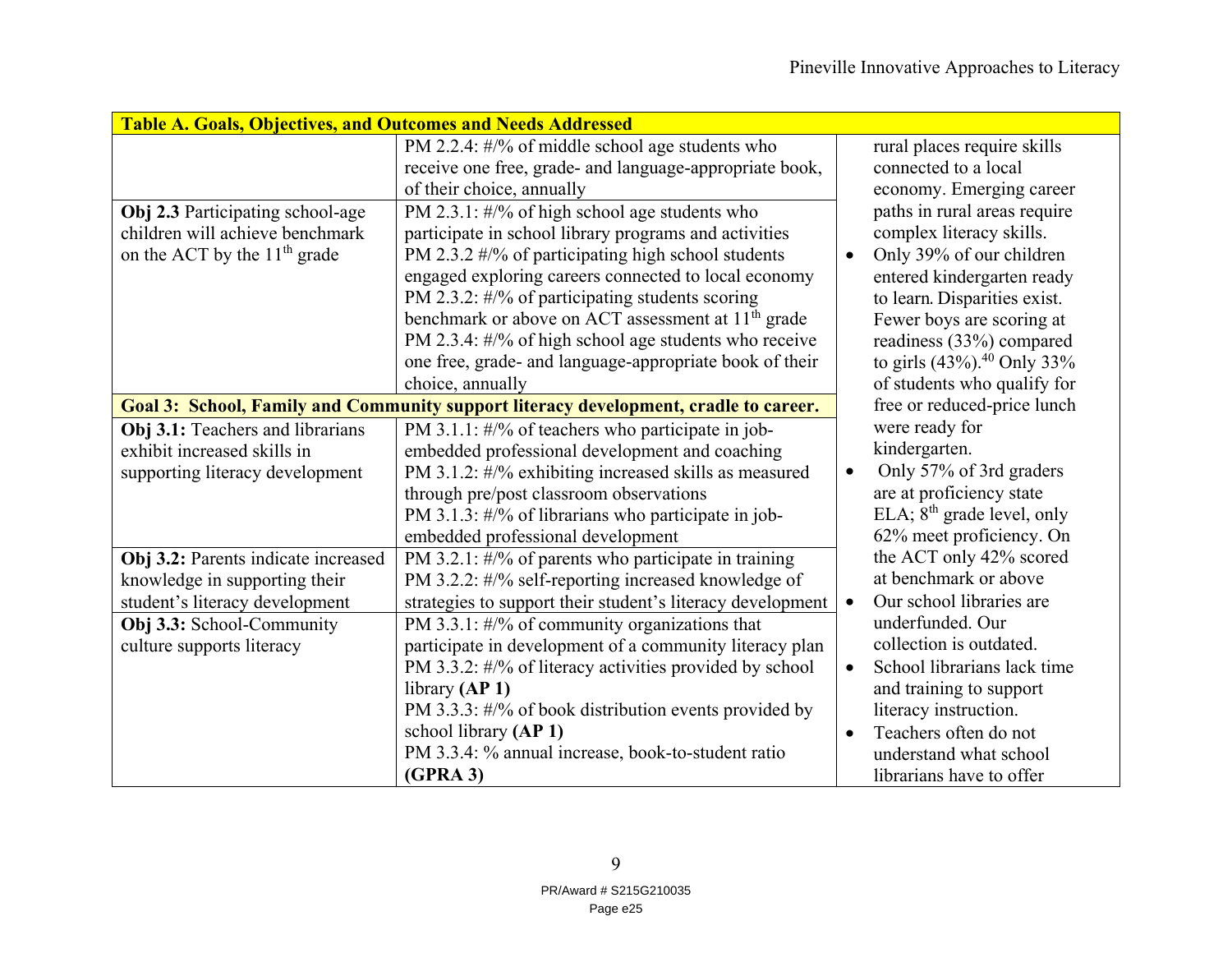| Table A. Goals, Objectives, and Outcomes and Needs Addressed | | |
|---|---|---|
| | PM 2.2.4: #/% of middle school age students who receive one free, grade- and language-appropriate book, of their choice, annually | rural places require skills connected to a local economy. Emerging career paths in rural areas require complex literacy skills.<br>• Only 39% of our children entered kindergarten ready to learn. Disparities exist. Fewer boys are scoring at readiness (33%) compared to girls (43%).[40] Only 33% of students who qualify for free or reduced-price lunch were ready for kindergarten.<br>• Only 57% of 3rd graders are at proficiency state ELA; 8th grade level, only 62% meet proficiency. On the ACT only 42% scored at benchmark or above<br>• Our school libraries are underfunded. Our collection is outdated.<br>• School librarians lack time and training to support literacy instruction.<br>• Teachers often do not understand what school librarians have to offer |
| **Obj 2.3** Participating school-age children will achieve benchmark on the ACT by the 11th grade | PM 2.3.1: #/% of high school age students who participate in school library programs and activities<br>PM 2.3.2 #/% of participating high school students engaged exploring careers connected to local economy<br>PM 2.3.2: #/% of participating students scoring benchmark or above on ACT assessment at 11th grade<br>PM 2.3.4: #/% of high school age students who receive one free, grade- and language-appropriate book of their choice, annually | |
| **Goal 3: School, Family and Community support literacy development, cradle to career.** | | |
| **Obj 3.1:** Teachers and librarians exhibit increased skills in supporting literacy development | PM 3.1.1: #/% of teachers who participate in job-embedded professional development and coaching<br>PM 3.1.2: #/% exhibiting increased skills as measured through pre/post classroom observations<br>PM 3.1.3: #/% of librarians who participate in job-embedded professional development | |
| **Obj 3.2:** Parents indicate increased knowledge in supporting their student's literacy development | PM 3.2.1: #/% of parents who participate in training<br>PM 3.2.2: #/% self-reporting increased knowledge of strategies to support their student's literacy development | |
| **Obj 3.3:** School-Community culture supports literacy | PM 3.3.1: #/% of community organizations that participate in development of a community literacy plan<br>PM 3.3.2: #/% of literacy activities provided by school library **(AP 1)**<br>PM 3.3.3: #/% of book distribution events provided by school library **(AP 1)**<br>PM 3.3.4: % annual increase, book-to-student ratio **(GPRA 3)** | |

PR/Award # S215G210035

Page e25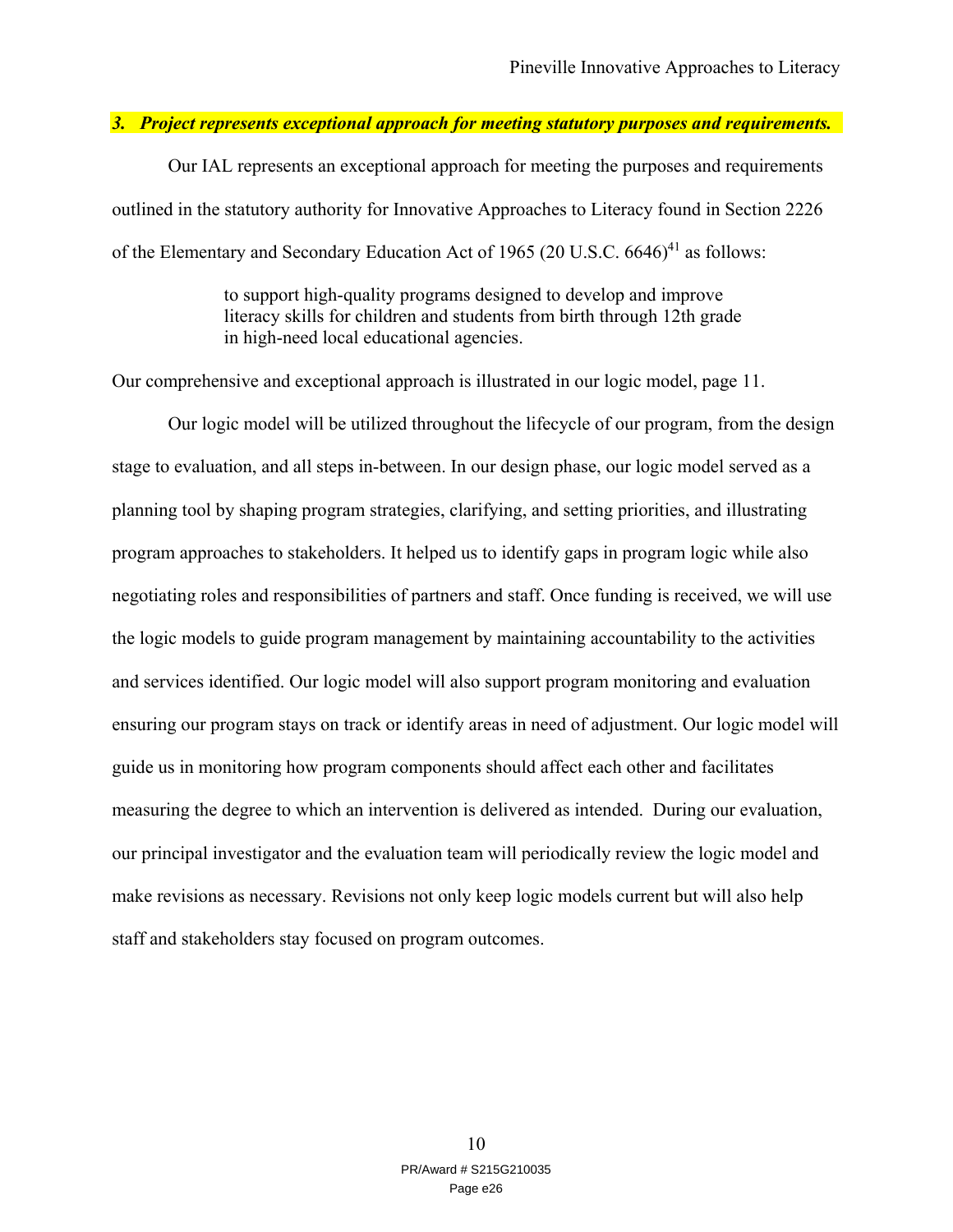***3. Project represents exceptional approach for meeting statutory purposes and requirements.***

Our IAL represents an exceptional approach for meeting the purposes and requirements outlined in the statutory authority for Innovative Approaches to Literacy found in Section 2226 of the Elementary and Secondary Education Act of 1965 (20 U.S.C. 6646)[41] as follows:

> to support high-quality programs designed to develop and improve literacy skills for children and students from birth through 12th grade in high-need local educational agencies.

Our comprehensive and exceptional approach is illustrated in our logic model, page 11.

Our logic model will be utilized throughout the lifecycle of our program, from the design stage to evaluation, and all steps in-between. In our design phase, our logic model served as a planning tool by shaping program strategies, clarifying, and setting priorities, and illustrating program approaches to stakeholders. It helped us to identify gaps in program logic while also negotiating roles and responsibilities of partners and staff. Once funding is received, we will use the logic models to guide program management by maintaining accountability to the activities and services identified. Our logic model will also support program monitoring and evaluation ensuring our program stays on track or identify areas in need of adjustment. Our logic model will guide us in monitoring how program components should affect each other and facilitates measuring the degree to which an intervention is delivered as intended. During our evaluation, our principal investigator and the evaluation team will periodically review the logic model and make revisions as necessary. Revisions not only keep logic models current but will also help staff and stakeholders stay focused on program outcomes.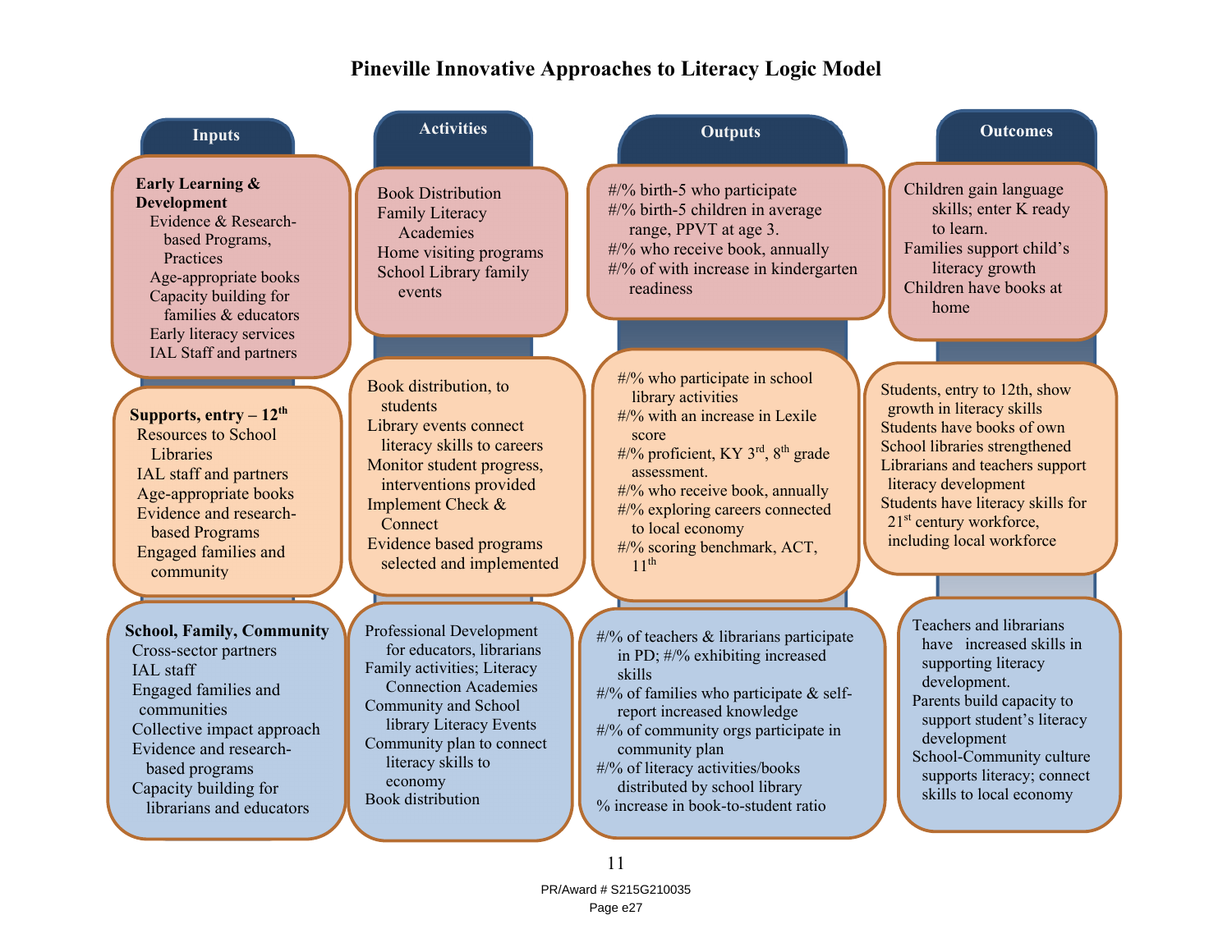# Pineville Innovative Approaches to Literacy Logic Model

| Inputs | Activities | Outputs | Outcomes |
|---|---|---|---|
| **Early Learning & Development**<br>Evidence & Research-based Programs, Practices<br>Age-appropriate books<br>Capacity building for families & educators<br>Early literacy services<br>IAL Staff and partners | Book Distribution<br>Family Literacy Academies<br>Home visiting programs<br>School Library family events | #/% birth-5 who participate<br>#/% birth-5 children in average range, PPVT at age 3.<br>#/% who receive book, annually<br>#/% of with increase in kindergarten readiness | Children gain language skills; enter K ready to learn.<br>Families support child's literacy growth<br>Children have books at home |
| **Supports, entry – 12th**<br>Resources to School Libraries<br>IAL staff and partners<br>Age-appropriate books<br>Evidence and research-based Programs<br>Engaged families and community | Book distribution, to students<br>Library events connect literacy skills to careers<br>Monitor student progress, interventions provided<br>Implement Check & Connect<br>Evidence based programs selected and implemented | #/% who participate in school library activities<br>#/% with an increase in Lexile score<br>#/% proficient, KY 3rd, 8th grade assessment.<br>#/% who receive book, annually<br>#/% exploring careers connected to local economy<br>#/% scoring benchmark, ACT, 11th | Students, entry to 12th, show growth in literacy skills<br>Students have books of own<br>School libraries strengthened<br>Librarians and teachers support literacy development<br>Students have literacy skills for 21st century workforce, including local workforce |
| **School, Family, Community**<br>Cross-sector partners<br>IAL staff<br>Engaged families and communities<br>Collective impact approach<br>Evidence and research-based programs<br>Capacity building for librarians and educators | Professional Development for educators, librarians<br>Family activities; Literacy Connection Academies<br>Community and School library Literacy Events<br>Community plan to connect literacy skills to economy<br>Book distribution | #/% of teachers & librarians participate in PD; #/% exhibiting increased skills<br>#/% of families who participate & self-report increased knowledge<br>#/% of community orgs participate in community plan<br>#/% of literacy activities/books distributed by school library<br>% increase in book-to-student ratio | Teachers and librarians have increased skills in supporting literacy development.<br>Parents build capacity to support student's literacy development<br>School-Community culture supports literacy; connect skills to local economy |

PR/Award # S215G210035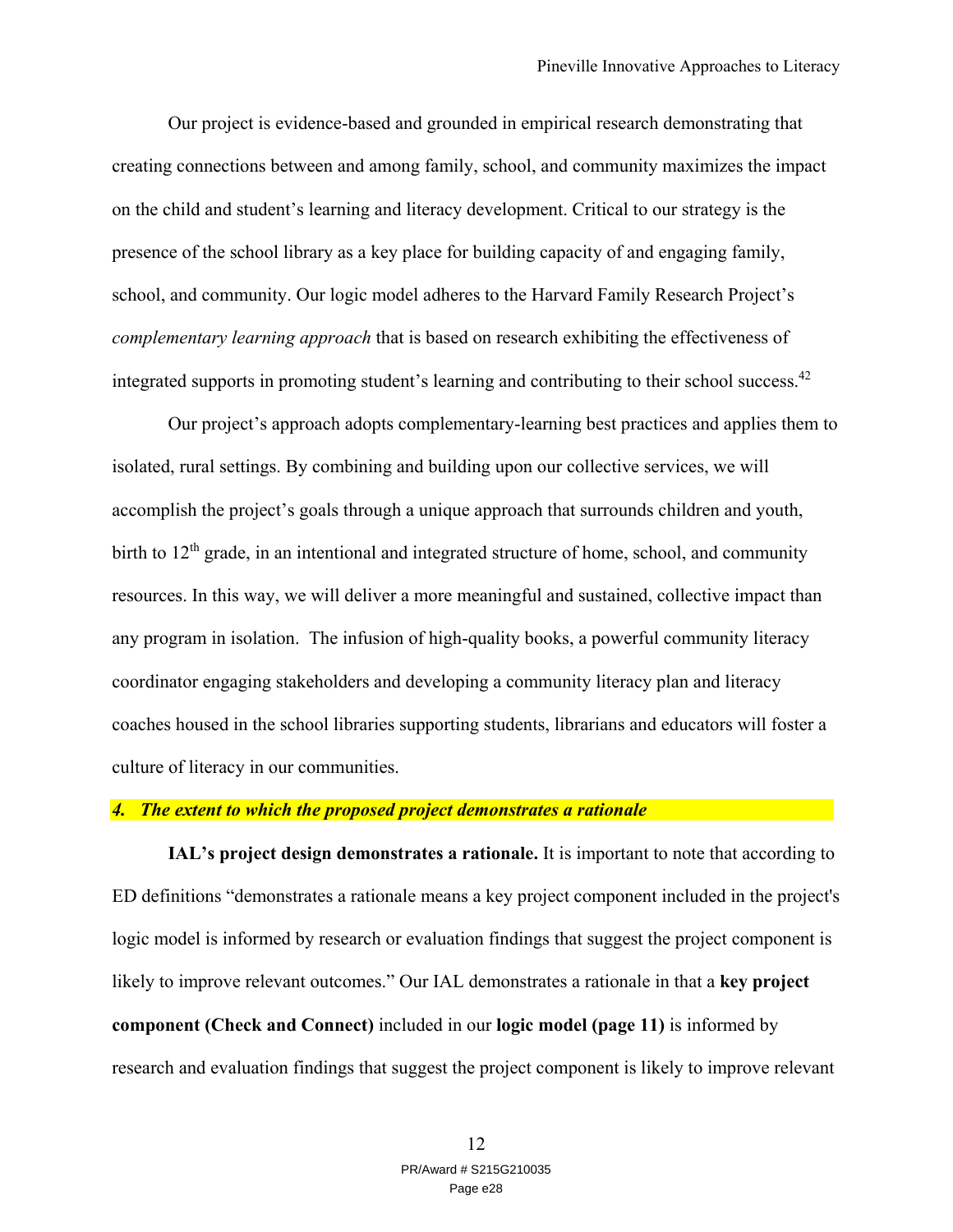Our project is evidence-based and grounded in empirical research demonstrating that creating connections between and among family, school, and community maximizes the impact on the child and student's learning and literacy development. Critical to our strategy is the presence of the school library as a key place for building capacity of and engaging family, school, and community. Our logic model adheres to the Harvard Family Research Project's *complementary learning approach* that is based on research exhibiting the effectiveness of integrated supports in promoting student's learning and contributing to their school success.[42]

Our project's approach adopts complementary-learning best practices and applies them to isolated, rural settings. By combining and building upon our collective services, we will accomplish the project's goals through a unique approach that surrounds children and youth, birth to 12th grade, in an intentional and integrated structure of home, school, and community resources. In this way, we will deliver a more meaningful and sustained, collective impact than any program in isolation. The infusion of high-quality books, a powerful community literacy coordinator engaging stakeholders and developing a community literacy plan and literacy coaches housed in the school libraries supporting students, librarians and educators will foster a culture of literacy in our communities.

***4. The extent to which the proposed project demonstrates a rationale***

**IAL's project design demonstrates a rationale.** It is important to note that according to ED definitions "demonstrates a rationale means a key project component included in the project's logic model is informed by research or evaluation findings that suggest the project component is likely to improve relevant outcomes." Our IAL demonstrates a rationale in that a **key project component (Check and Connect)** included in our **logic model (page 11)** is informed by research and evaluation findings that suggest the project component is likely to improve relevant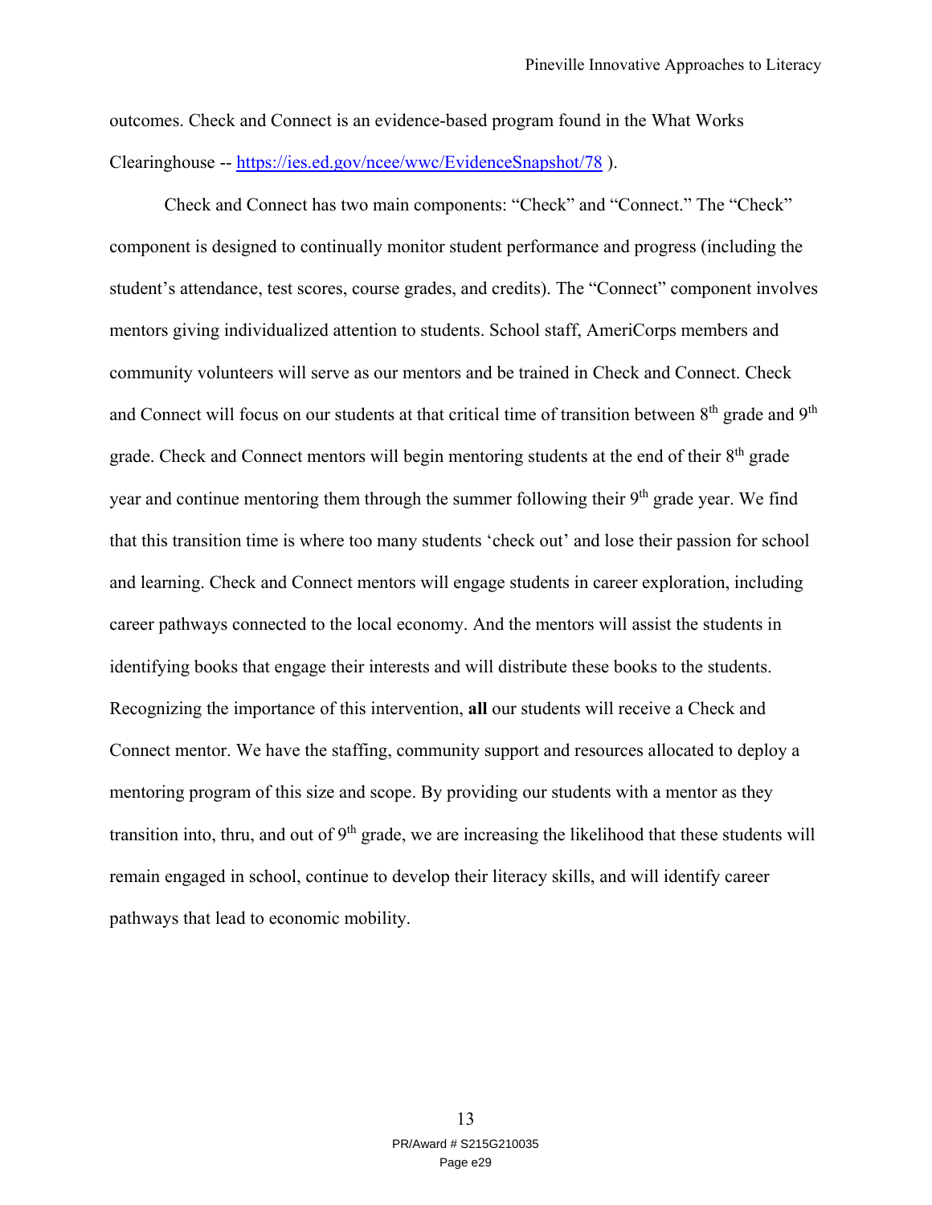outcomes. Check and Connect is an evidence-based program found in the What Works Clearinghouse -- https://ies.ed.gov/ncee/wwc/EvidenceSnapshot/78 ).

Check and Connect has two main components: "Check" and "Connect." The "Check" component is designed to continually monitor student performance and progress (including the student's attendance, test scores, course grades, and credits). The "Connect" component involves mentors giving individualized attention to students. School staff, AmeriCorps members and community volunteers will serve as our mentors and be trained in Check and Connect. Check and Connect will focus on our students at that critical time of transition between 8th grade and 9th grade. Check and Connect mentors will begin mentoring students at the end of their 8th grade year and continue mentoring them through the summer following their 9th grade year. We find that this transition time is where too many students 'check out' and lose their passion for school and learning. Check and Connect mentors will engage students in career exploration, including career pathways connected to the local economy. And the mentors will assist the students in identifying books that engage their interests and will distribute these books to the students. Recognizing the importance of this intervention, **all** our students will receive a Check and Connect mentor. We have the staffing, community support and resources allocated to deploy a mentoring program of this size and scope. By providing our students with a mentor as they transition into, thru, and out of 9th grade, we are increasing the likelihood that these students will remain engaged in school, continue to develop their literacy skills, and will identify career pathways that lead to economic mobility.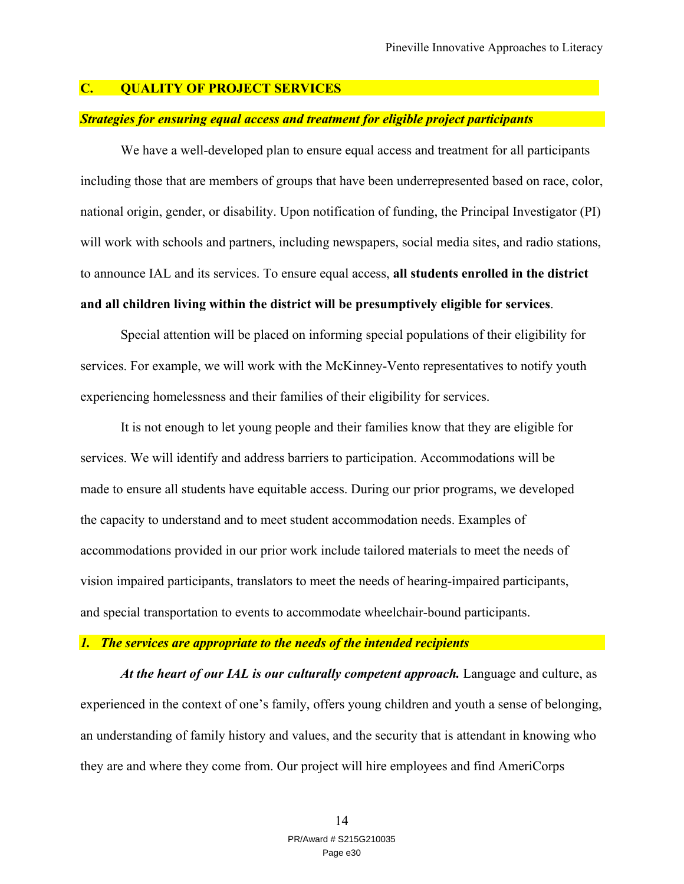## C. QUALITY OF PROJECT SERVICES

***Strategies for ensuring equal access and treatment for eligible project participants***

We have a well-developed plan to ensure equal access and treatment for all participants including those that are members of groups that have been underrepresented based on race, color, national origin, gender, or disability. Upon notification of funding, the Principal Investigator (PI) will work with schools and partners, including newspapers, social media sites, and radio stations, to announce IAL and its services. To ensure equal access, **all students enrolled in the district and all children living within the district will be presumptively eligible for services**.

Special attention will be placed on informing special populations of their eligibility for services. For example, we will work with the McKinney-Vento representatives to notify youth experiencing homelessness and their families of their eligibility for services.

It is not enough to let young people and their families know that they are eligible for services. We will identify and address barriers to participation. Accommodations will be made to ensure all students have equitable access. During our prior programs, we developed the capacity to understand and to meet student accommodation needs. Examples of accommodations provided in our prior work include tailored materials to meet the needs of vision impaired participants, translators to meet the needs of hearing-impaired participants, and special transportation to events to accommodate wheelchair-bound participants.

***1. The services are appropriate to the needs of the intended recipients***

***At the heart of our IAL is our culturally competent approach.*** Language and culture, as experienced in the context of one's family, offers young children and youth a sense of belonging, an understanding of family history and values, and the security that is attendant in knowing who they are and where they come from. Our project will hire employees and find AmeriCorps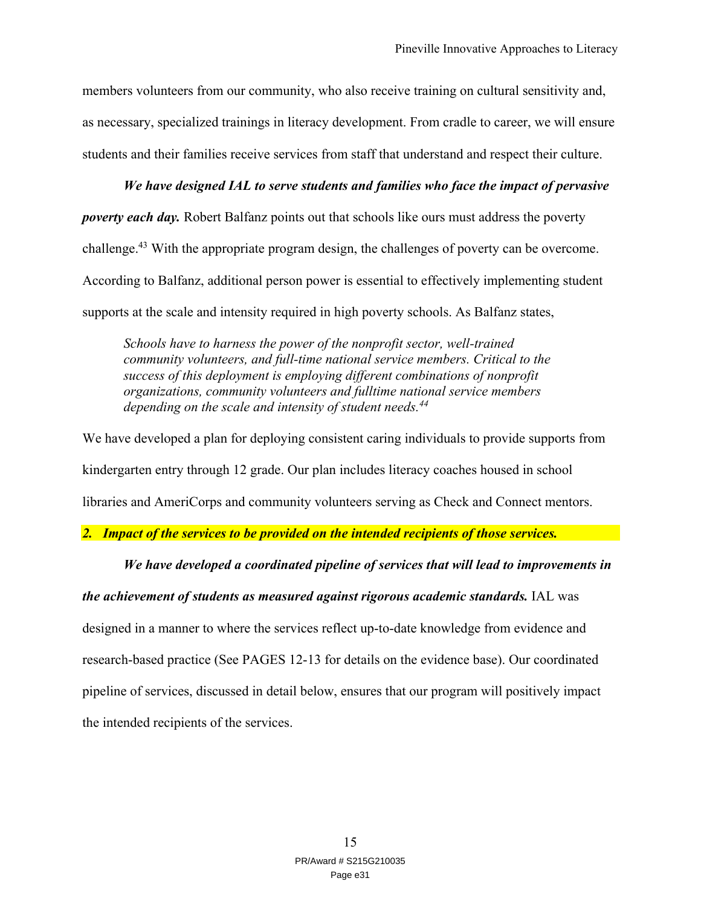members volunteers from our community, who also receive training on cultural sensitivity and, as necessary, specialized trainings in literacy development. From cradle to career, we will ensure students and their families receive services from staff that understand and respect their culture.

***We have designed IAL to serve students and families who face the impact of pervasive poverty each day.*** Robert Balfanz points out that schools like ours must address the poverty challenge.[43] With the appropriate program design, the challenges of poverty can be overcome. According to Balfanz, additional person power is essential to effectively implementing student supports at the scale and intensity required in high poverty schools. As Balfanz states,

> *Schools have to harness the power of the nonprofit sector, well-trained community volunteers, and full-time national service members. Critical to the success of this deployment is employing different combinations of nonprofit organizations, community volunteers and fulltime national service members depending on the scale and intensity of student needs.*[44]

We have developed a plan for deploying consistent caring individuals to provide supports from kindergarten entry through 12 grade. Our plan includes literacy coaches housed in school libraries and AmeriCorps and community volunteers serving as Check and Connect mentors.

***2. Impact of the services to be provided on the intended recipients of those services.***

***We have developed a coordinated pipeline of services that will lead to improvements in the achievement of students as measured against rigorous academic standards.*** IAL was designed in a manner to where the services reflect up-to-date knowledge from evidence and research-based practice (See PAGES 12-13 for details on the evidence base). Our coordinated pipeline of services, discussed in detail below, ensures that our program will positively impact the intended recipients of the services.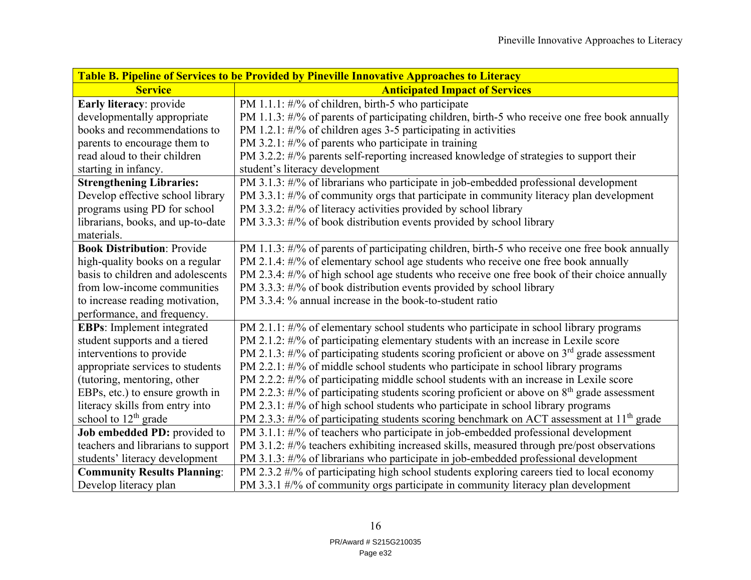| Table B. Pipeline of Services to be Provided by Pineville Innovative Approaches to Literacy | |
|---|---|
| **Service** | **Anticipated Impact of Services** |
| **Early literacy**: provide developmentally appropriate books and recommendations to parents to encourage them to read aloud to their children starting in infancy. | PM 1.1.1: #/% of children, birth-5 who participate<br>PM 1.1.3: #/% of parents of participating children, birth-5 who receive one free book annually<br>PM 1.2.1: #/% of children ages 3-5 participating in activities<br>PM 3.2.1: #/% of parents who participate in training<br>PM 3.2.2: #/% parents self-reporting increased knowledge of strategies to support their student's literacy development |
| **Strengthening Libraries:** Develop effective school library programs using PD for school librarians, books, and up-to-date materials. | PM 3.1.3: #/% of librarians who participate in job-embedded professional development<br>PM 3.3.1: #/% of community orgs that participate in community literacy plan development<br>PM 3.3.2: #/% of literacy activities provided by school library<br>PM 3.3.3: #/% of book distribution events provided by school library |
| **Book Distribution**: Provide high-quality books on a regular basis to children and adolescents from low-income communities to increase reading motivation, performance, and frequency. | PM 1.1.3: #/% of parents of participating children, birth-5 who receive one free book annually<br>PM 2.1.4: #/% of elementary school age students who receive one free book annually<br>PM 2.3.4: #/% of high school age students who receive one free book of their choice annually<br>PM 3.3.3: #/% of book distribution events provided by school library<br>PM 3.3.4: % annual increase in the book-to-student ratio |
| **EBPs**: Implement integrated student supports and a tiered interventions to provide appropriate services to students (tutoring, mentoring, other EBPs, etc.) to ensure growth in literacy skills from entry into school to 12th grade | PM 2.1.1: #/% of elementary school students who participate in school library programs<br>PM 2.1.2: #/% of participating elementary students with an increase in Lexile score<br>PM 2.1.3: #/% of participating students scoring proficient or above on 3rd grade assessment<br>PM 2.2.1: #/% of middle school students who participate in school library programs<br>PM 2.2.2: #/% of participating middle school students with an increase in Lexile score<br>PM 2.2.3: #/% of participating students scoring proficient or above on 8th grade assessment<br>PM 2.3.1: #/% of high school students who participate in school library programs<br>PM 2.3.3: #/% of participating students scoring benchmark on ACT assessment at 11th grade |
| **Job embedded PD:** provided to teachers and librarians to support students' literacy development | PM 3.1.1: #/% of teachers who participate in job-embedded professional development<br>PM 3.1.2: #/% teachers exhibiting increased skills, measured through pre/post observations<br>PM 3.1.3: #/% of librarians who participate in job-embedded professional development |
| **Community Results Planning**: Develop literacy plan | PM 2.3.2 #/% of participating high school students exploring careers tied to local economy<br>PM 3.3.1 #/% of community orgs participate in community literacy plan development |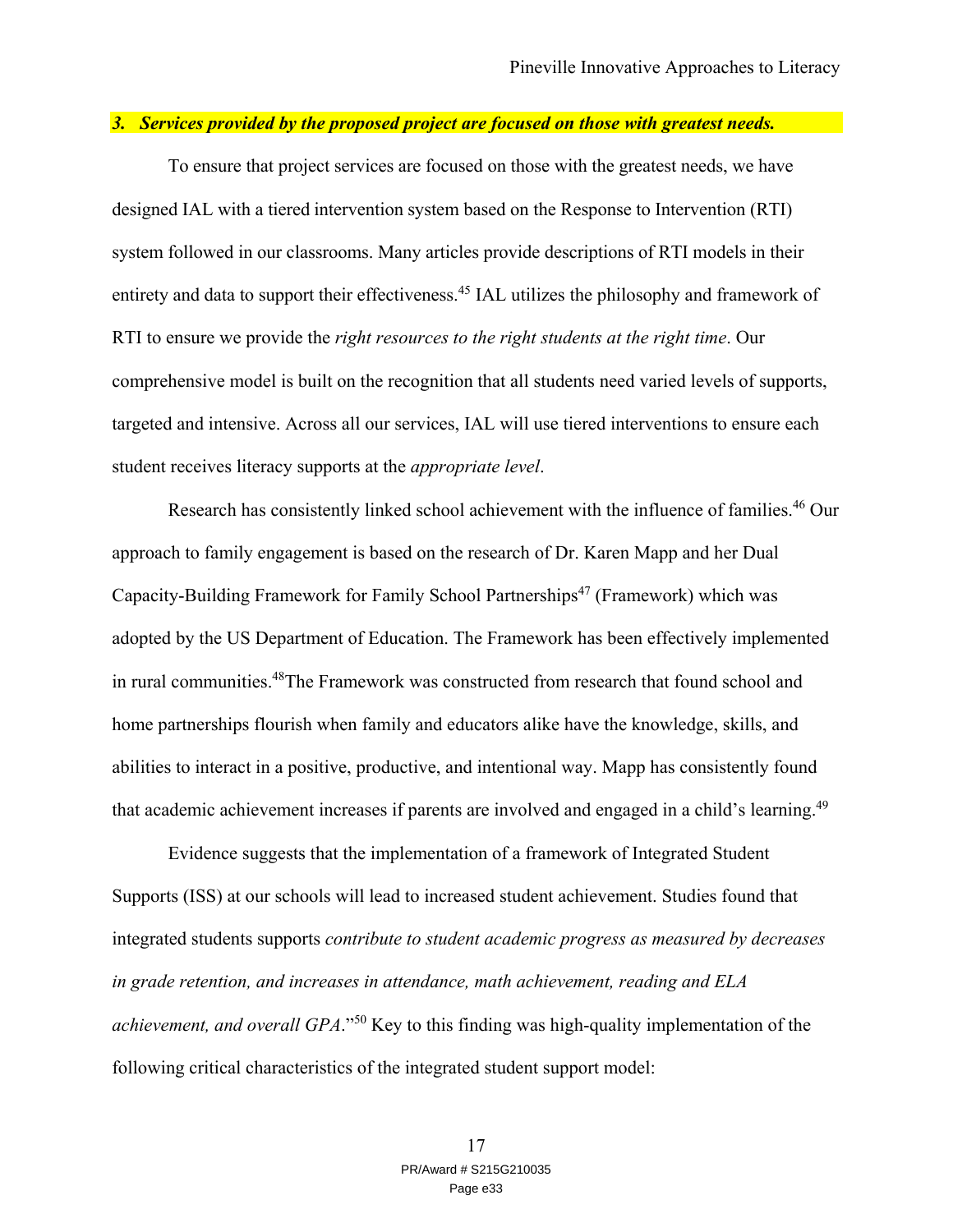***3. Services provided by the proposed project are focused on those with greatest needs.***

To ensure that project services are focused on those with the greatest needs, we have designed IAL with a tiered intervention system based on the Response to Intervention (RTI) system followed in our classrooms. Many articles provide descriptions of RTI models in their entirety and data to support their effectiveness.[45] IAL utilizes the philosophy and framework of RTI to ensure we provide the *right resources to the right students at the right time*. Our comprehensive model is built on the recognition that all students need varied levels of supports, targeted and intensive. Across all our services, IAL will use tiered interventions to ensure each student receives literacy supports at the *appropriate level*.

Research has consistently linked school achievement with the influence of families.[46] Our approach to family engagement is based on the research of Dr. Karen Mapp and her Dual Capacity-Building Framework for Family School Partnerships[47] (Framework) which was adopted by the US Department of Education. The Framework has been effectively implemented in rural communities.[48]The Framework was constructed from research that found school and home partnerships flourish when family and educators alike have the knowledge, skills, and abilities to interact in a positive, productive, and intentional way. Mapp has consistently found that academic achievement increases if parents are involved and engaged in a child's learning.[49]

Evidence suggests that the implementation of a framework of Integrated Student Supports (ISS) at our schools will lead to increased student achievement. Studies found that integrated students supports *contribute to student academic progress as measured by decreases in grade retention, and increases in attendance, math achievement, reading and ELA achievement, and overall GPA*."[50] Key to this finding was high-quality implementation of the following critical characteristics of the integrated student support model: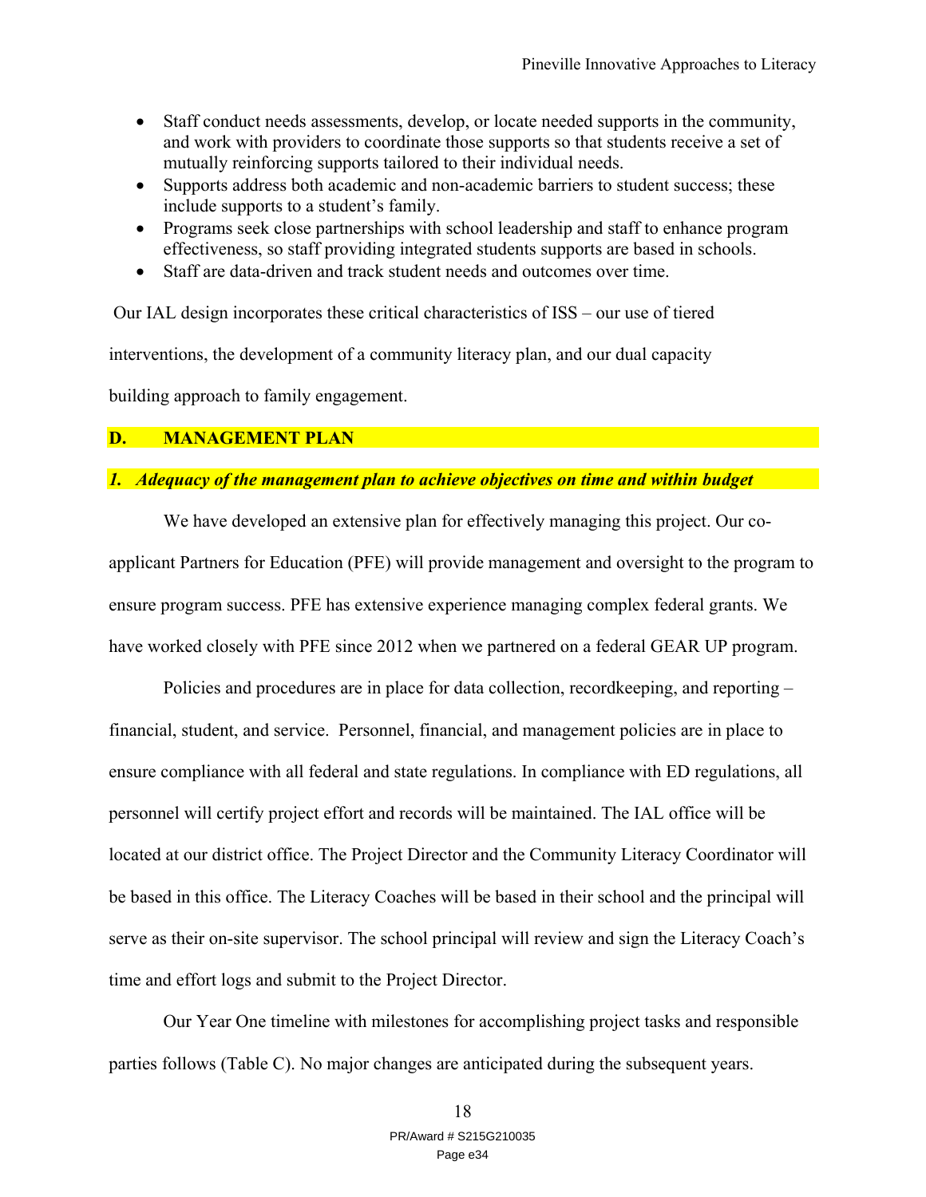- Staff conduct needs assessments, develop, or locate needed supports in the community, and work with providers to coordinate those supports so that students receive a set of mutually reinforcing supports tailored to their individual needs.
- Supports address both academic and non-academic barriers to student success; these include supports to a student's family.
- Programs seek close partnerships with school leadership and staff to enhance program effectiveness, so staff providing integrated students supports are based in schools.
- Staff are data-driven and track student needs and outcomes over time.

Our IAL design incorporates these critical characteristics of ISS – our use of tiered interventions, the development of a community literacy plan, and our dual capacity building approach to family engagement.

## D. MANAGEMENT PLAN

### *1. Adequacy of the management plan to achieve objectives on time and within budget*

We have developed an extensive plan for effectively managing this project. Our co-applicant Partners for Education (PFE) will provide management and oversight to the program to ensure program success. PFE has extensive experience managing complex federal grants. We have worked closely with PFE since 2012 when we partnered on a federal GEAR UP program.

Policies and procedures are in place for data collection, recordkeeping, and reporting – financial, student, and service. Personnel, financial, and management policies are in place to ensure compliance with all federal and state regulations. In compliance with ED regulations, all personnel will certify project effort and records will be maintained. The IAL office will be located at our district office. The Project Director and the Community Literacy Coordinator will be based in this office. The Literacy Coaches will be based in their school and the principal will serve as their on-site supervisor. The school principal will review and sign the Literacy Coach's time and effort logs and submit to the Project Director.

Our Year One timeline with milestones for accomplishing project tasks and responsible parties follows (Table C). No major changes are anticipated during the subsequent years.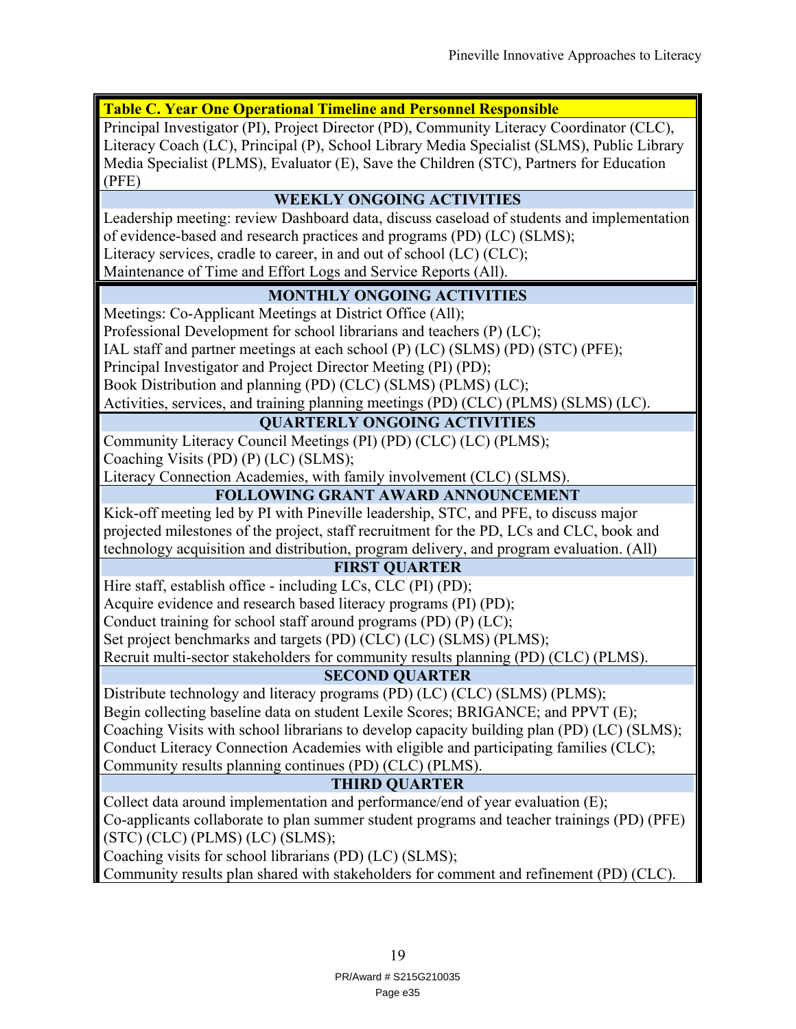| **Table C. Year One Operational Timeline and Personnel Responsible** |
|---|
| Principal Investigator (PI), Project Director (PD), Community Literacy Coordinator (CLC), Literacy Coach (LC), Principal (P), School Library Media Specialist (SLMS), Public Library Media Specialist (PLMS), Evaluator (E), Save the Children (STC), Partners for Education (PFE) |
| **WEEKLY ONGOING ACTIVITIES** |
| Leadership meeting: review Dashboard data, discuss caseload of students and implementation of evidence-based and research practices and programs (PD) (LC) (SLMS);<br>Literacy services, cradle to career, in and out of school (LC) (CLC);<br>Maintenance of Time and Effort Logs and Service Reports (All). |
| **MONTHLY ONGOING ACTIVITIES** |
| Meetings: Co-Applicant Meetings at District Office (All);<br>Professional Development for school librarians and teachers (P) (LC);<br>IAL staff and partner meetings at each school (P) (LC) (SLMS) (PD) (STC) (PFE);<br>Principal Investigator and Project Director Meeting (PI) (PD);<br>Book Distribution and planning (PD) (CLC) (SLMS) (PLMS) (LC);<br>Activities, services, and training planning meetings (PD) (CLC) (PLMS) (SLMS) (LC). |
| **QUARTERLY ONGOING ACTIVITIES** |
| Community Literacy Council Meetings (PI) (PD) (CLC) (LC) (PLMS);<br>Coaching Visits (PD) (P) (LC) (SLMS);<br>Literacy Connection Academies, with family involvement (CLC) (SLMS). |
| **FOLLOWING GRANT AWARD ANNOUNCEMENT** |
| Kick-off meeting led by PI with Pineville leadership, STC, and PFE, to discuss major projected milestones of the project, staff recruitment for the PD, LCs and CLC, book and technology acquisition and distribution, program delivery, and program evaluation. (All) |
| **FIRST QUARTER** |
| Hire staff, establish office - including LCs, CLC (PI) (PD);<br>Acquire evidence and research based literacy programs (PI) (PD);<br>Conduct training for school staff around programs (PD) (P) (LC);<br>Set project benchmarks and targets (PD) (CLC) (LC) (SLMS) (PLMS);<br>Recruit multi-sector stakeholders for community results planning (PD) (CLC) (PLMS). |
| **SECOND QUARTER** |
| Distribute technology and literacy programs (PD) (LC) (CLC) (SLMS) (PLMS);<br>Begin collecting baseline data on student Lexile Scores; BRIGANCE; and PPVT (E);<br>Coaching Visits with school librarians to develop capacity building plan (PD) (LC) (SLMS);<br>Conduct Literacy Connection Academies with eligible and participating families (CLC);<br>Community results planning continues (PD) (CLC) (PLMS). |
| **THIRD QUARTER** |
| Collect data around implementation and performance/end of year evaluation (E);<br>Co-applicants collaborate to plan summer student programs and teacher trainings (PD) (PFE) (STC) (CLC) (PLMS) (LC) (SLMS);<br>Coaching visits for school librarians (PD) (LC) (SLMS);<br>Community results plan shared with stakeholders for comment and refinement (PD) (CLC). |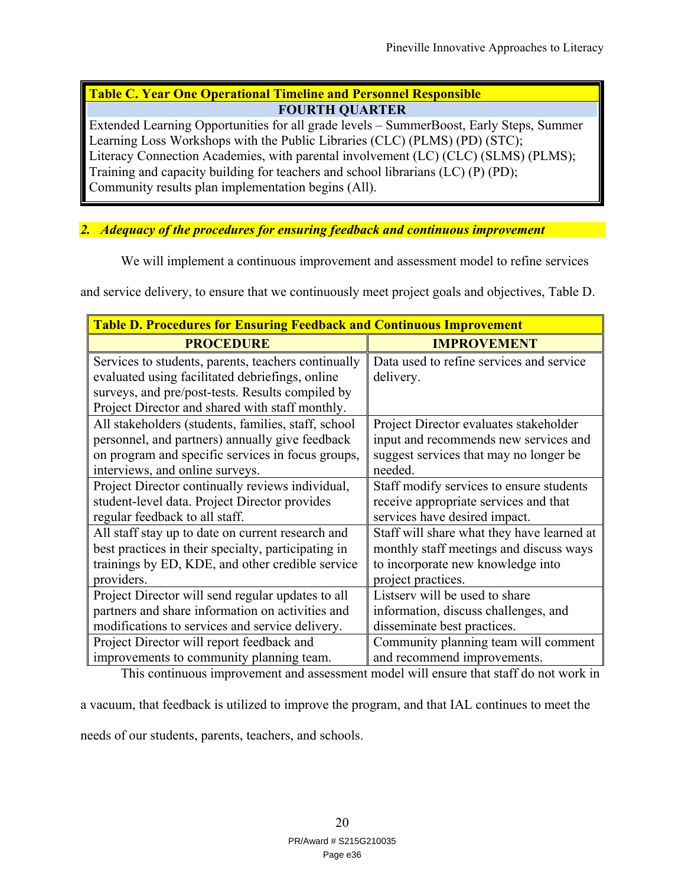| Table C. Year One Operational Timeline and Personnel Responsible |
|---|
| **FOURTH QUARTER** |
| Extended Learning Opportunities for all grade levels – SummerBoost, Early Steps, Summer Learning Loss Workshops with the Public Libraries (CLC) (PLMS) (PD) (STC); Literacy Connection Academies, with parental involvement (LC) (CLC) (SLMS) (PLMS); Training and capacity building for teachers and school librarians (LC) (P) (PD); Community results plan implementation begins (All). |

***2. Adequacy of the procedures for ensuring feedback and continuous improvement***

We will implement a continuous improvement and assessment model to refine services and service delivery, to ensure that we continuously meet project goals and objectives, Table D.

**Table D. Procedures for Ensuring Feedback and Continuous Improvement**

| PROCEDURE | IMPROVEMENT |
|---|---|
| Services to students, parents, teachers continually evaluated using facilitated debriefings, online surveys, and pre/post-tests. Results compiled by Project Director and shared with staff monthly. | Data used to refine services and service delivery. |
| All stakeholders (students, families, staff, school personnel, and partners) annually give feedback on program and specific services in focus groups, interviews, and online surveys. | Project Director evaluates stakeholder input and recommends new services and suggest services that may no longer be needed. |
| Project Director continually reviews individual, student-level data. Project Director provides regular feedback to all staff. | Staff modify services to ensure students receive appropriate services and that services have desired impact. |
| All staff stay up to date on current research and best practices in their specialty, participating in trainings by ED, KDE, and other credible service providers. | Staff will share what they have learned at monthly staff meetings and discuss ways to incorporate new knowledge into project practices. |
| Project Director will send regular updates to all partners and share information on activities and modifications to services and service delivery. | Listserv will be used to share information, discuss challenges, and disseminate best practices. |
| Project Director will report feedback and improvements to community planning team. | Community planning team will comment and recommend improvements. |

This continuous improvement and assessment model will ensure that staff do not work in a vacuum, that feedback is utilized to improve the program, and that IAL continues to meet the needs of our students, parents, teachers, and schools.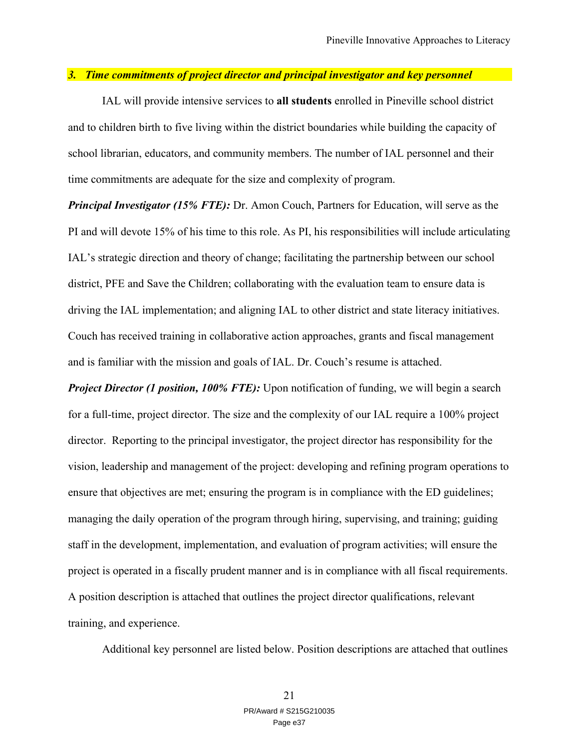### *3. Time commitments of project director and principal investigator and key personnel*

IAL will provide intensive services to **all students** enrolled in Pineville school district and to children birth to five living within the district boundaries while building the capacity of school librarian, educators, and community members. The number of IAL personnel and their time commitments are adequate for the size and complexity of program.

***Principal Investigator (15% FTE):*** Dr. Amon Couch, Partners for Education, will serve as the PI and will devote 15% of his time to this role. As PI, his responsibilities will include articulating IAL's strategic direction and theory of change; facilitating the partnership between our school district, PFE and Save the Children; collaborating with the evaluation team to ensure data is driving the IAL implementation; and aligning IAL to other district and state literacy initiatives. Couch has received training in collaborative action approaches, grants and fiscal management and is familiar with the mission and goals of IAL. Dr. Couch's resume is attached.

***Project Director (1 position, 100% FTE):*** Upon notification of funding, we will begin a search for a full-time, project director. The size and the complexity of our IAL require a 100% project director. Reporting to the principal investigator, the project director has responsibility for the vision, leadership and management of the project: developing and refining program operations to ensure that objectives are met; ensuring the program is in compliance with the ED guidelines; managing the daily operation of the program through hiring, supervising, and training; guiding staff in the development, implementation, and evaluation of program activities; will ensure the project is operated in a fiscally prudent manner and is in compliance with all fiscal requirements. A position description is attached that outlines the project director qualifications, relevant training, and experience.

Additional key personnel are listed below. Position descriptions are attached that outlines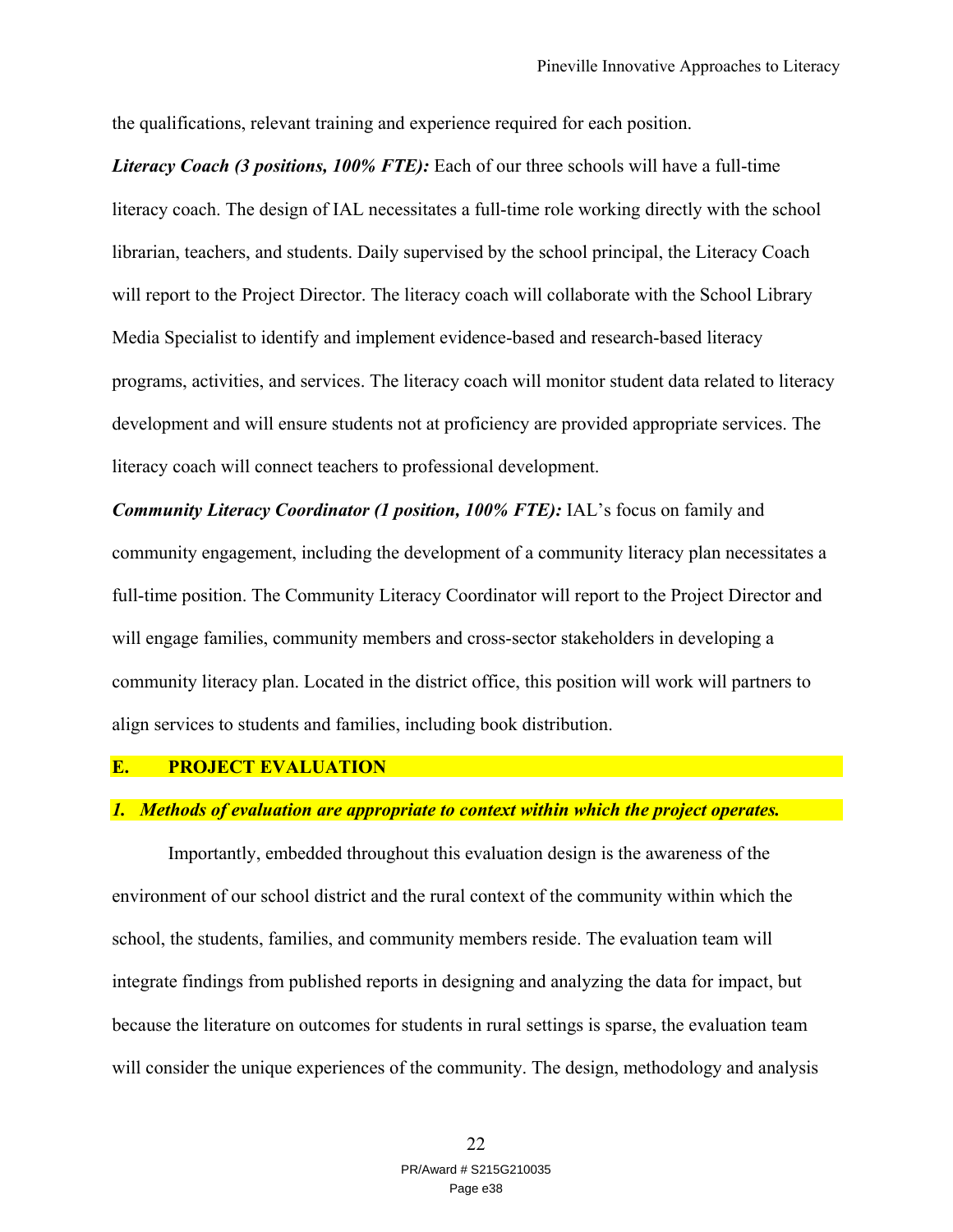the qualifications, relevant training and experience required for each position.

***Literacy Coach (3 positions, 100% FTE):*** Each of our three schools will have a full-time literacy coach. The design of IAL necessitates a full-time role working directly with the school librarian, teachers, and students. Daily supervised by the school principal, the Literacy Coach will report to the Project Director. The literacy coach will collaborate with the School Library Media Specialist to identify and implement evidence-based and research-based literacy programs, activities, and services. The literacy coach will monitor student data related to literacy development and will ensure students not at proficiency are provided appropriate services. The literacy coach will connect teachers to professional development.

***Community Literacy Coordinator (1 position, 100% FTE):*** IAL's focus on family and community engagement, including the development of a community literacy plan necessitates a full-time position. The Community Literacy Coordinator will report to the Project Director and will engage families, community members and cross-sector stakeholders in developing a community literacy plan. Located in the district office, this position will work will partners to align services to students and families, including book distribution.

## E. PROJECT EVALUATION

### *1. Methods of evaluation are appropriate to context within which the project operates.*

Importantly, embedded throughout this evaluation design is the awareness of the environment of our school district and the rural context of the community within which the school, the students, families, and community members reside. The evaluation team will integrate findings from published reports in designing and analyzing the data for impact, but because the literature on outcomes for students in rural settings is sparse, the evaluation team will consider the unique experiences of the community. The design, methodology and analysis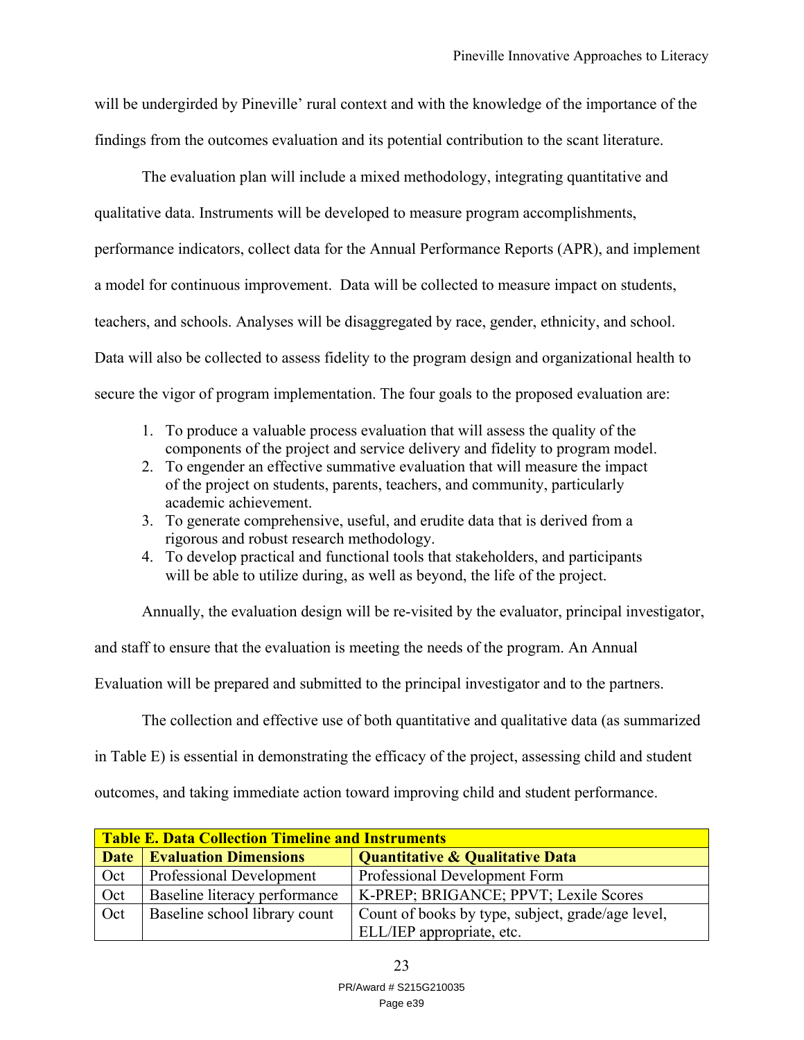will be undergirded by Pineville' rural context and with the knowledge of the importance of the findings from the outcomes evaluation and its potential contribution to the scant literature.

The evaluation plan will include a mixed methodology, integrating quantitative and qualitative data. Instruments will be developed to measure program accomplishments, performance indicators, collect data for the Annual Performance Reports (APR), and implement a model for continuous improvement. Data will be collected to measure impact on students, teachers, and schools. Analyses will be disaggregated by race, gender, ethnicity, and school. Data will also be collected to assess fidelity to the program design and organizational health to secure the vigor of program implementation. The four goals to the proposed evaluation are:

1. To produce a valuable process evaluation that will assess the quality of the components of the project and service delivery and fidelity to program model.
2. To engender an effective summative evaluation that will measure the impact of the project on students, parents, teachers, and community, particularly academic achievement.
3. To generate comprehensive, useful, and erudite data that is derived from a rigorous and robust research methodology.
4. To develop practical and functional tools that stakeholders, and participants will be able to utilize during, as well as beyond, the life of the project.

Annually, the evaluation design will be re-visited by the evaluator, principal investigator, and staff to ensure that the evaluation is meeting the needs of the program. An Annual Evaluation will be prepared and submitted to the principal investigator and to the partners.

The collection and effective use of both quantitative and qualitative data (as summarized in Table E) is essential in demonstrating the efficacy of the project, assessing child and student outcomes, and taking immediate action toward improving child and student performance.

**Table E. Data Collection Timeline and Instruments**

| Date | Evaluation Dimensions | Quantitative & Qualitative Data |
|---|---|---|
| Oct | Professional Development | Professional Development Form |
| Oct | Baseline literacy performance | K-PREP; BRIGANCE; PPVT; Lexile Scores |
| Oct | Baseline school library count | Count of books by type, subject, grade/age level, ELL/IEP appropriate, etc. |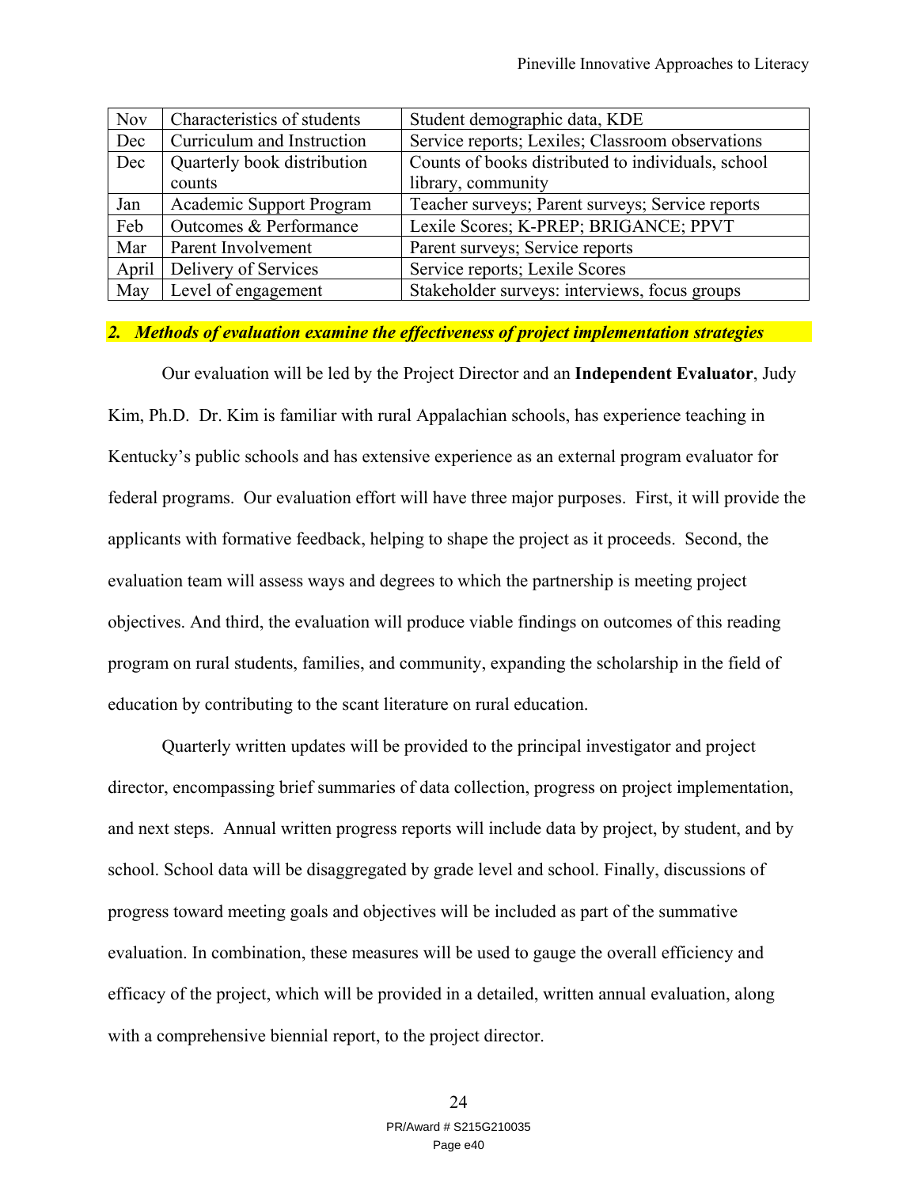| | | |
|---|---|---|
| Nov | Characteristics of students | Student demographic data, KDE |
| Dec | Curriculum and Instruction | Service reports; Lexiles; Classroom observations |
| Dec | Quarterly book distribution counts | Counts of books distributed to individuals, school library, community |
| Jan | Academic Support Program | Teacher surveys; Parent surveys; Service reports |
| Feb | Outcomes & Performance | Lexile Scores; K-PREP; BRIGANCE; PPVT |
| Mar | Parent Involvement | Parent surveys; Service reports |
| April | Delivery of Services | Service reports; Lexile Scores |
| May | Level of engagement | Stakeholder surveys: interviews, focus groups |

***2. Methods of evaluation examine the effectiveness of project implementation strategies***

Our evaluation will be led by the Project Director and an **Independent Evaluator**, Judy Kim, Ph.D. Dr. Kim is familiar with rural Appalachian schools, has experience teaching in Kentucky's public schools and has extensive experience as an external program evaluator for federal programs. Our evaluation effort will have three major purposes. First, it will provide the applicants with formative feedback, helping to shape the project as it proceeds. Second, the evaluation team will assess ways and degrees to which the partnership is meeting project objectives. And third, the evaluation will produce viable findings on outcomes of this reading program on rural students, families, and community, expanding the scholarship in the field of education by contributing to the scant literature on rural education.

Quarterly written updates will be provided to the principal investigator and project director, encompassing brief summaries of data collection, progress on project implementation, and next steps. Annual written progress reports will include data by project, by student, and by school. School data will be disaggregated by grade level and school. Finally, discussions of progress toward meeting goals and objectives will be included as part of the summative evaluation. In combination, these measures will be used to gauge the overall efficiency and efficacy of the project, which will be provided in a detailed, written annual evaluation, along with a comprehensive biennial report, to the project director.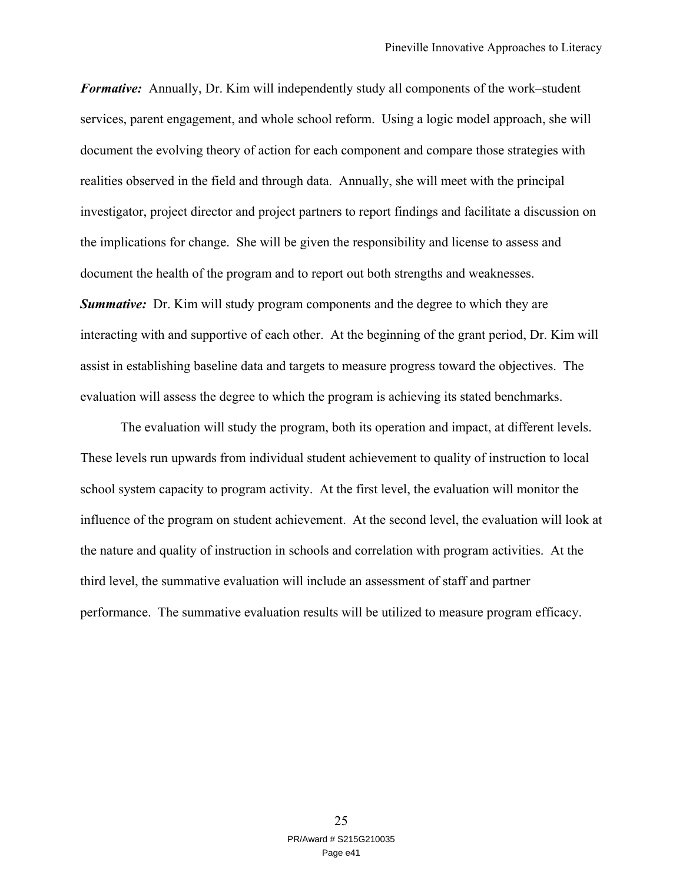***Formative:*** Annually, Dr. Kim will independently study all components of the work–student services, parent engagement, and whole school reform. Using a logic model approach, she will document the evolving theory of action for each component and compare those strategies with realities observed in the field and through data. Annually, she will meet with the principal investigator, project director and project partners to report findings and facilitate a discussion on the implications for change. She will be given the responsibility and license to assess and document the health of the program and to report out both strengths and weaknesses.

***Summative:*** Dr. Kim will study program components and the degree to which they are interacting with and supportive of each other. At the beginning of the grant period, Dr. Kim will assist in establishing baseline data and targets to measure progress toward the objectives. The evaluation will assess the degree to which the program is achieving its stated benchmarks.

The evaluation will study the program, both its operation and impact, at different levels. These levels run upwards from individual student achievement to quality of instruction to local school system capacity to program activity. At the first level, the evaluation will monitor the influence of the program on student achievement. At the second level, the evaluation will look at the nature and quality of instruction in schools and correlation with program activities. At the third level, the summative evaluation will include an assessment of staff and partner performance. The summative evaluation results will be utilized to measure program efficacy.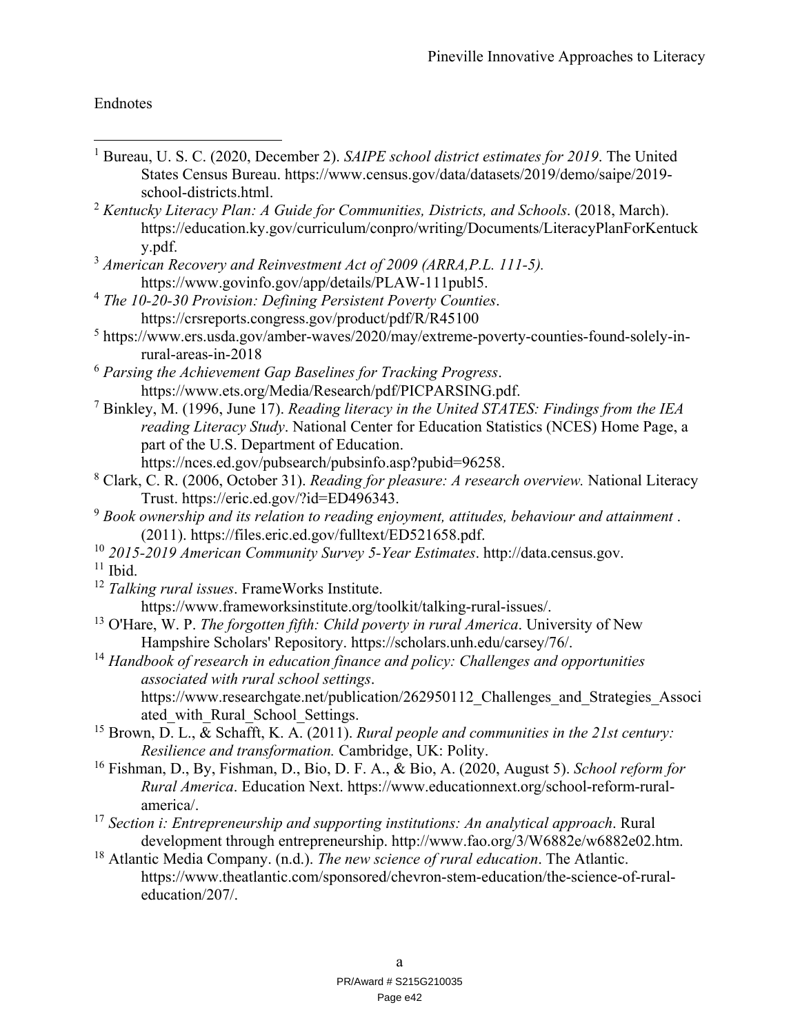Endnotes

[1] Bureau, U. S. C. (2020, December 2). *SAIPE school district estimates for 2019*. The United States Census Bureau. https://www.census.gov/data/datasets/2019/demo/saipe/2019-school-districts.html.

[2] *Kentucky Literacy Plan: A Guide for Communities, Districts, and Schools*. (2018, March). https://education.ky.gov/curriculum/conpro/writing/Documents/LiteracyPlanForKentucky.pdf.

[3] *American Recovery and Reinvestment Act of 2009 (ARRA,P.L. 111-5).* https://www.govinfo.gov/app/details/PLAW-111publ5.

[4] *The 10-20-30 Provision: Defining Persistent Poverty Counties*. https://crsreports.congress.gov/product/pdf/R/R45100

[5] https://www.ers.usda.gov/amber-waves/2020/may/extreme-poverty-counties-found-solely-in-rural-areas-in-2018

[6] *Parsing the Achievement Gap Baselines for Tracking Progress*. https://www.ets.org/Media/Research/pdf/PICPARSING.pdf.

[7] Binkley, M. (1996, June 17). *Reading literacy in the United STATES: Findings from the IEA reading Literacy Study*. National Center for Education Statistics (NCES) Home Page, a part of the U.S. Department of Education. https://nces.ed.gov/pubsearch/pubsinfo.asp?pubid=96258.

[8] Clark, C. R. (2006, October 31). *Reading for pleasure: A research overview.* National Literacy Trust. https://eric.ed.gov/?id=ED496343.

[9] *Book ownership and its relation to reading enjoyment, attitudes, behaviour and attainment* . (2011). https://files.eric.ed.gov/fulltext/ED521658.pdf.

[10] *2015-2019 American Community Survey 5-Year Estimates*. http://data.census.gov.

[11] Ibid.

[12] *Talking rural issues*. FrameWorks Institute. https://www.frameworksinstitute.org/toolkit/talking-rural-issues/.

[13] O'Hare, W. P. *The forgotten fifth: Child poverty in rural America*. University of New Hampshire Scholars' Repository. https://scholars.unh.edu/carsey/76/.

[14] *Handbook of research in education finance and policy: Challenges and opportunities associated with rural school settings*. https://www.researchgate.net/publication/262950112_Challenges_and_Strategies_Associated_with_Rural_School_Settings.

[15] Brown, D. L., & Schafft, K. A. (2011). *Rural people and communities in the 21st century: Resilience and transformation.* Cambridge, UK: Polity.

[16] Fishman, D., By, Fishman, D., Bio, D. F. A., & Bio, A. (2020, August 5). *School reform for Rural America*. Education Next. https://www.educationnext.org/school-reform-rural-america/.

[17] *Section i: Entrepreneurship and supporting institutions: An analytical approach*. Rural development through entrepreneurship. http://www.fao.org/3/W6882e/w6882e02.htm.

[18] Atlantic Media Company. (n.d.). *The new science of rural education*. The Atlantic. https://www.theatlantic.com/sponsored/chevron-stem-education/the-science-of-rural-education/207/.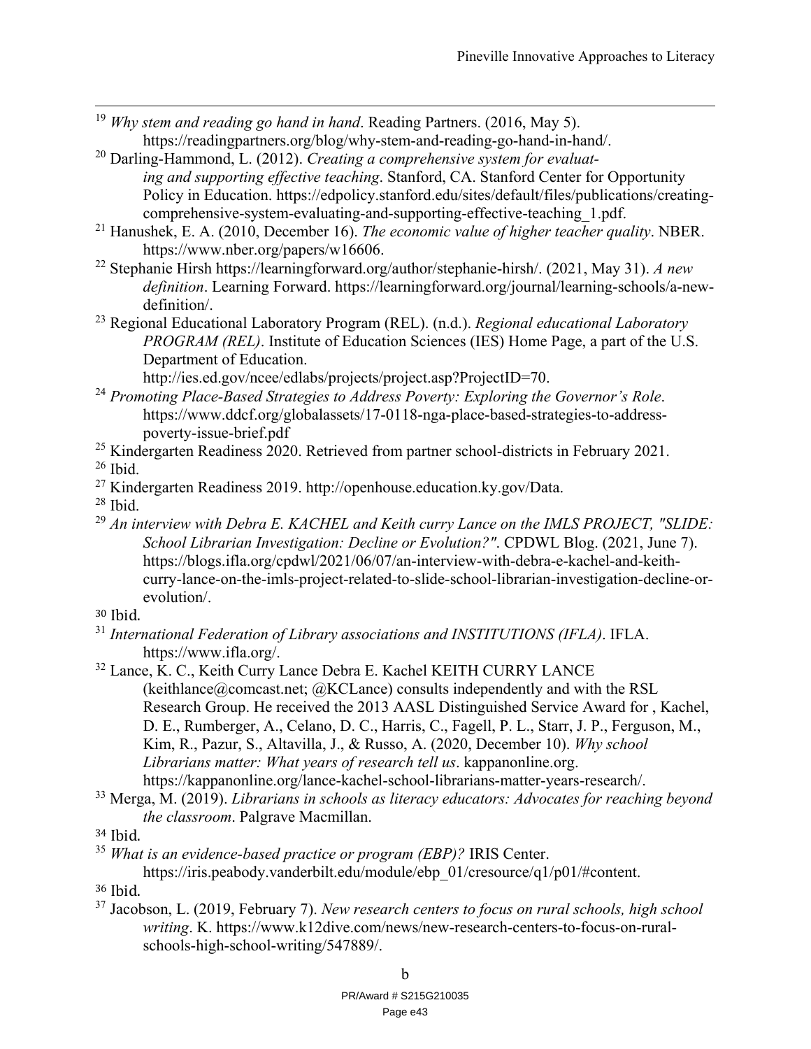[19] *Why stem and reading go hand in hand*. Reading Partners. (2016, May 5). https://readingpartners.org/blog/why-stem-and-reading-go-hand-in-hand/.

[20] Darling-Hammond, L. (2012). *Creating a comprehensive system for evaluating and supporting effective teaching*. Stanford, CA. Stanford Center for Opportunity Policy in Education. https://edpolicy.stanford.edu/sites/default/files/publications/creating-comprehensive-system-evaluating-and-supporting-effective-teaching_1.pdf.

[21] Hanushek, E. A. (2010, December 16). *The economic value of higher teacher quality*. NBER. https://www.nber.org/papers/w16606.

[22] Stephanie Hirsh https://learningforward.org/author/stephanie-hirsh/. (2021, May 31). *A new definition*. Learning Forward. https://learningforward.org/journal/learning-schools/a-new-definition/.

[23] Regional Educational Laboratory Program (REL). (n.d.). *Regional educational Laboratory PROGRAM (REL)*. Institute of Education Sciences (IES) Home Page, a part of the U.S. Department of Education. http://ies.ed.gov/ncee/edlabs/projects/project.asp?ProjectID=70.

[24] *Promoting Place-Based Strategies to Address Poverty: Exploring the Governor's Role*. https://www.ddcf.org/globalassets/17-0118-nga-place-based-strategies-to-address-poverty-issue-brief.pdf

[25] Kindergarten Readiness 2020. Retrieved from partner school-districts in February 2021.

[26] Ibid.

[27] Kindergarten Readiness 2019. http://openhouse.education.ky.gov/Data.

[28] Ibid.

[29] *An interview with Debra E. KACHEL and Keith curry Lance on the IMLS PROJECT, "SLIDE: School Librarian Investigation: Decline or Evolution?"*. CPDWL Blog. (2021, June 7). https://blogs.ifla.org/cpdwl/2021/06/07/an-interview-with-debra-e-kachel-and-keith-curry-lance-on-the-imls-project-related-to-slide-school-librarian-investigation-decline-or-evolution/.

[30] Ibid.

[31] *International Federation of Library associations and INSTITUTIONS (IFLA)*. IFLA. https://www.ifla.org/.

[32] Lance, K. C., Keith Curry Lance Debra E. Kachel KEITH CURRY LANCE (keithlance@comcast.net; @KCLance) consults independently and with the RSL Research Group. He received the 2013 AASL Distinguished Service Award for , Kachel, D. E., Rumberger, A., Celano, D. C., Harris, C., Fagell, P. L., Starr, J. P., Ferguson, M., Kim, R., Pazur, S., Altavilla, J., & Russo, A. (2020, December 10). *Why school Librarians matter: What years of research tell us*. kappanonline.org. https://kappanonline.org/lance-kachel-school-librarians-matter-years-research/.

[33] Merga, M. (2019). *Librarians in schools as literacy educators: Advocates for reaching beyond the classroom*. Palgrave Macmillan.

[34] Ibid.

[35] *What is an evidence-based practice or program (EBP)?* IRIS Center. https://iris.peabody.vanderbilt.edu/module/ebp_01/cresource/q1/p01/#content.

[36] Ibid.

[37] Jacobson, L. (2019, February 7). *New research centers to focus on rural schools, high school writing*. K. https://www.k12dive.com/news/new-research-centers-to-focus-on-rural-schools-high-school-writing/547889/.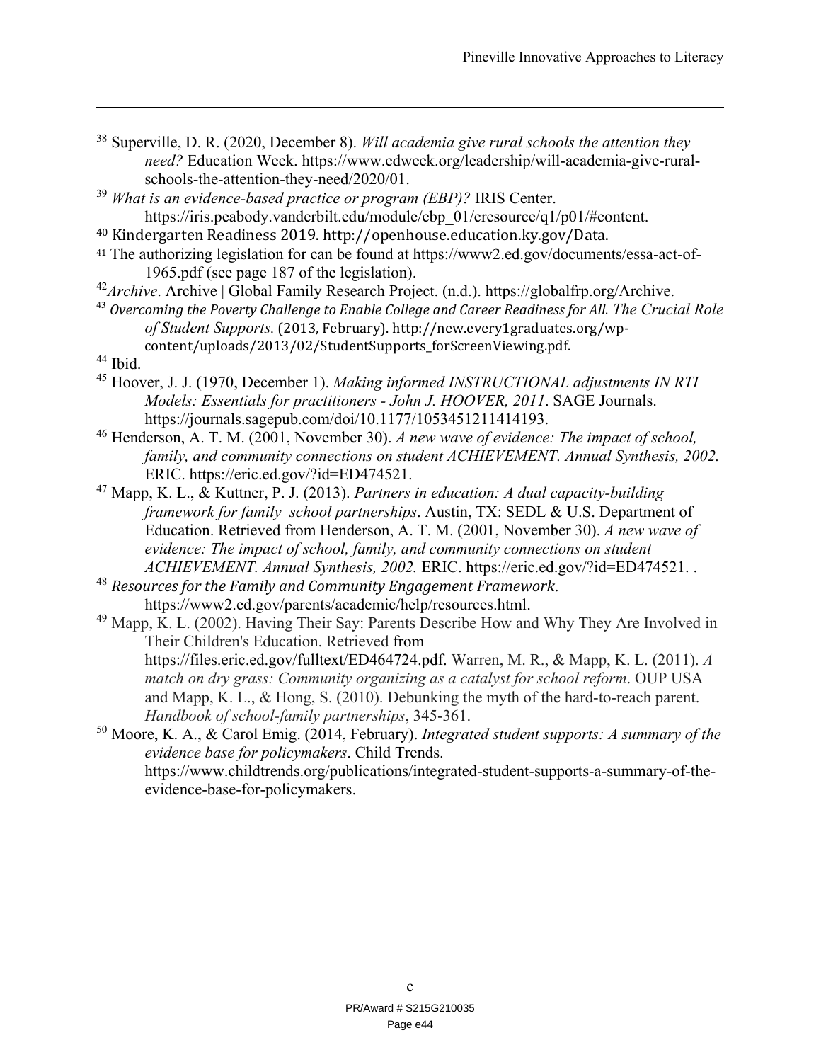[38] Superville, D. R. (2020, December 8). *Will academia give rural schools the attention they need?* Education Week. https://www.edweek.org/leadership/will-academia-give-rural-schools-the-attention-they-need/2020/01.

[39] *What is an evidence-based practice or program (EBP)?* IRIS Center. https://iris.peabody.vanderbilt.edu/module/ebp_01/cresource/q1/p01/#content.

[40] Kindergarten Readiness 2019. http://openhouse.education.ky.gov/Data.

[41] The authorizing legislation for can be found at https://www2.ed.gov/documents/essa-act-of-1965.pdf (see page 187 of the legislation).

[42] *Archive*. Archive | Global Family Research Project. (n.d.). https://globalfrp.org/Archive.

[43] *Overcoming the Poverty Challenge to Enable College and Career Readiness for All. The Crucial Role of Student Supports.* (2013, February). http://new.every1graduates.org/wp-content/uploads/2013/02/StudentSupports_forScreenViewing.pdf.

[44] Ibid.

[45] Hoover, J. J. (1970, December 1). *Making informed INSTRUCTIONAL adjustments IN RTI Models: Essentials for practitioners - John J. HOOVER, 2011*. SAGE Journals. https://journals.sagepub.com/doi/10.1177/1053451211414193.

[46] Henderson, A. T. M. (2001, November 30). *A new wave of evidence: The impact of school, family, and community connections on student ACHIEVEMENT. Annual Synthesis, 2002.* ERIC. https://eric.ed.gov/?id=ED474521.

[47] Mapp, K. L., & Kuttner, P. J. (2013). *Partners in education: A dual capacity-building framework for family–school partnerships*. Austin, TX: SEDL & U.S. Department of Education. Retrieved from Henderson, A. T. M. (2001, November 30). *A new wave of evidence: The impact of school, family, and community connections on student ACHIEVEMENT. Annual Synthesis, 2002.* ERIC. https://eric.ed.gov/?id=ED474521. .

[48] *Resources for the Family and Community Engagement Framework*. https://www2.ed.gov/parents/academic/help/resources.html.

[49] Mapp, K. L. (2002). Having Their Say: Parents Describe How and Why They Are Involved in Their Children's Education. Retrieved from https://files.eric.ed.gov/fulltext/ED464724.pdf. Warren, M. R., & Mapp, K. L. (2011). *A match on dry grass: Community organizing as a catalyst for school reform*. OUP USA and Mapp, K. L., & Hong, S. (2010). Debunking the myth of the hard-to-reach parent. *Handbook of school-family partnerships*, 345-361.

[50] Moore, K. A., & Carol Emig. (2014, February). *Integrated student supports: A summary of the evidence base for policymakers*. Child Trends. https://www.childtrends.org/publications/integrated-student-supports-a-summary-of-the-evidence-base-for-policymakers.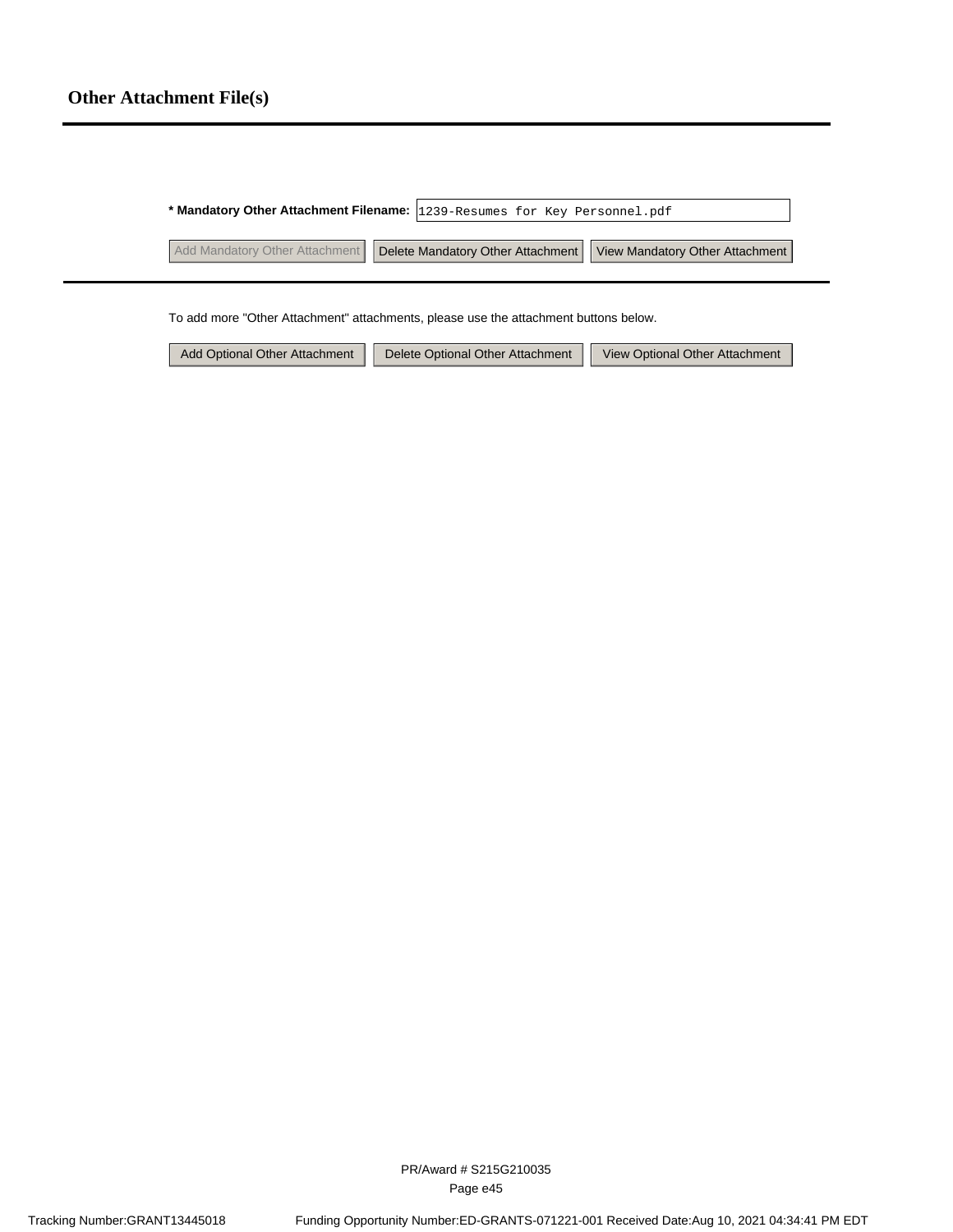## Other Attachment File(s)

**\* Mandatory Other Attachment Filename:** 1239-Resumes for Key Personnel.pdf

Add Mandatory Other Attachment | Delete Mandatory Other Attachment | View Mandatory Other Attachment

To add more "Other Attachment" attachments, please use the attachment buttons below.

Add Optional Other Attachment | Delete Optional Other Attachment | View Optional Other Attachment

PR/Award # S215G210035

Tracking Number:GRANT13445018 Funding Opportunity Number:ED-GRANTS-071221-001 Received Date:Aug 10, 2021 04:34:41 PM EDT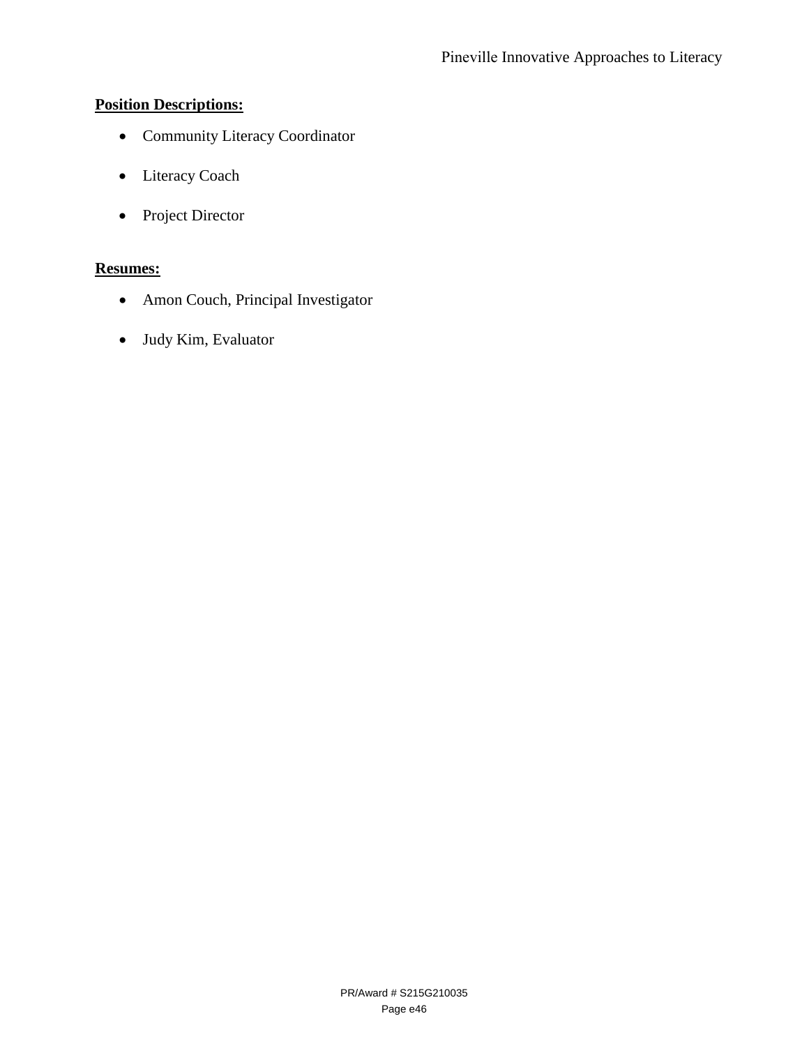**Position Descriptions:**

- Community Literacy Coordinator
- Literacy Coach
- Project Director

**Resumes:**

- Amon Couch, Principal Investigator
- Judy Kim, Evaluator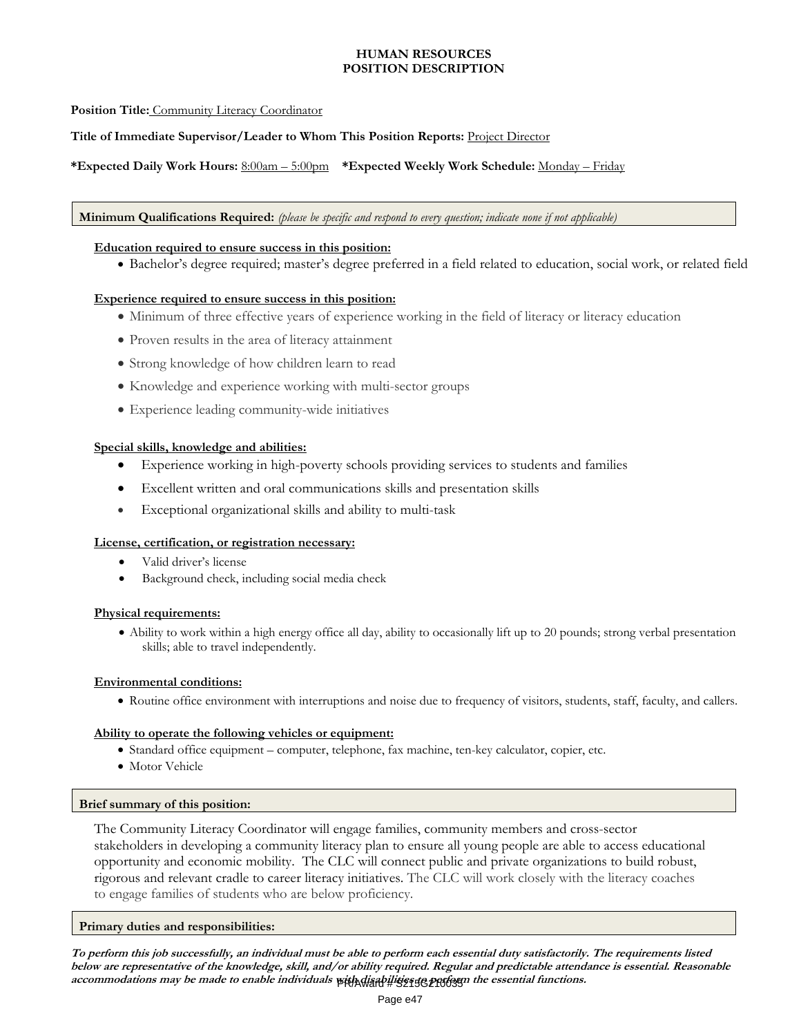**HUMAN RESOURCES**
**POSITION DESCRIPTION**

**Position Title:** Community Literacy Coordinator

**Title of Immediate Supervisor/Leader to Whom This Position Reports:** Project Director

**\*Expected Daily Work Hours:** 8:00am – 5:00pm **\*Expected Weekly Work Schedule:** Monday – Friday

**Minimum Qualifications Required:** *(please be specific and respond to every question; indicate none if not applicable)*

**Education required to ensure success in this position:**

- Bachelor's degree required; master's degree preferred in a field related to education, social work, or related field

**Experience required to ensure success in this position:**

- Minimum of three effective years of experience working in the field of literacy or literacy education
- Proven results in the area of literacy attainment
- Strong knowledge of how children learn to read
- Knowledge and experience working with multi-sector groups
- Experience leading community-wide initiatives

**Special skills, knowledge and abilities:**

- Experience working in high-poverty schools providing services to students and families
- Excellent written and oral communications skills and presentation skills
- Exceptional organizational skills and ability to multi-task

**License, certification, or registration necessary:**

- Valid driver's license
- Background check, including social media check

**Physical requirements:**

- Ability to work within a high energy office all day, ability to occasionally lift up to 20 pounds; strong verbal presentation skills; able to travel independently.

**Environmental conditions:**

- Routine office environment with interruptions and noise due to frequency of visitors, students, staff, faculty, and callers.

**Ability to operate the following vehicles or equipment:**

- Standard office equipment – computer, telephone, fax machine, ten-key calculator, copier, etc.
- Motor Vehicle

**Brief summary of this position:**

The Community Literacy Coordinator will engage families, community members and cross-sector stakeholders in developing a community literacy plan to ensure all young people are able to access educational opportunity and economic mobility. The CLC will connect public and private organizations to build robust, rigorous and relevant cradle to career literacy initiatives. The CLC will work closely with the literacy coaches to engage families of students who are below proficiency.

**Primary duties and responsibilities:**

***To perform this job successfully, an individual must be able to perform each essential duty satisfactorily. The requirements listed below are representative of the knowledge, skill, and/or ability required. Regular and predictable attendance is essential. Reasonable accommodations may be made to enable individuals with disabilities to perform the essential functions.***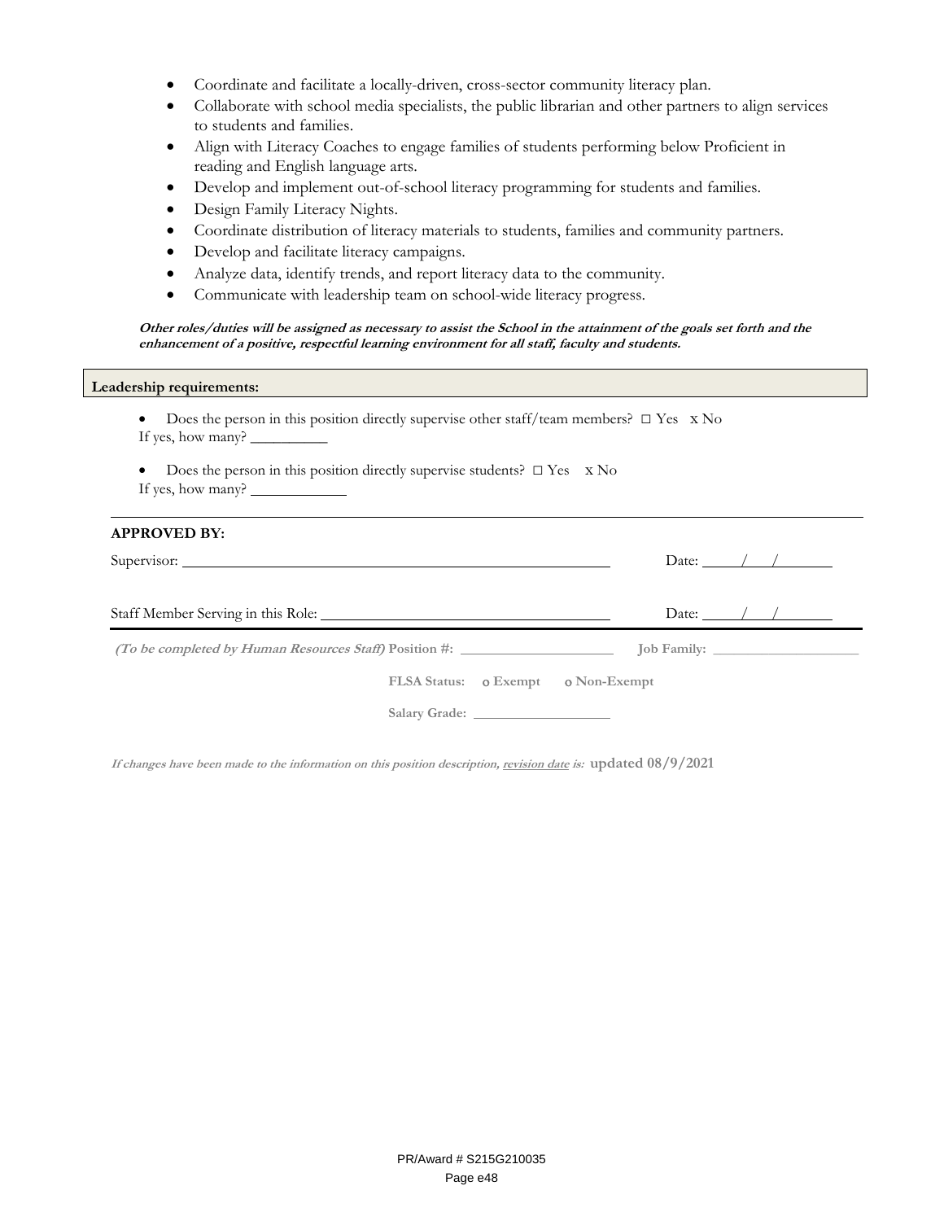- Coordinate and facilitate a locally-driven, cross-sector community literacy plan.
- Collaborate with school media specialists, the public librarian and other partners to align services to students and families.
- Align with Literacy Coaches to engage families of students performing below Proficient in reading and English language arts.
- Develop and implement out-of-school literacy programming for students and families.
- Design Family Literacy Nights.
- Coordinate distribution of literacy materials to students, families and community partners.
- Develop and facilitate literacy campaigns.
- Analyze data, identify trends, and report literacy data to the community.
- Communicate with leadership team on school-wide literacy progress.

***Other roles/duties will be assigned as necessary to assist the School in the attainment of the goals set forth and the enhancement of a positive, respectful learning environment for all staff, faculty and students.***

**Leadership requirements:**

- Does the person in this position directly supervise other staff/team members? ☐ Yes x No

If yes, how many? __________

- Does the person in this position directly supervise students? ☐ Yes x No

If yes, how many? ____________

**APPROVED BY:**

Supervisor: ______________________________________________ Date: ____/____/______

Staff Member Serving in this Role: ______________________________ Date: ____/____/______

***(To be completed by Human Resources Staff)*** **Position #:** ____________________ **Job Family:** ____________________

**FLSA Status:** o **Exempt** o **Non-Exempt**

**Salary Grade:** __________________

***If changes have been made to the information on this position description, <u>revision date</u> is:*** **updated 08/9/2021**

PR/Award # S215G210035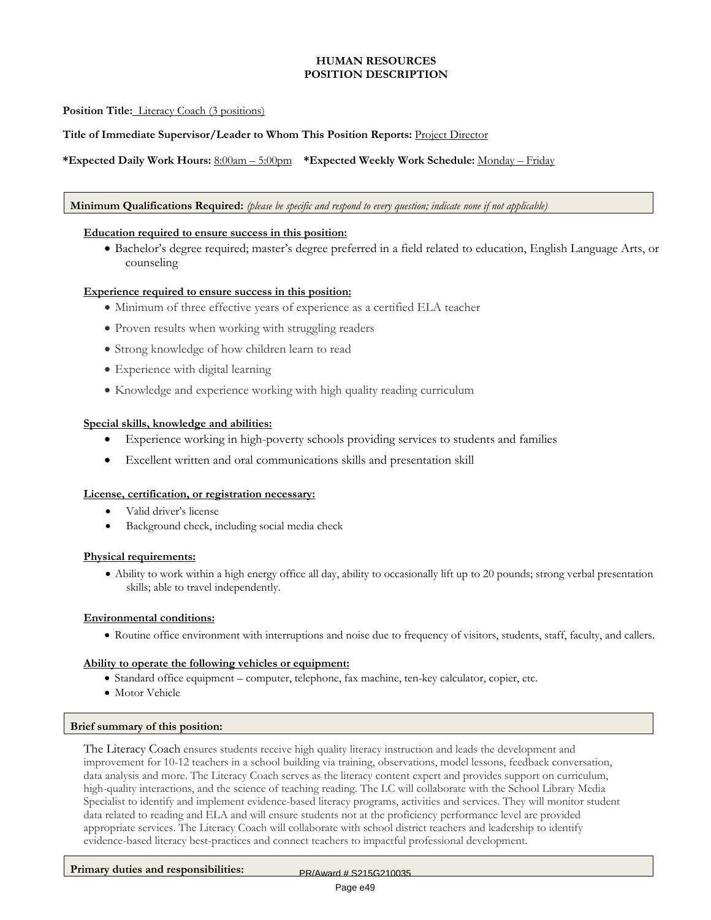**HUMAN RESOURCES**
**POSITION DESCRIPTION**

**Position Title:** Literacy Coach (3 positions)

**Title of Immediate Supervisor/Leader to Whom This Position Reports:** Project Director

**\*Expected Daily Work Hours:** 8:00am – 5:00pm **\*Expected Weekly Work Schedule:** Monday – Friday

**Minimum Qualifications Required:** *(please be specific and respond to every question; indicate none if not applicable)*

**Education required to ensure success in this position:**

- Bachelor's degree required; master's degree preferred in a field related to education, English Language Arts, or counseling

**Experience required to ensure success in this position:**

- Minimum of three effective years of experience as a certified ELA teacher
- Proven results when working with struggling readers
- Strong knowledge of how children learn to read
- Experience with digital learning
- Knowledge and experience working with high quality reading curriculum

**Special skills, knowledge and abilities:**

- Experience working in high-poverty schools providing services to students and families
- Excellent written and oral communications skills and presentation skill

**License, certification, or registration necessary:**

- Valid driver's license
- Background check, including social media check

**Physical requirements:**

- Ability to work within a high energy office all day, ability to occasionally lift up to 20 pounds; strong verbal presentation skills; able to travel independently.

**Environmental conditions:**

- Routine office environment with interruptions and noise due to frequency of visitors, students, staff, faculty, and callers.

**Ability to operate the following vehicles or equipment:**

- Standard office equipment – computer, telephone, fax machine, ten-key calculator, copier, etc.
- Motor Vehicle

**Brief summary of this position:**

The Literacy Coach ensures students receive high quality literacy instruction and leads the development and improvement for 10-12 teachers in a school building via training, observations, model lessons, feedback conversation, data analysis and more. The Literacy Coach serves as the literacy content expert and provides support on curriculum, high-quality interactions, and the science of teaching reading. The LC will collaborate with the School Library Media Specialist to identify and implement evidence-based literacy programs, activities and services. They will monitor student data related to reading and ELA and will ensure students not at the proficiency performance level are provided appropriate services. The Literacy Coach will collaborate with school district teachers and leadership to identify evidence-based literacy best-practices and connect teachers to impactful professional development.

**Primary duties and responsibilities:**

PR/Award # S215G210035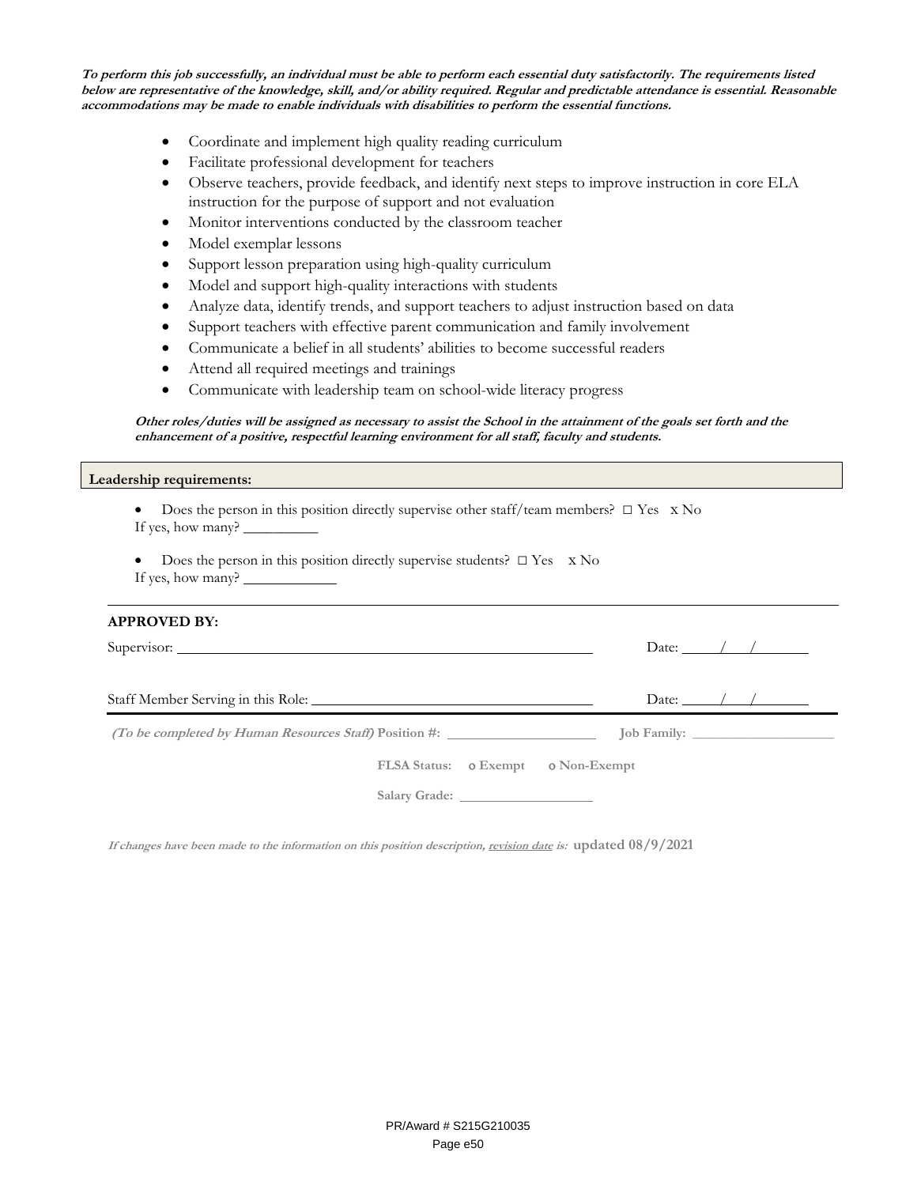***To perform this job successfully, an individual must be able to perform each essential duty satisfactorily. The requirements listed below are representative of the knowledge, skill, and/or ability required. Regular and predictable attendance is essential. Reasonable accommodations may be made to enable individuals with disabilities to perform the essential functions.***

- Coordinate and implement high quality reading curriculum
- Facilitate professional development for teachers
- Observe teachers, provide feedback, and identify next steps to improve instruction in core ELA instruction for the purpose of support and not evaluation
- Monitor interventions conducted by the classroom teacher
- Model exemplar lessons
- Support lesson preparation using high-quality curriculum
- Model and support high-quality interactions with students
- Analyze data, identify trends, and support teachers to adjust instruction based on data
- Support teachers with effective parent communication and family involvement
- Communicate a belief in all students' abilities to become successful readers
- Attend all required meetings and trainings
- Communicate with leadership team on school-wide literacy progress

***Other roles/duties will be assigned as necessary to assist the School in the attainment of the goals set forth and the enhancement of a positive, respectful learning environment for all staff, faculty and students.***

**Leadership requirements:**

- Does the person in this position directly supervise other staff/team members? ☐ Yes x No
  If yes, how many? __________

- Does the person in this position directly supervise students? ☐ Yes x No
  If yes, how many? ____________

**APPROVED BY:**

Supervisor: ____________________________________________ Date: ____/____/________

Staff Member Serving in this Role: ______________________________ Date: ____/____/________

***(To be completed by Human Resources Staff)*** **Position #:** ____________________ **Job Family:** ____________________

**FLSA Status: o Exempt o Non-Exempt**

**Salary Grade:** ____________________

***If changes have been made to the information on this position description, revision date is:*** **updated 08/9/2021**

PR/Award # S215G210035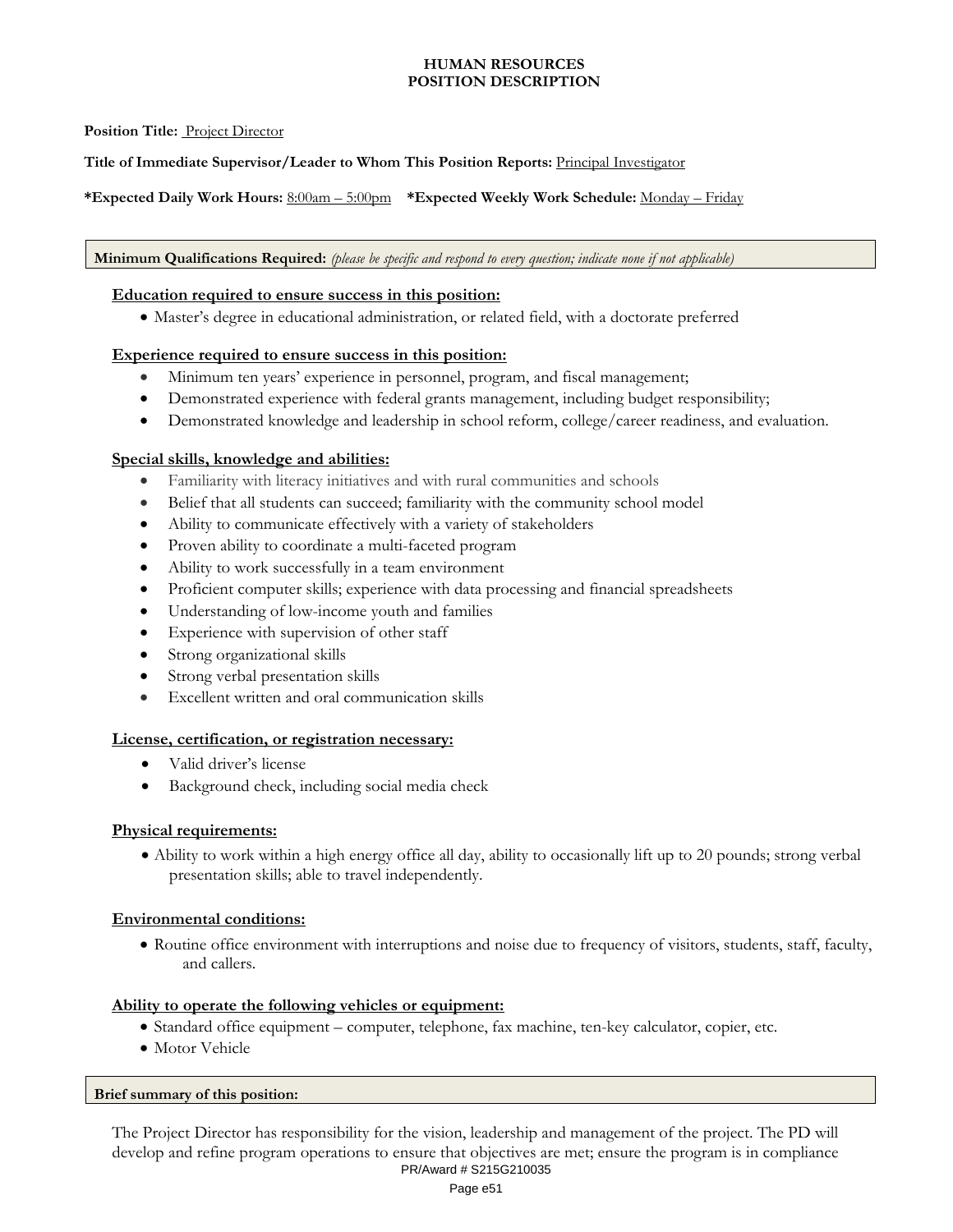**HUMAN RESOURCES**
**POSITION DESCRIPTION**

**Position Title:** Project Director

**Title of Immediate Supervisor/Leader to Whom This Position Reports:** Principal Investigator

**\*Expected Daily Work Hours:** 8:00am – 5:00pm **\*Expected Weekly Work Schedule:** Monday – Friday

**Minimum Qualifications Required:** *(please be specific and respond to every question; indicate none if not applicable)*

**Education required to ensure success in this position:**

- Master's degree in educational administration, or related field, with a doctorate preferred

**Experience required to ensure success in this position:**

- Minimum ten years' experience in personnel, program, and fiscal management;
- Demonstrated experience with federal grants management, including budget responsibility;
- Demonstrated knowledge and leadership in school reform, college/career readiness, and evaluation.

**Special skills, knowledge and abilities:**

- Familiarity with literacy initiatives and with rural communities and schools
- Belief that all students can succeed; familiarity with the community school model
- Ability to communicate effectively with a variety of stakeholders
- Proven ability to coordinate a multi-faceted program
- Ability to work successfully in a team environment
- Proficient computer skills; experience with data processing and financial spreadsheets
- Understanding of low-income youth and families
- Experience with supervision of other staff
- Strong organizational skills
- Strong verbal presentation skills
- Excellent written and oral communication skills

**License, certification, or registration necessary:**

- Valid driver's license
- Background check, including social media check

**Physical requirements:**

- Ability to work within a high energy office all day, ability to occasionally lift up to 20 pounds; strong verbal presentation skills; able to travel independently.

**Environmental conditions:**

- Routine office environment with interruptions and noise due to frequency of visitors, students, staff, faculty, and callers.

**Ability to operate the following vehicles or equipment:**

- Standard office equipment – computer, telephone, fax machine, ten-key calculator, copier, etc.
- Motor Vehicle

**Brief summary of this position:**

The Project Director has responsibility for the vision, leadership and management of the project. The PD will develop and refine program operations to ensure that objectives are met; ensure the program is in compliance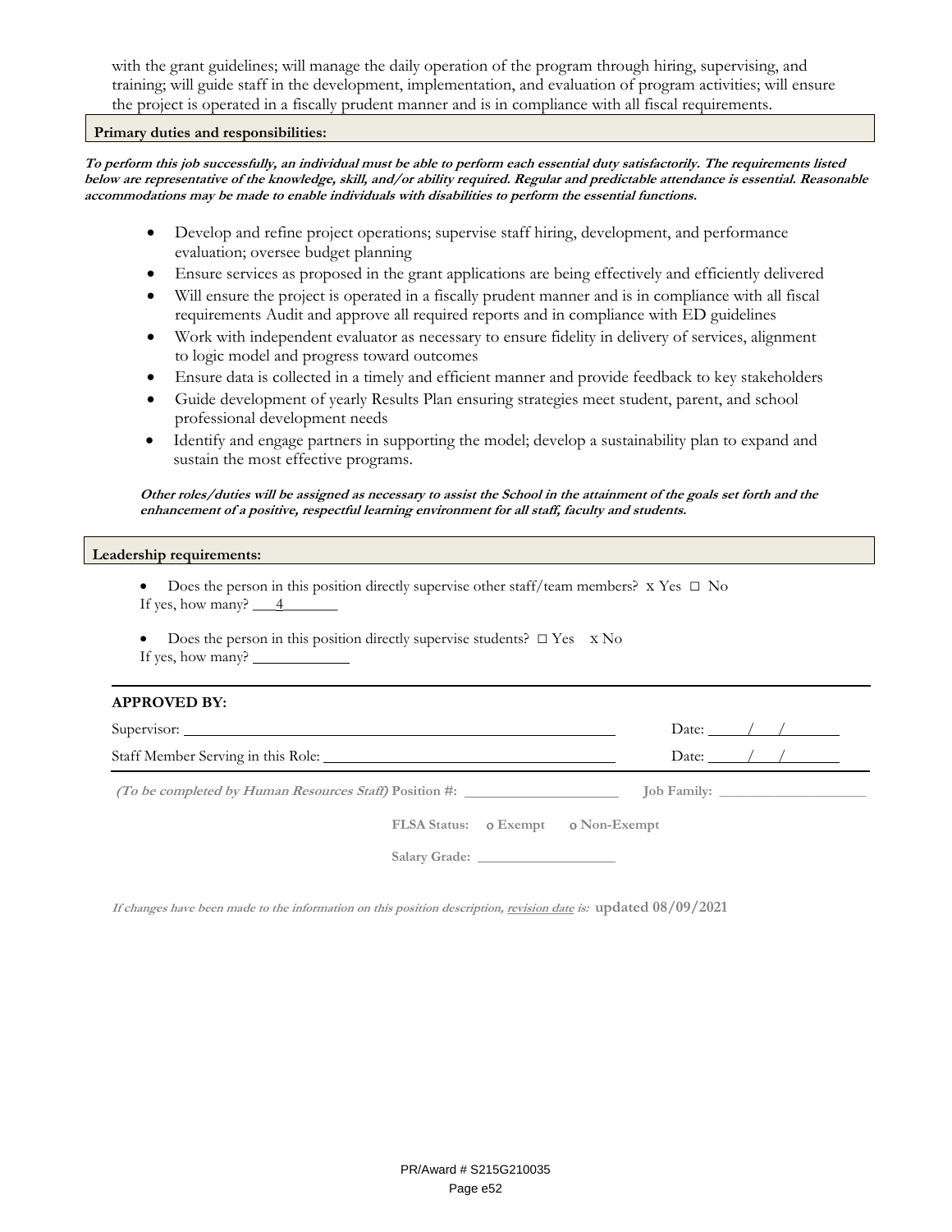with the grant guidelines; will manage the daily operation of the program through hiring, supervising, and training; will guide staff in the development, implementation, and evaluation of program activities; will ensure the project is operated in a fiscally prudent manner and is in compliance with all fiscal requirements.

**Primary duties and responsibilities:**

***To perform this job successfully, an individual must be able to perform each essential duty satisfactorily. The requirements listed below are representative of the knowledge, skill, and/or ability required. Regular and predictable attendance is essential. Reasonable accommodations may be made to enable individuals with disabilities to perform the essential functions.***

- Develop and refine project operations; supervise staff hiring, development, and performance evaluation; oversee budget planning
- Ensure services as proposed in the grant applications are being effectively and efficiently delivered
- Will ensure the project is operated in a fiscally prudent manner and is in compliance with all fiscal requirements Audit and approve all required reports and in compliance with ED guidelines
- Work with independent evaluator as necessary to ensure fidelity in delivery of services, alignment to logic model and progress toward outcomes
- Ensure data is collected in a timely and efficient manner and provide feedback to key stakeholders
- Guide development of yearly Results Plan ensuring strategies meet student, parent, and school professional development needs
- Identify and engage partners in supporting the model; develop a sustainability plan to expand and sustain the most effective programs.

***Other roles/duties will be assigned as necessary to assist the School in the attainment of the goals set forth and the enhancement of a positive, respectful learning environment for all staff, faculty and students.***

**Leadership requirements:**

- Does the person in this position directly supervise other staff/team members? x Yes ☐ No
  If yes, how many? ___4_______
- Does the person in this position directly supervise students? ☐ Yes x No
  If yes, how many? ____________

**APPROVED BY:**

Supervisor: ______________________________ Date: ____/____/______

Staff Member Serving in this Role: ______________________________ Date: ____/____/______

***(To be completed by Human Resources Staff)*** **Position #:** ____________________ **Job Family:** ____________________

**FLSA Status:** o **Exempt** o **Non-Exempt**

**Salary Grade:** ____________________

***If changes have been made to the information on this position description, revision date is:*** **updated 08/09/2021**

PR/Award # S215G210035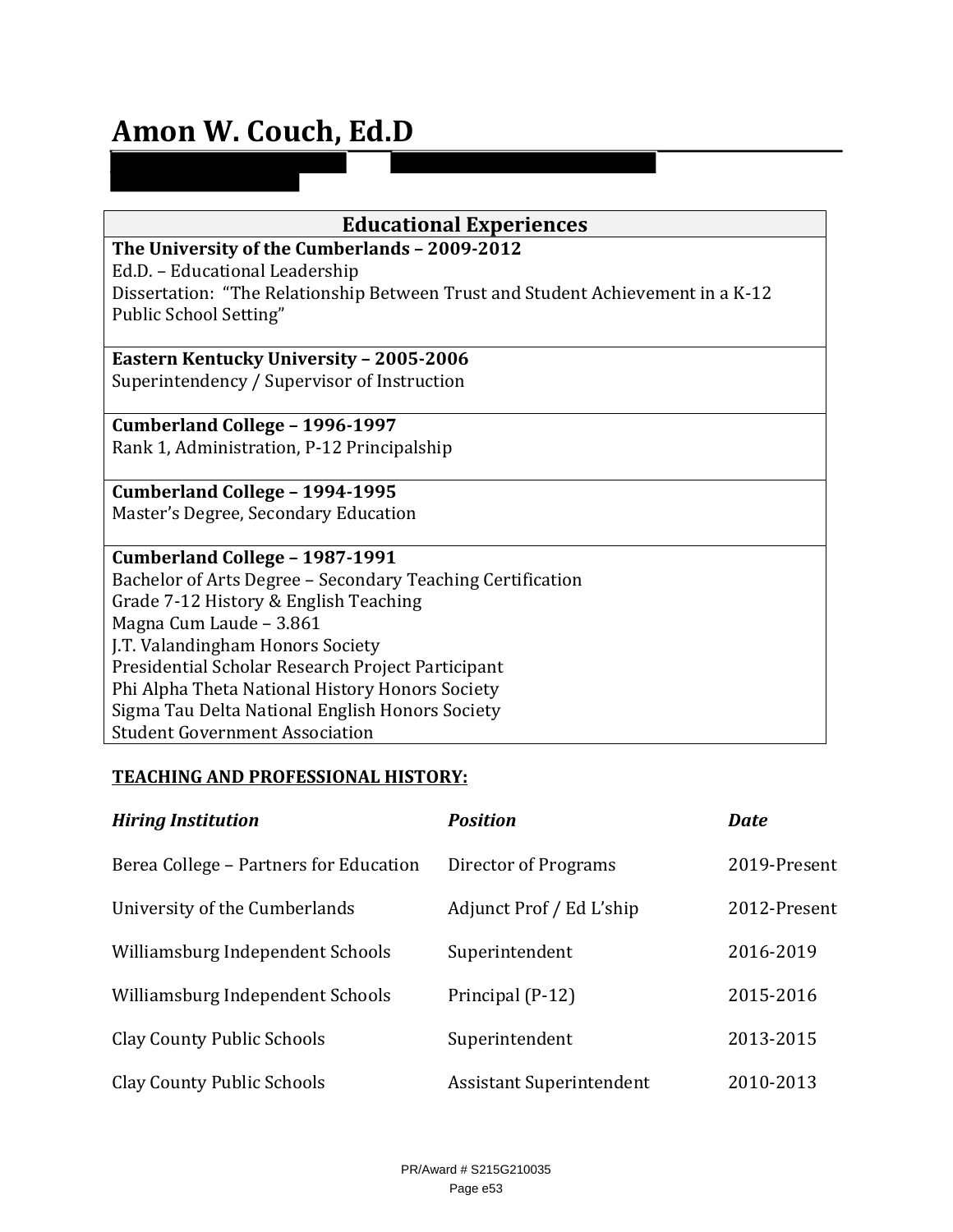# Amon W. Couch, Ed.D

| Educational Experiences |
|---|
| **The University of the Cumberlands – 2009-2012**<br>Ed.D. – Educational Leadership<br>Dissertation: "The Relationship Between Trust and Student Achievement in a K-12 Public School Setting" |
| **Eastern Kentucky University – 2005-2006**<br>Superintendency / Supervisor of Instruction |
| **Cumberland College – 1996-1997**<br>Rank 1, Administration, P-12 Principalship |
| **Cumberland College – 1994-1995**<br>Master's Degree, Secondary Education |
| **Cumberland College – 1987-1991**<br>Bachelor of Arts Degree – Secondary Teaching Certification<br>Grade 7-12 History & English Teaching<br>Magna Cum Laude – 3.861<br>J.T. Valandingham Honors Society<br>Presidential Scholar Research Project Participant<br>Phi Alpha Theta National History Honors Society<br>Sigma Tau Delta National English Honors Society<br>Student Government Association |

**TEACHING AND PROFESSIONAL HISTORY:**

| *Hiring Institution* | *Position* | *Date* |
|---|---|---|
| Berea College – Partners for Education | Director of Programs | 2019-Present |
| University of the Cumberlands | Adjunct Prof / Ed L'ship | 2012-Present |
| Williamsburg Independent Schools | Superintendent | 2016-2019 |
| Williamsburg Independent Schools | Principal (P-12) | 2015-2016 |
| Clay County Public Schools | Superintendent | 2013-2015 |
| Clay County Public Schools | Assistant Superintendent | 2010-2013 |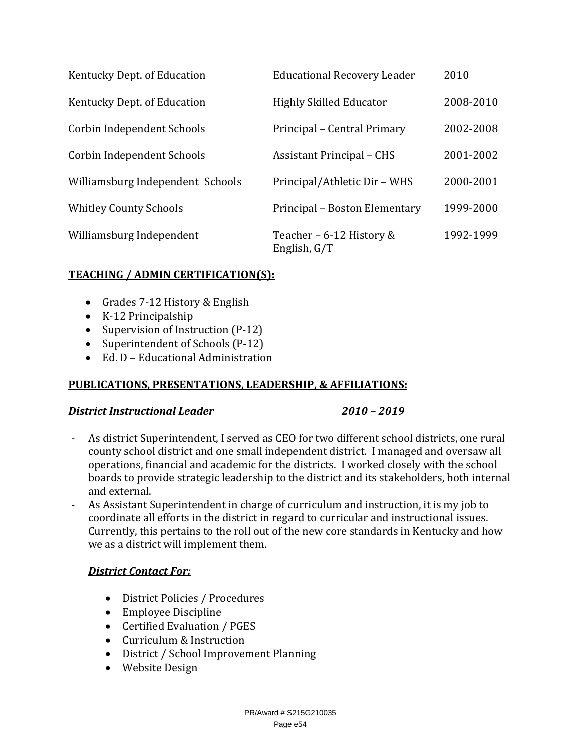| | | |
|---|---|---|
| Kentucky Dept. of Education | Educational Recovery Leader | 2010 |
| Kentucky Dept. of Education | Highly Skilled Educator | 2008-2010 |
| Corbin Independent Schools | Principal – Central Primary | 2002-2008 |
| Corbin Independent Schools | Assistant Principal – CHS | 2001-2002 |
| Williamsburg Independent Schools | Principal/Athletic Dir – WHS | 2000-2001 |
| Whitley County Schools | Principal – Boston Elementary | 1999-2000 |
| Williamsburg Independent | Teacher – 6-12 History & English, G/T | 1992-1999 |

**TEACHING / ADMIN CERTIFICATION(S):**

- Grades 7-12 History & English
- K-12 Principalship
- Supervision of Instruction (P-12)
- Superintendent of Schools (P-12)
- Ed. D – Educational Administration

**PUBLICATIONS, PRESENTATIONS, LEADERSHIP, & AFFILIATIONS:**

***District Instructional Leader*** ***2010 – 2019***

- As district Superintendent, I served as CEO for two different school districts, one rural county school district and one small independent district. I managed and oversaw all operations, financial and academic for the districts. I worked closely with the school boards to provide strategic leadership to the district and its stakeholders, both internal and external.
- As Assistant Superintendent in charge of curriculum and instruction, it is my job to coordinate all efforts in the district in regard to curricular and instructional issues. Currently, this pertains to the roll out of the new core standards in Kentucky and how we as a district will implement them.

***District Contact For:***

- District Policies / Procedures
- Employee Discipline
- Certified Evaluation / PGES
- Curriculum & Instruction
- District / School Improvement Planning
- Website Design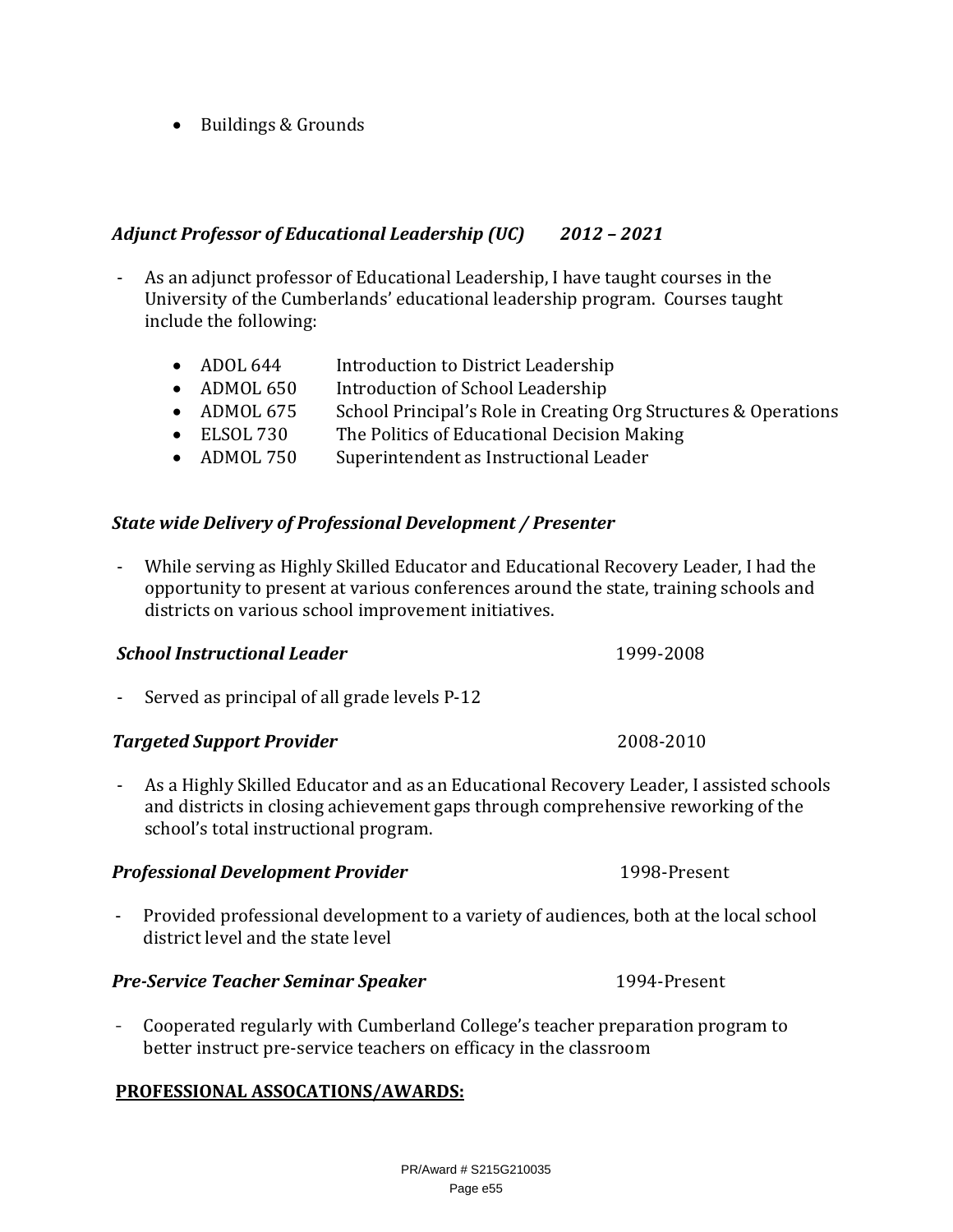- Buildings & Grounds

***Adjunct Professor of Educational Leadership (UC)  2012 – 2021***

- As an adjunct professor of Educational Leadership, I have taught courses in the University of the Cumberlands' educational leadership program. Courses taught include the following:
  - ADOL 644  Introduction to District Leadership
  - ADMOL 650  Introduction of School Leadership
  - ADMOL 675  School Principal's Role in Creating Org Structures & Operations
  - ELSOL 730  The Politics of Educational Decision Making
  - ADMOL 750  Superintendent as Instructional Leader

***State wide Delivery of Professional Development / Presenter***

- While serving as Highly Skilled Educator and Educational Recovery Leader, I had the opportunity to present at various conferences around the state, training schools and districts on various school improvement initiatives.

***School Instructional Leader*** 1999-2008

- Served as principal of all grade levels P-12

***Targeted Support Provider*** 2008-2010

- As a Highly Skilled Educator and as an Educational Recovery Leader, I assisted schools and districts in closing achievement gaps through comprehensive reworking of the school's total instructional program.

***Professional Development Provider*** 1998-Present

- Provided professional development to a variety of audiences, both at the local school district level and the state level

***Pre-Service Teacher Seminar Speaker*** 1994-Present

- Cooperated regularly with Cumberland College's teacher preparation program to better instruct pre-service teachers on efficacy in the classroom

**PROFESSIONAL ASSOCATIONS/AWARDS:**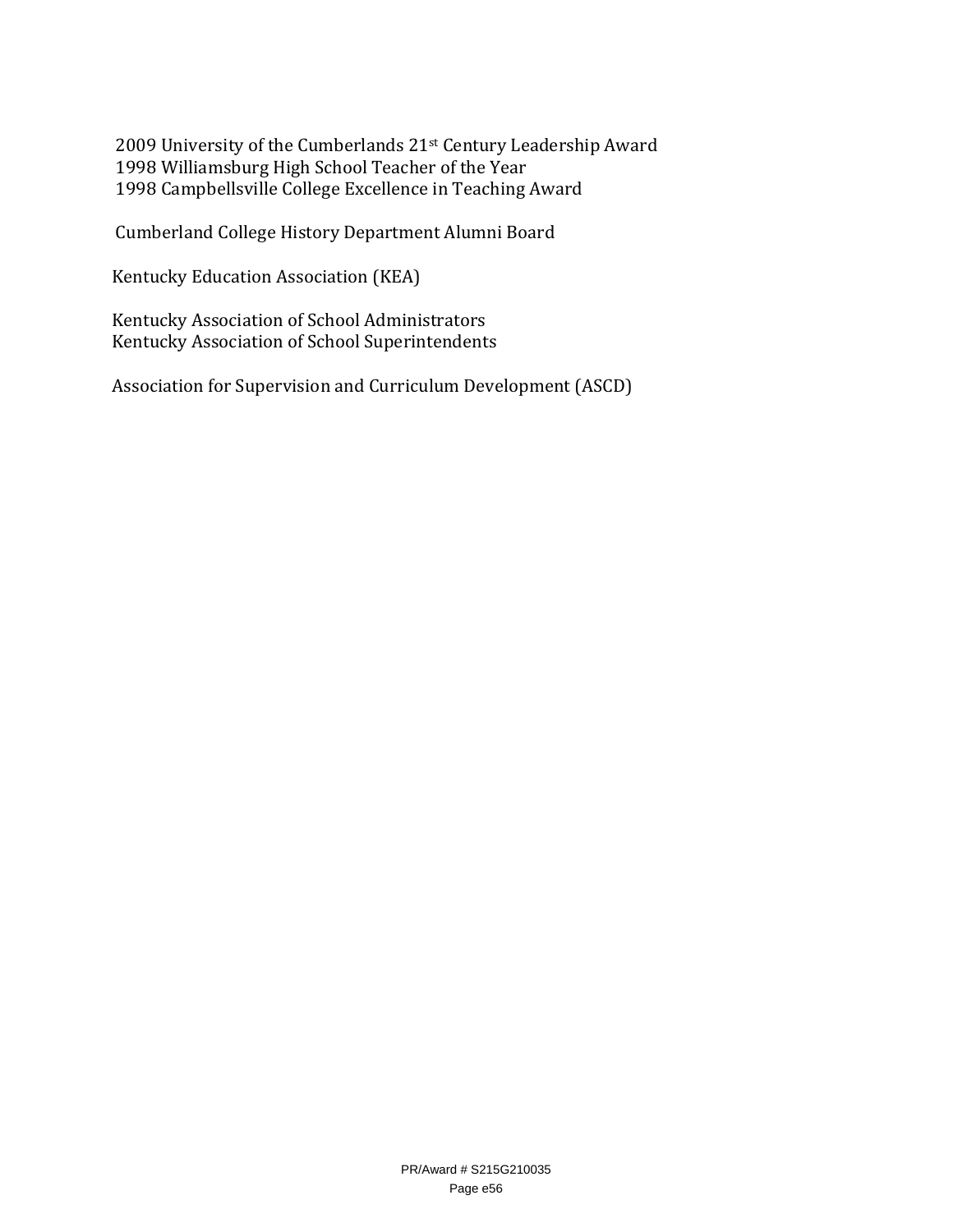2009 University of the Cumberlands 21st Century Leadership Award
1998 Williamsburg High School Teacher of the Year
1998 Campbellsville College Excellence in Teaching Award

Cumberland College History Department Alumni Board

Kentucky Education Association (KEA)

Kentucky Association of School Administrators
Kentucky Association of School Superintendents

Association for Supervision and Curriculum Development (ASCD)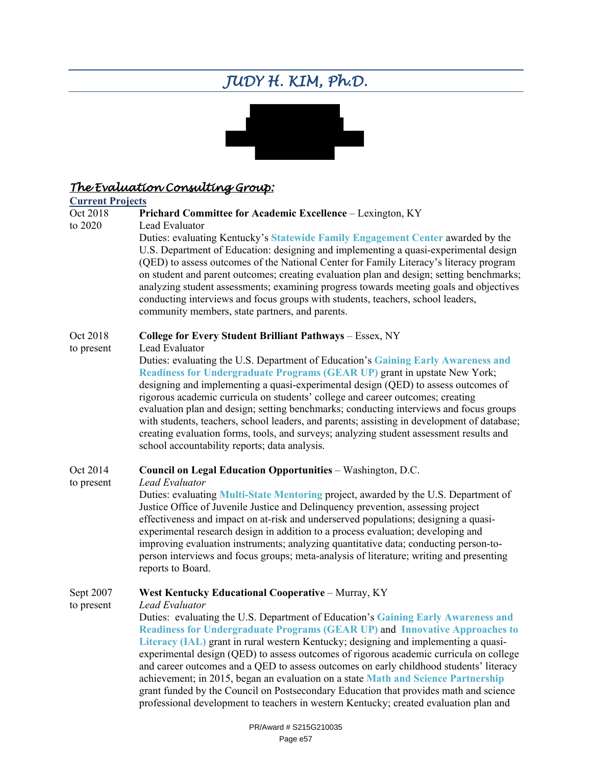# JUDY H. KIM, Ph.D.

## The Evaluation Consulting Group:

**Current Projects**

Oct 2018 to 2020 — **Prichard Committee for Academic Excellence** – Lexington, KY
Lead Evaluator
Duties: evaluating Kentucky's **Statewide Family Engagement Center** awarded by the U.S. Department of Education: designing and implementing a quasi-experimental design (QED) to assess outcomes of the National Center for Family Literacy's literacy program on student and parent outcomes; creating evaluation plan and design; setting benchmarks; analyzing student assessments; examining progress towards meeting goals and objectives conducting interviews and focus groups with students, teachers, school leaders, community members, state partners, and parents.

Oct 2018 to present — **College for Every Student Brilliant Pathways** – Essex, NY
Lead Evaluator
Duties: evaluating the U.S. Department of Education's **Gaining Early Awareness and Readiness for Undergraduate Programs (GEAR UP)** grant in upstate New York; designing and implementing a quasi-experimental design (QED) to assess outcomes of rigorous academic curricula on students' college and career outcomes; creating evaluation plan and design; setting benchmarks; conducting interviews and focus groups with students, teachers, school leaders, and parents; assisting in development of database; creating evaluation forms, tools, and surveys; analyzing student assessment results and school accountability reports; data analysis.

Oct 2014 to present — **Council on Legal Education Opportunities** – Washington, D.C.
*Lead Evaluator*
Duties: evaluating **Multi-State Mentoring** project, awarded by the U.S. Department of Justice Office of Juvenile Justice and Delinquency prevention, assessing project effectiveness and impact on at-risk and underserved populations; designing a quasi-experimental research design in addition to a process evaluation; developing and improving evaluation instruments; analyzing quantitative data; conducting person-to-person interviews and focus groups; meta-analysis of literature; writing and presenting reports to Board.

Sept 2007 to present — **West Kentucky Educational Cooperative** – Murray, KY
*Lead Evaluator*
Duties: evaluating the U.S. Department of Education's **Gaining Early Awareness and Readiness for Undergraduate Programs (GEAR UP)** and **Innovative Approaches to Literacy (IAL)** grant in rural western Kentucky; designing and implementing a quasi-experimental design (QED) to assess outcomes of rigorous academic curricula on college and career outcomes and a QED to assess outcomes on early childhood students' literacy achievement; in 2015, began an evaluation on a state **Math and Science Partnership** grant funded by the Council on Postsecondary Education that provides math and science professional development to teachers in western Kentucky; created evaluation plan and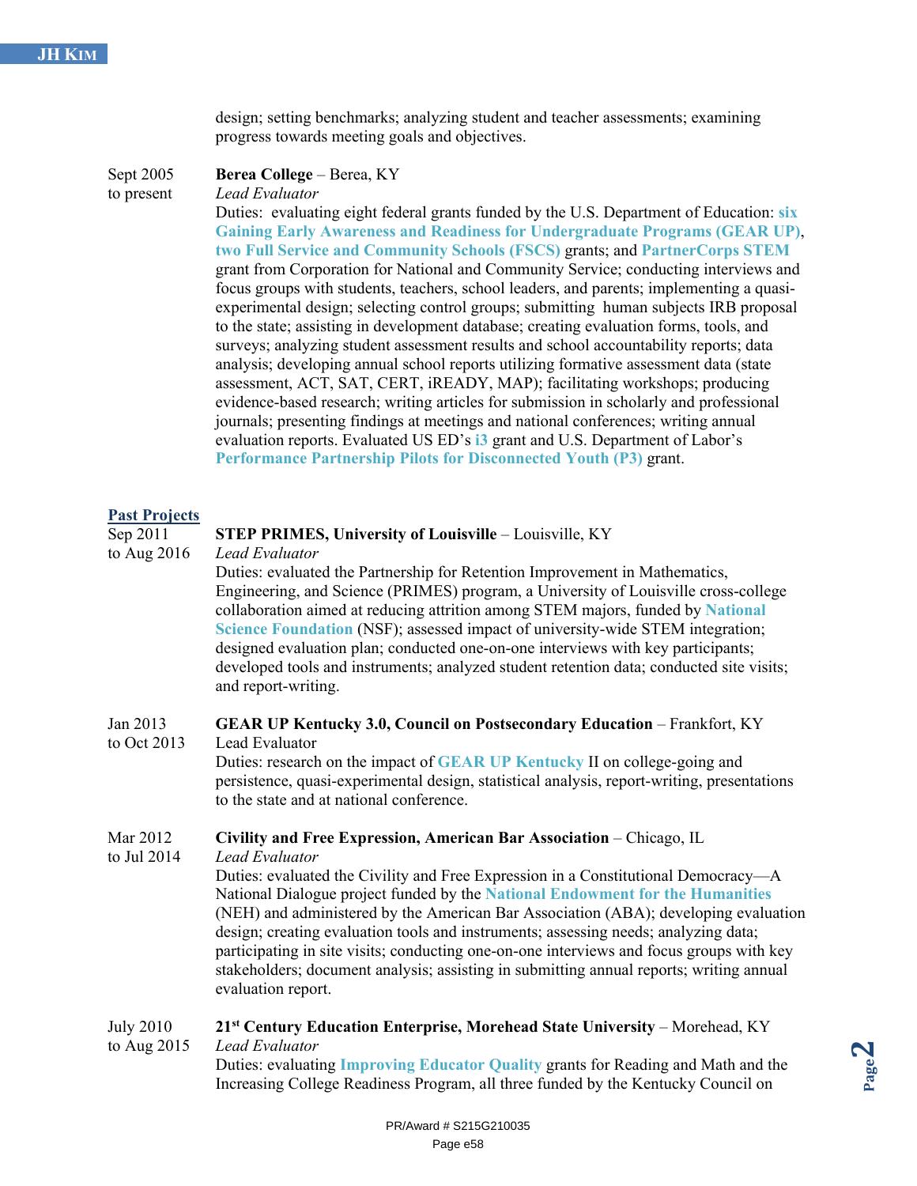design; setting benchmarks; analyzing student and teacher assessments; examining progress towards meeting goals and objectives.

Sept 2005 to present

**Berea College** – Berea, KY
*Lead Evaluator*
Duties: evaluating eight federal grants funded by the U.S. Department of Education: **six Gaining Early Awareness and Readiness for Undergraduate Programs (GEAR UP)**, **two Full Service and Community Schools (FSCS)** grants; and **PartnerCorps STEM** grant from Corporation for National and Community Service; conducting interviews and focus groups with students, teachers, school leaders, and parents; implementing a quasi-experimental design; selecting control groups; submitting human subjects IRB proposal to the state; assisting in development database; creating evaluation forms, tools, and surveys; analyzing student assessment results and school accountability reports; data analysis; developing annual school reports utilizing formative assessment data (state assessment, ACT, SAT, CERT, iREADY, MAP); facilitating workshops; producing evidence-based research; writing articles for submission in scholarly and professional journals; presenting findings at meetings and national conferences; writing annual evaluation reports. Evaluated US ED's **i3** grant and U.S. Department of Labor's **Performance Partnership Pilots for Disconnected Youth (P3)** grant.

## Past Projects

Sep 2011 to Aug 2016

**STEP PRIMES, University of Louisville** – Louisville, KY
*Lead Evaluator*
Duties: evaluated the Partnership for Retention Improvement in Mathematics, Engineering, and Science (PRIMES) program, a University of Louisville cross-college collaboration aimed at reducing attrition among STEM majors, funded by **National Science Foundation** (NSF); assessed impact of university-wide STEM integration; designed evaluation plan; conducted one-on-one interviews with key participants; developed tools and instruments; analyzed student retention data; conducted site visits; and report-writing.

Jan 2013 to Oct 2013

**GEAR UP Kentucky 3.0, Council on Postsecondary Education** – Frankfort, KY
Lead Evaluator
Duties: research on the impact of **GEAR UP Kentucky** II on college-going and persistence, quasi-experimental design, statistical analysis, report-writing, presentations to the state and at national conference.

Mar 2012 to Jul 2014

**Civility and Free Expression, American Bar Association** – Chicago, IL
*Lead Evaluator*
Duties: evaluated the Civility and Free Expression in a Constitutional Democracy—A National Dialogue project funded by the **National Endowment for the Humanities** (NEH) and administered by the American Bar Association (ABA); developing evaluation design; creating evaluation tools and instruments; assessing needs; analyzing data; participating in site visits; conducting one-on-one interviews and focus groups with key stakeholders; document analysis; assisting in submitting annual reports; writing annual evaluation report.

July 2010 to Aug 2015

**21st Century Education Enterprise, Morehead State University** – Morehead, KY
*Lead Evaluator*
Duties: evaluating **Improving Educator Quality** grants for Reading and Math and the Increasing College Readiness Program, all three funded by the Kentucky Council on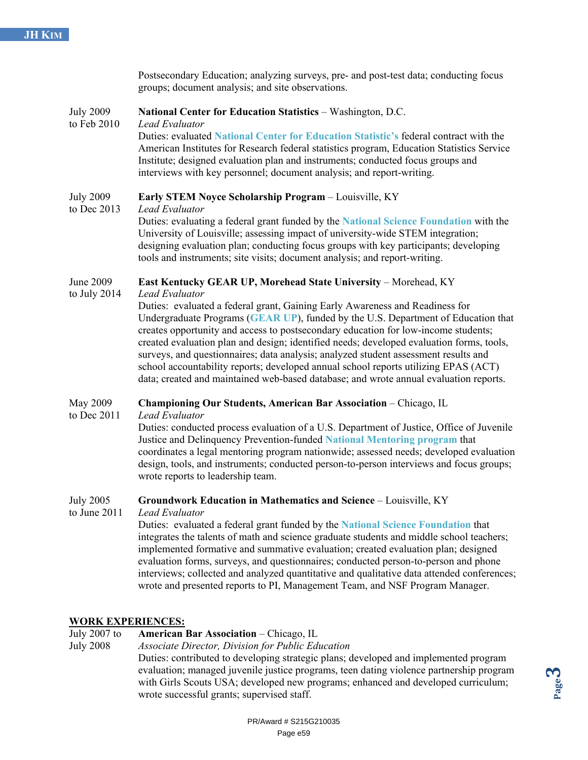Postsecondary Education; analyzing surveys, pre- and post-test data; conducting focus groups; document analysis; and site observations.

July 2009 to Feb 2010 — **National Center for Education Statistics** – Washington, D.C.
*Lead Evaluator*
Duties: evaluated **National Center for Education Statistic's** federal contract with the American Institutes for Research federal statistics program, Education Statistics Service Institute; designed evaluation plan and instruments; conducted focus groups and interviews with key personnel; document analysis; and report-writing.

July 2009 to Dec 2013 — **Early STEM Noyce Scholarship Program** – Louisville, KY
*Lead Evaluator*
Duties: evaluating a federal grant funded by the **National Science Foundation** with the University of Louisville; assessing impact of university-wide STEM integration; designing evaluation plan; conducting focus groups with key participants; developing tools and instruments; site visits; document analysis; and report-writing.

June 2009 to July 2014 — **East Kentucky GEAR UP, Morehead State University** – Morehead, KY
*Lead Evaluator*
Duties: evaluated a federal grant, Gaining Early Awareness and Readiness for Undergraduate Programs (**GEAR UP**), funded by the U.S. Department of Education that creates opportunity and access to postsecondary education for low-income students; created evaluation plan and design; identified needs; developed evaluation forms, tools, surveys, and questionnaires; data analysis; analyzed student assessment results and school accountability reports; developed annual school reports utilizing EPAS (ACT) data; created and maintained web-based database; and wrote annual evaluation reports.

May 2009 to Dec 2011 — **Championing Our Students, American Bar Association** – Chicago, IL
*Lead Evaluator*
Duties: conducted process evaluation of a U.S. Department of Justice, Office of Juvenile Justice and Delinquency Prevention-funded **National Mentoring program** that coordinates a legal mentoring program nationwide; assessed needs; developed evaluation design, tools, and instruments; conducted person-to-person interviews and focus groups; wrote reports to leadership team.

July 2005 to June 2011 — **Groundwork Education in Mathematics and Science** – Louisville, KY
*Lead Evaluator*
Duties: evaluated a federal grant funded by the **National Science Foundation** that integrates the talents of math and science graduate students and middle school teachers; implemented formative and summative evaluation; created evaluation plan; designed evaluation forms, surveys, and questionnaires; conducted person-to-person and phone interviews; collected and analyzed quantitative and qualitative data attended conferences; wrote and presented reports to PI, Management Team, and NSF Program Manager.

## WORK EXPERIENCES:

July 2007 to July 2008 — **American Bar Association** – Chicago, IL
*Associate Director, Division for Public Education*
Duties: contributed to developing strategic plans; developed and implemented program evaluation; managed juvenile justice programs, teen dating violence partnership program with Girls Scouts USA; developed new programs; enhanced and developed curriculum; wrote successful grants; supervised staff.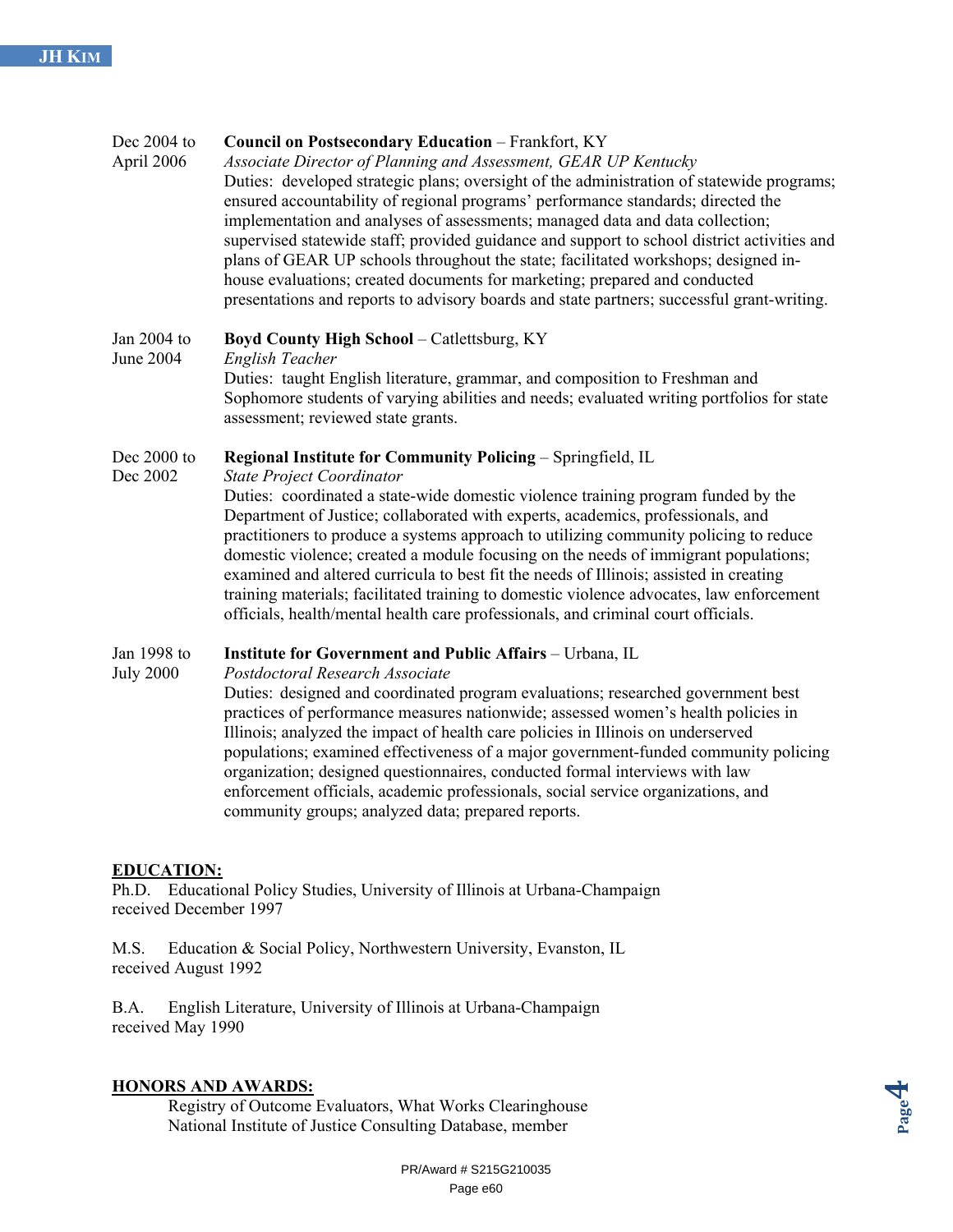Dec 2004 to April 2006 — **Council on Postsecondary Education** – Frankfort, KY
*Associate Director of Planning and Assessment, GEAR UP Kentucky*
Duties: developed strategic plans; oversight of the administration of statewide programs; ensured accountability of regional programs' performance standards; directed the implementation and analyses of assessments; managed data and data collection; supervised statewide staff; provided guidance and support to school district activities and plans of GEAR UP schools throughout the state; facilitated workshops; designed in-house evaluations; created documents for marketing; prepared and conducted presentations and reports to advisory boards and state partners; successful grant-writing.

Jan 2004 to June 2004 — **Boyd County High School** – Catlettsburg, KY
*English Teacher*
Duties: taught English literature, grammar, and composition to Freshman and Sophomore students of varying abilities and needs; evaluated writing portfolios for state assessment; reviewed state grants.

Dec 2000 to Dec 2002 — **Regional Institute for Community Policing** – Springfield, IL
*State Project Coordinator*
Duties: coordinated a state-wide domestic violence training program funded by the Department of Justice; collaborated with experts, academics, professionals, and practitioners to produce a systems approach to utilizing community policing to reduce domestic violence; created a module focusing on the needs of immigrant populations; examined and altered curricula to best fit the needs of Illinois; assisted in creating training materials; facilitated training to domestic violence advocates, law enforcement officials, health/mental health care professionals, and criminal court officials.

Jan 1998 to July 2000 — **Institute for Government and Public Affairs** – Urbana, IL
*Postdoctoral Research Associate*
Duties: designed and coordinated program evaluations; researched government best practices of performance measures nationwide; assessed women's health policies in Illinois; analyzed the impact of health care policies in Illinois on underserved populations; examined effectiveness of a major government-funded community policing organization; designed questionnaires, conducted formal interviews with law enforcement officials, academic professionals, social service organizations, and community groups; analyzed data; prepared reports.

## EDUCATION:

Ph.D. Educational Policy Studies, University of Illinois at Urbana-Champaign
received December 1997

M.S. Education & Social Policy, Northwestern University, Evanston, IL
received August 1992

B.A. English Literature, University of Illinois at Urbana-Champaign
received May 1990

## HONORS AND AWARDS:

Registry of Outcome Evaluators, What Works Clearinghouse
National Institute of Justice Consulting Database, member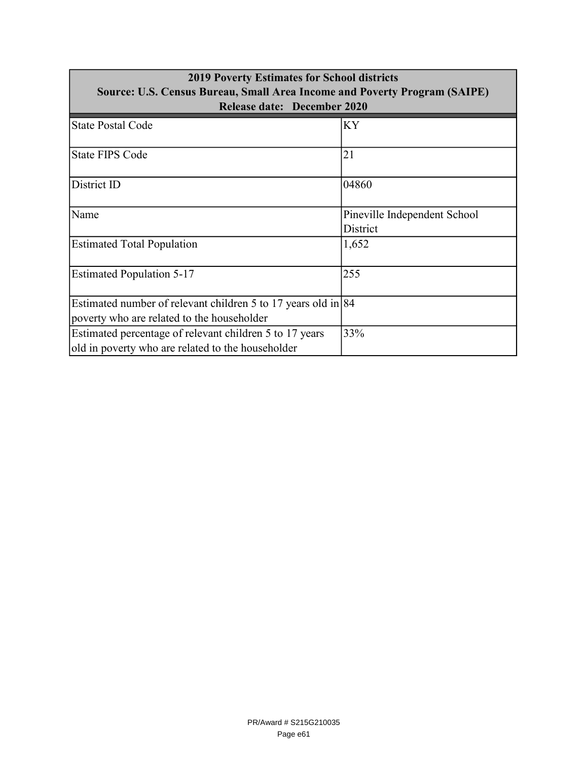| 2019 Poverty Estimates for School districts<br>Source: U.S. Census Bureau, Small Area Income and Poverty Program (SAIPE)<br>Release date: December 2020 | |
|---|---|
| State Postal Code | KY |
| State FIPS Code | 21 |
| District ID | 04860 |
| Name | Pineville Independent School District |
| Estimated Total Population | 1,652 |
| Estimated Population 5-17 | 255 |
| Estimated number of relevant children 5 to 17 years old in poverty who are related to the householder | 84 |
| Estimated percentage of relevant children 5 to 17 years old in poverty who are related to the householder | 33% |

PR/Award # S215G210035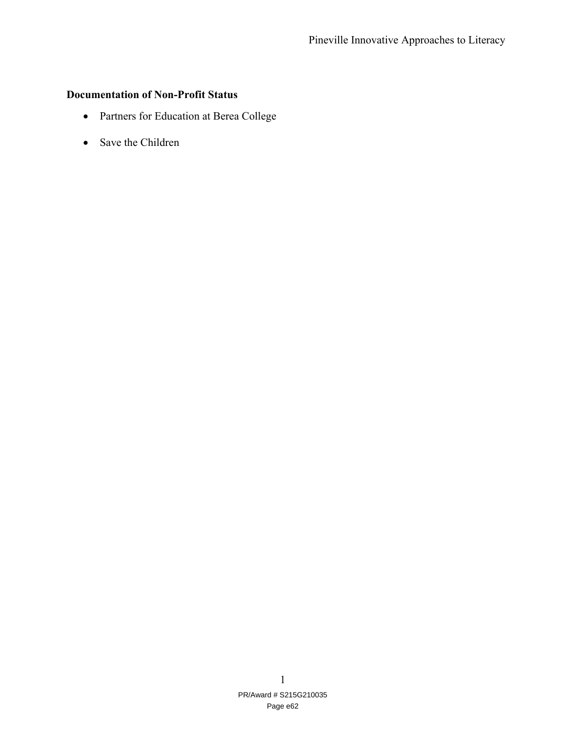**Documentation of Non-Profit Status**

- Partners for Education at Berea College
- Save the Children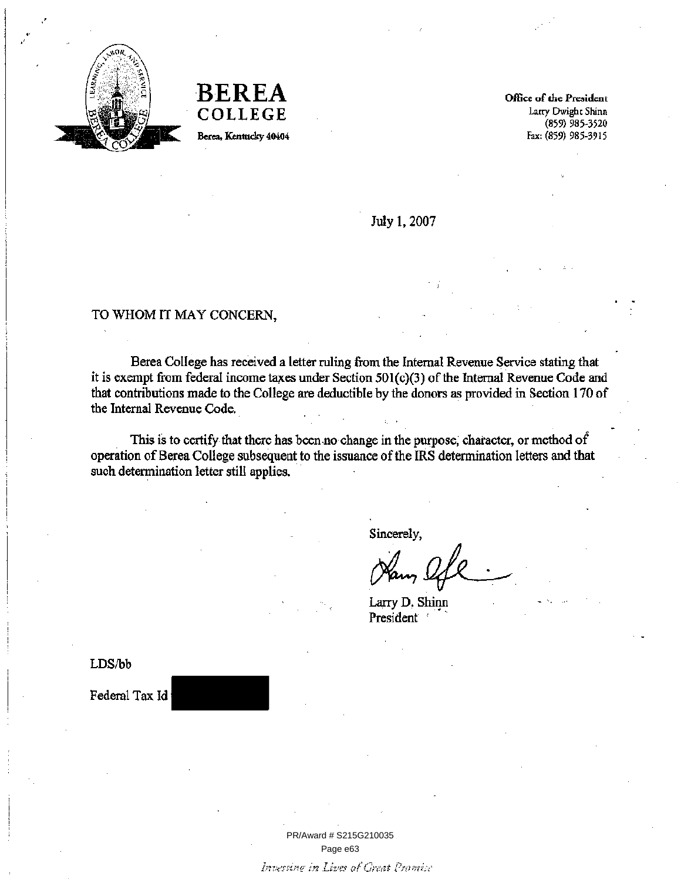**BEREA COLLEGE**
Berea, Kentucky 40404

**Office of the President**
Larry Dwight Shinn
(859) 985-3520
Fax: (859) 985-3915

July 1, 2007

TO WHOM IT MAY CONCERN,

Berea College has received a letter ruling from the Internal Revenue Service stating that it is exempt from federal income taxes under Section 501(c)(3) of the Internal Revenue Code and that contributions made to the College are deductible by the donors as provided in Section 170 of the Internal Revenue Code.

This is to certify that there has been no change in the purpose, character, or method of operation of Berea College subsequent to the issuance of the IRS determination letters and that such determination letter still applies.

Sincerely,

Larry D. Shinn
President

LDS/bb

Federal Tax Id

PR/Award # S215G210035

*Investing in Lives of Great Promise*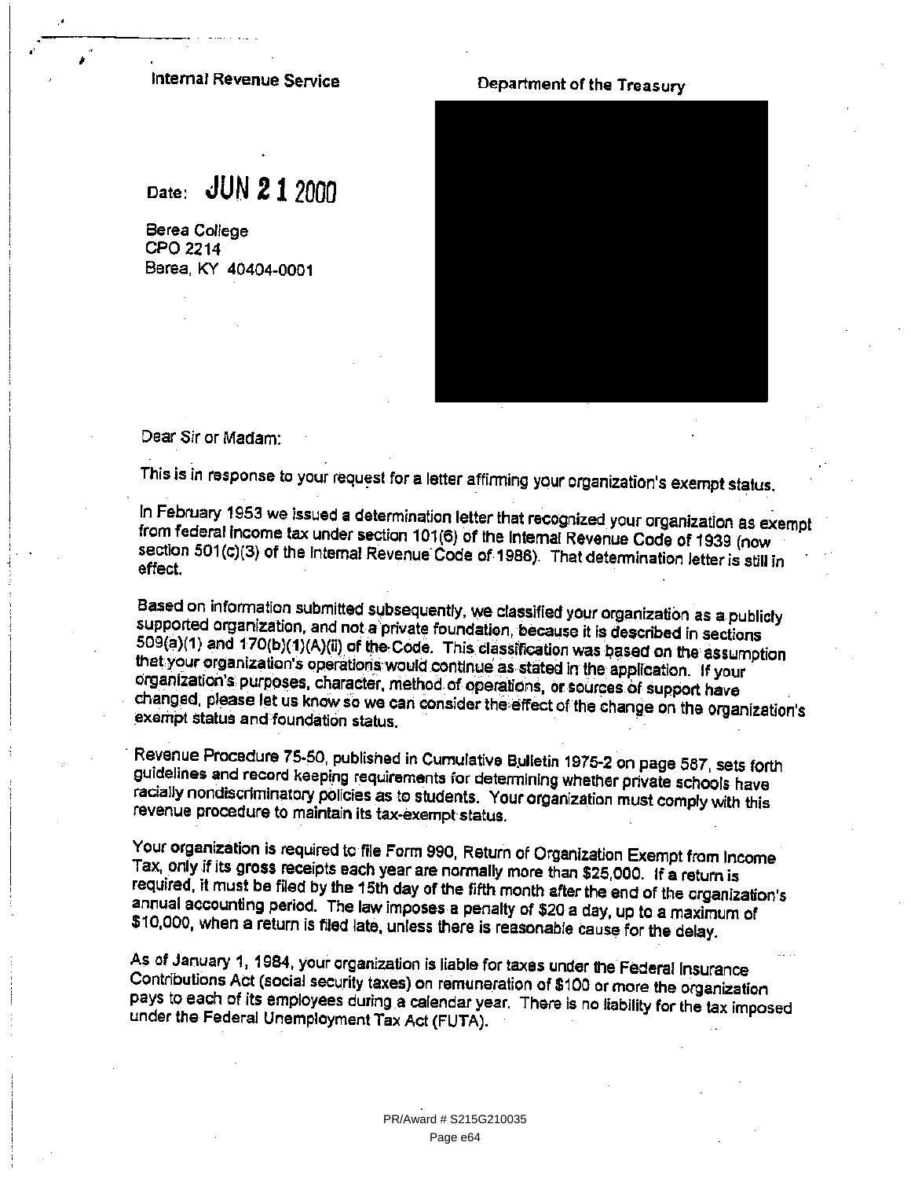Internal Revenue Service

Department of the Treasury

Date: JUN 21 2000

Berea College
CPO 2214
Berea, KY 40404-0001

Dear Sir or Madam:

This is in response to your request for a letter affirming your organization's exempt status.

In February 1953 we issued a determination letter that recognized your organization as exempt from federal income tax under section 101(6) of the Internal Revenue Code of 1939 (now section 501(c)(3) of the Internal Revenue Code of 1986). That determination letter is still in effect.

Based on information submitted subsequently, we classified your organization as a publicly supported organization, and not a private foundation, because it is described in sections 509(a)(1) and 170(b)(1)(A)(ii) of the Code. This classification was based on the assumption that your organization's operations would continue as stated in the application. If your organization's purposes, character, method of operations, or sources of support have changed, please let us know so we can consider the effect of the change on the organization's exempt status and foundation status.

Revenue Procedure 75-50, published in Cumulative Bulletin 1975-2 on page 587, sets forth guidelines and record keeping requirements for determining whether private schools have racially nondiscriminatory policies as to students. Your organization must comply with this revenue procedure to maintain its tax-exempt status.

Your organization is required to file Form 990, Return of Organization Exempt from Income Tax, only if its gross receipts each year are normally more than $25,000. If a return is required, it must be filed by the 15th day of the fifth month after the end of the organization's annual accounting period. The law imposes a penalty of $20 a day, up to a maximum of $10,000, when a return is filed late, unless there is reasonable cause for the delay.

As of January 1, 1984, your organization is liable for taxes under the Federal Insurance Contributions Act (social security taxes) on remuneration of $100 or more the organization pays to each of its employees during a calendar year. There is no liability for the tax imposed under the Federal Unemployment Tax Act (FUTA).

PR/Award # S215G210035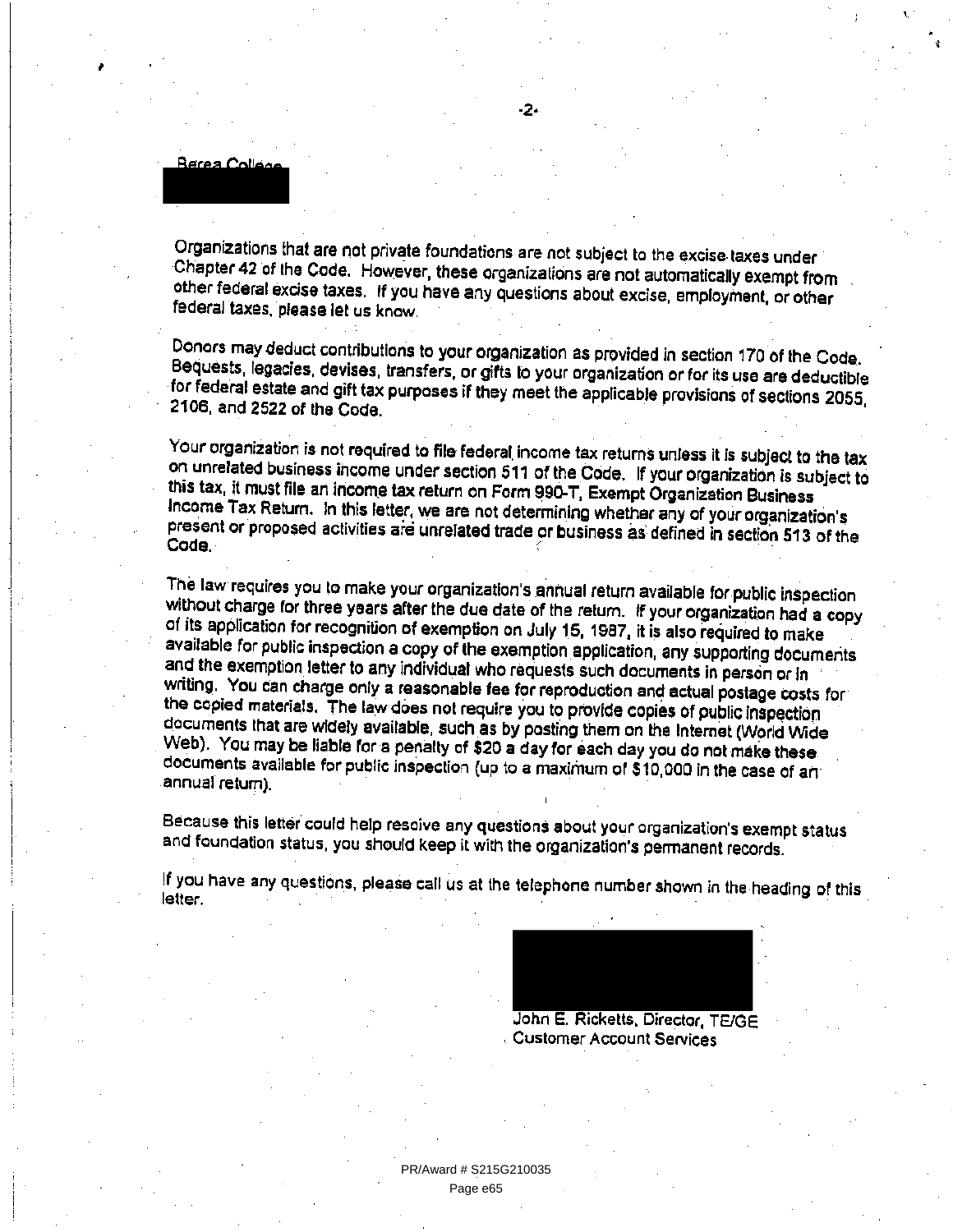Berea College

Organizations that are not private foundations are not subject to the excise taxes under Chapter 42 of the Code. However, these organizations are not automatically exempt from other federal excise taxes. If you have any questions about excise, employment, or other federal taxes, please let us know.

Donors may deduct contributions to your organization as provided in section 170 of the Code. Bequests, legacies, devises, transfers, or gifts to your organization or for its use are deductible for federal estate and gift tax purposes if they meet the applicable provisions of sections 2055, 2106, and 2522 of the Code.

Your organization is not required to file federal income tax returns unless it is subject to the tax on unrelated business income under section 511 of the Code. If your organization is subject to this tax, it must file an income tax return on Form 990-T, Exempt Organization Business Income Tax Return. In this letter, we are not determining whether any of your organization's present or proposed activities are unrelated trade or business as defined in section 513 of the Code.

The law requires you to make your organization's annual return available for public inspection without charge for three years after the due date of the return. If your organization had a copy of its application for recognition of exemption on July 15, 1987, it is also required to make available for public inspection a copy of the exemption application, any supporting documents and the exemption letter to any individual who requests such documents in person or in writing. You can charge only a reasonable fee for reproduction and actual postage costs for the copied materials. The law does not require you to provide copies of public inspection documents that are widely available, such as by posting them on the Internet (World Wide Web). You may be liable for a penalty of $20 a day for each day you do not make these documents available for public inspection (up to a maximum of $10,000 in the case of an annual return).

Because this letter could help resolve any questions about your organization's exempt status and foundation status, you should keep it with the organization's permanent records.

If you have any questions, please call us at the telephone number shown in the heading of this letter.

John E. Ricketts, Director, TE/GE
Customer Account Services

PR/Award # S215G210035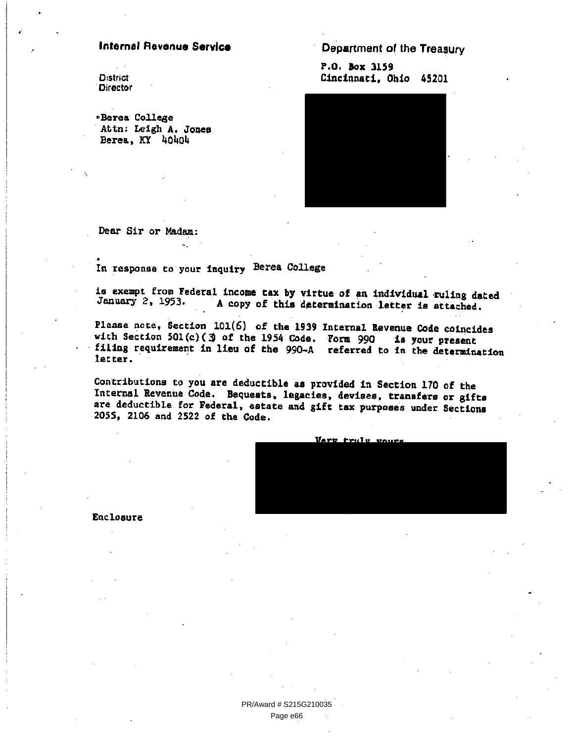**Internal Revenue Service**

District Director

Department of the Treasury

P.O. Box 3159
Cincinnati, Ohio 45201

Berea College
Attn: Leigh A. Jones
Berea, KY 40404

Dear Sir or Madam:

In response to your inquiry Berea College

is exempt from Federal income tax by virtue of an individual ruling dated January 2, 1953. A copy of this determination letter is attached.

Please note, Section 101(6) of the 1939 Internal Revenue Code coincides with Section 501(c)(3) of the 1954 Code. Form 990 is your present filing requirement in lieu of the 990-A referred to in the determination letter.

Contributions to you are deductible as provided in Section 170 of the Internal Revenue Code. Bequests, legacies, devises, transfers or gifts are deductible for Federal, estate and gift tax purposes under Sections 2055, 2106 and 2522 of the Code.

Very truly yours,

Enclosure

PR/Award # S215G210035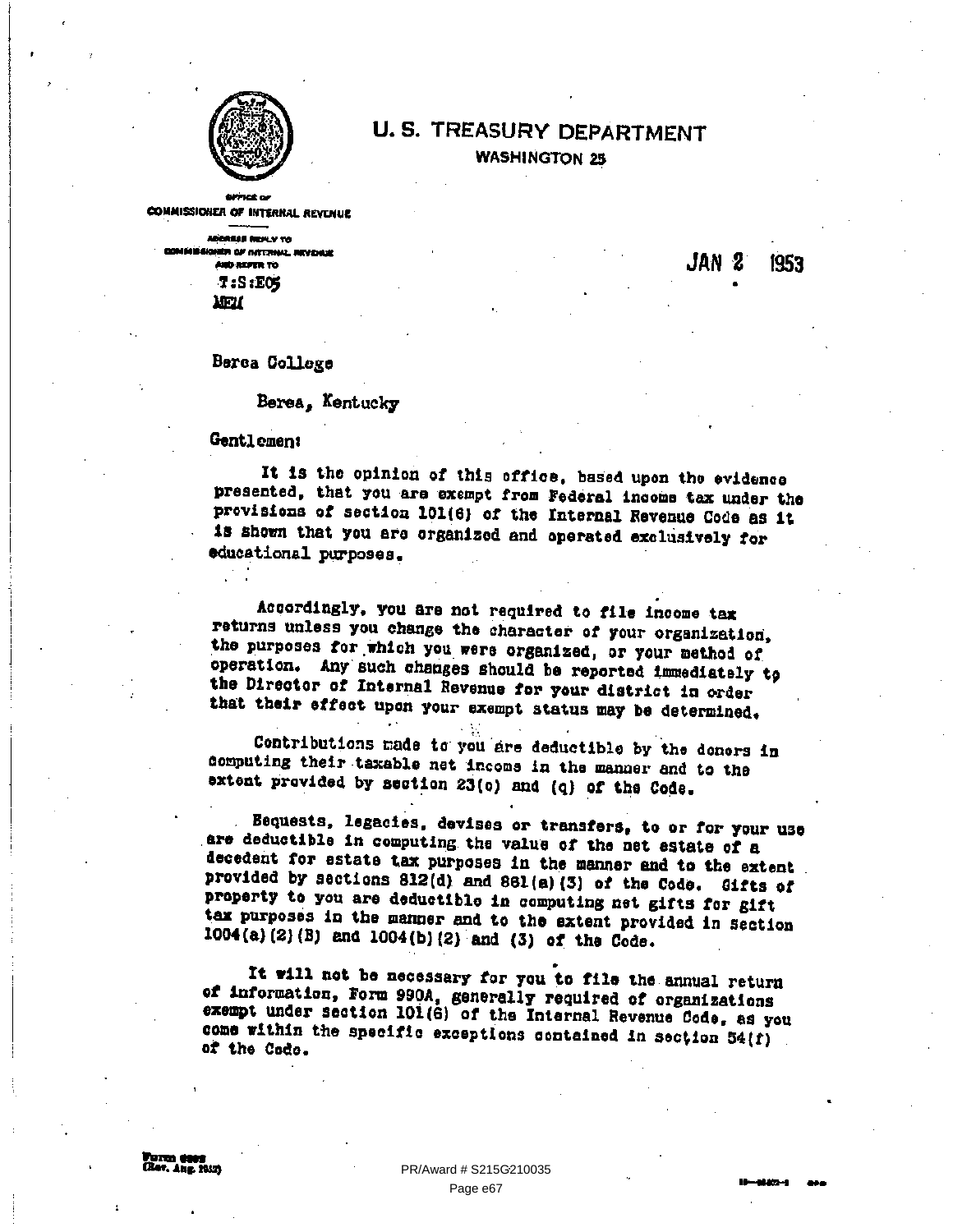# U. S. TREASURY DEPARTMENT

WASHINGTON 25

OFFICE OF
COMMISSIONER OF INTERNAL REVENUE

ADDRESS REPLY TO
COMMISSIONER OF INTERNAL REVENUE
AND REFER TO
T:S:E05
MEH

JAN 2 1953

Berea College

Berea, Kentucky

Gentlemen:

It is the opinion of this office, based upon the evidence presented, that you are exempt from Federal income tax under the provisions of section 101(6) of the Internal Revenue Code as it is shown that you are organized and operated exclusively for educational purposes.

Accordingly, you are not required to file income tax returns unless you change the character of your organization, the purposes for which you were organized, or your method of operation. Any such changes should be reported immediately to the Director of Internal Revenue for your district in order that their effect upon your exempt status may be determined.

Contributions made to you are deductible by the donors in computing their taxable net income in the manner and to the extent provided by section 23(o) and (q) of the Code.

Bequests, legacies, devises or transfers, to or for your use are deductible in computing the value of the net estate of a decedent for estate tax purposes in the manner and to the extent provided by sections 812(d) and 861(a)(3) of the Code. Gifts of property to you are deductible in computing net gifts for gift tax purposes in the manner and to the extent provided in section 1004(a)(2)(B) and 1004(b)(2) and (3) of the Code.

It will not be necessary for you to file the annual return of information, Form 990A, generally required of organizations exempt under section 101(6) of the Internal Revenue Code, as you come within the specific exceptions contained in section 54(f) of the Code.

Form 6603
(Rev. Aug. 1952)

PR/Award # S215G210035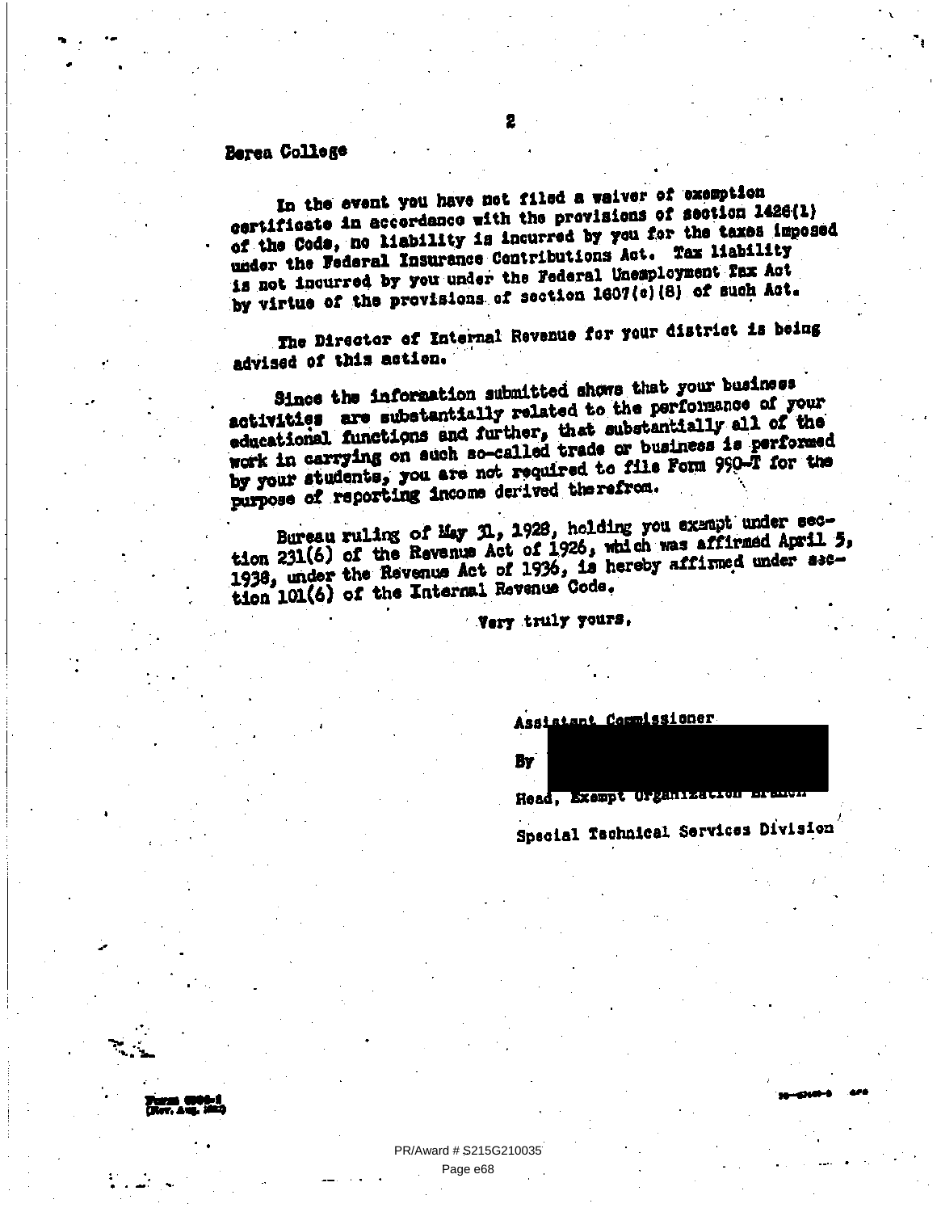Berea College

In the event you have not filed a waiver of exemption certificate in accordance with the provisions of section 1426(1) of the Code, no liability is incurred by you for the taxes imposed under the Federal Insurance Contributions Act. Tax liability is not incurred by you under the Federal Unemployment Tax Act by virtue of the provisions of section 1607(c)(8) of such Act.

The Director of Internal Revenue for your district is being advised of this action.

Since the information submitted shows that your business activities are substantially related to the performance of your educational functions and further, that substantially all of the work in carrying on such so-called trade or business is performed by your students, you are not required to file Form 990-T for the purpose of reporting income derived therefrom.

Bureau ruling of May 31, 1928, holding you exempt under section 231(6) of the Revenue Act of 1926, which was affirmed April 5, 1938, under the Revenue Act of 1936, is hereby affirmed under section 101(6) of the Internal Revenue Code.

Very truly yours,

Assistant Commissioner

By

Head, Exempt Organization Branch

Special Technical Services Division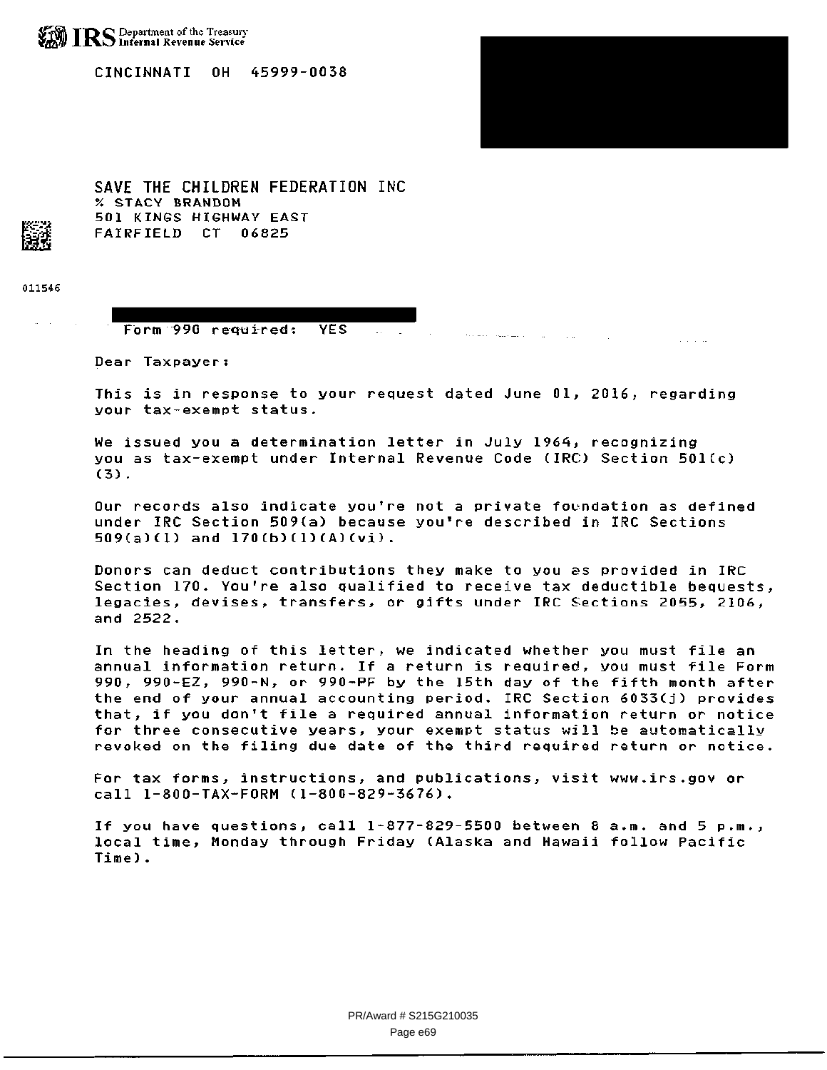IRS Department of the Treasury
Internal Revenue Service

CINCINNATI OH 45999-0038

SAVE THE CHILDREN FEDERATION INC
% STACY BRANDOM
501 KINGS HIGHWAY EAST
FAIRFIELD CT 06825

011546

Form 990 required: YES

Dear Taxpayer:

This is in response to your request dated June 01, 2016, regarding your tax-exempt status.

We issued you a determination letter in July 1964, recognizing you as tax-exempt under Internal Revenue Code (IRC) Section 501(c) (3).

Our records also indicate you're not a private foundation as defined under IRC Section 509(a) because you're described in IRC Sections 509(a)(1) and 170(b)(1)(A)(vi).

Donors can deduct contributions they make to you as provided in IRC Section 170. You're also qualified to receive tax deductible bequests, legacies, devises, transfers, or gifts under IRC Sections 2055, 2106, and 2522.

In the heading of this letter, we indicated whether you must file an annual information return. If a return is required, you must file Form 990, 990-EZ, 990-N, or 990-PF by the 15th day of the fifth month after the end of your annual accounting period. IRC Section 6033(j) provides that, if you don't file a required annual information return or notice for three consecutive years, your exempt status will be automatically revoked on the filing due date of the third required return or notice.

For tax forms, instructions, and publications, visit www.irs.gov or call 1-800-TAX-FORM (1-800-829-3676).

If you have questions, call 1-877-829-5500 between 8 a.m. and 5 p.m., local time, Monday through Friday (Alaska and Hawaii follow Pacific Time).

PR/Award # S215G210035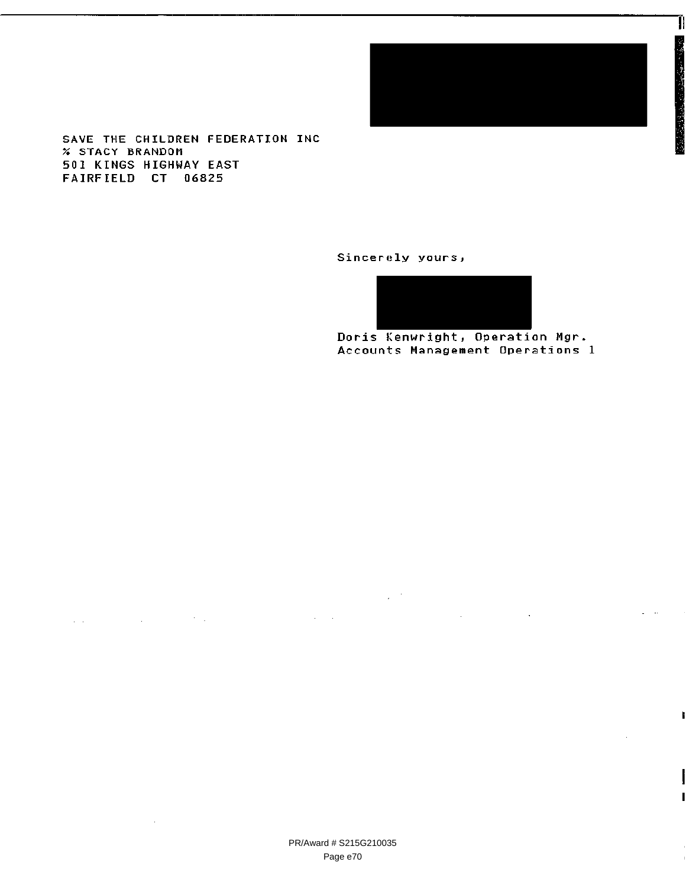SAVE THE CHILDREN FEDERATION INC
% STACY BRANDOM
501 KINGS HIGHWAY EAST
FAIRFIELD CT 06825

Sincerely yours,

Doris Kenwright, Operation Mgr.
Accounts Management Operations 1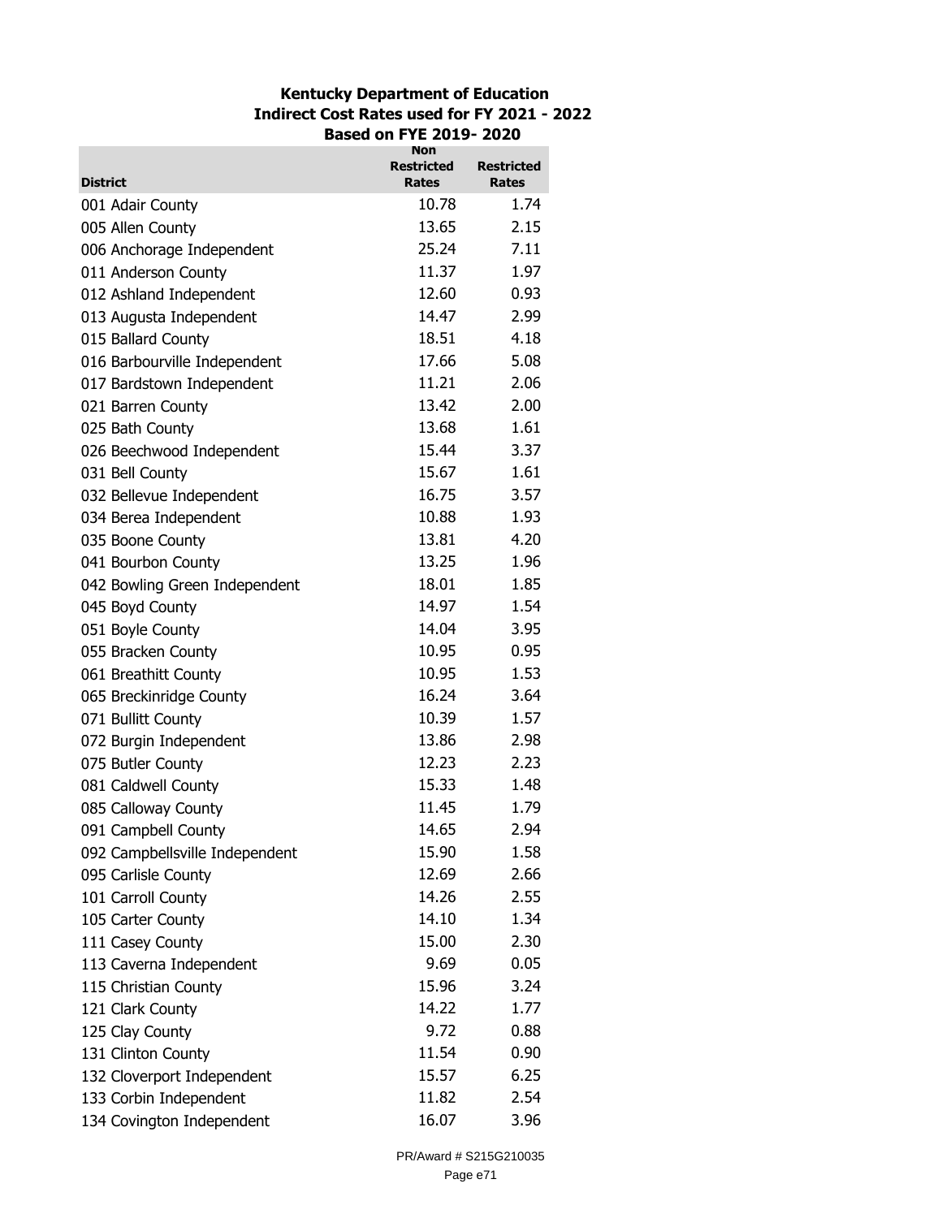**Kentucky Department of Education**
**Indirect Cost Rates used for FY 2021 - 2022**
**Based on FYE 2019- 2020**

| District | Non Restricted Rates | Restricted Rates |
|---|---|---|
| 001 Adair County | 10.78 | 1.74 |
| 005 Allen County | 13.65 | 2.15 |
| 006 Anchorage Independent | 25.24 | 7.11 |
| 011 Anderson County | 11.37 | 1.97 |
| 012 Ashland Independent | 12.60 | 0.93 |
| 013 Augusta Independent | 14.47 | 2.99 |
| 015 Ballard County | 18.51 | 4.18 |
| 016 Barbourville Independent | 17.66 | 5.08 |
| 017 Bardstown Independent | 11.21 | 2.06 |
| 021 Barren County | 13.42 | 2.00 |
| 025 Bath County | 13.68 | 1.61 |
| 026 Beechwood Independent | 15.44 | 3.37 |
| 031 Bell County | 15.67 | 1.61 |
| 032 Bellevue Independent | 16.75 | 3.57 |
| 034 Berea Independent | 10.88 | 1.93 |
| 035 Boone County | 13.81 | 4.20 |
| 041 Bourbon County | 13.25 | 1.96 |
| 042 Bowling Green Independent | 18.01 | 1.85 |
| 045 Boyd County | 14.97 | 1.54 |
| 051 Boyle County | 14.04 | 3.95 |
| 055 Bracken County | 10.95 | 0.95 |
| 061 Breathitt County | 10.95 | 1.53 |
| 065 Breckinridge County | 16.24 | 3.64 |
| 071 Bullitt County | 10.39 | 1.57 |
| 072 Burgin Independent | 13.86 | 2.98 |
| 075 Butler County | 12.23 | 2.23 |
| 081 Caldwell County | 15.33 | 1.48 |
| 085 Calloway County | 11.45 | 1.79 |
| 091 Campbell County | 14.65 | 2.94 |
| 092 Campbellsville Independent | 15.90 | 1.58 |
| 095 Carlisle County | 12.69 | 2.66 |
| 101 Carroll County | 14.26 | 2.55 |
| 105 Carter County | 14.10 | 1.34 |
| 111 Casey County | 15.00 | 2.30 |
| 113 Caverna Independent | 9.69 | 0.05 |
| 115 Christian County | 15.96 | 3.24 |
| 121 Clark County | 14.22 | 1.77 |
| 125 Clay County | 9.72 | 0.88 |
| 131 Clinton County | 11.54 | 0.90 |
| 132 Cloverport Independent | 15.57 | 6.25 |
| 133 Corbin Independent | 11.82 | 2.54 |
| 134 Covington Independent | 16.07 | 3.96 |

PR/Award # S215G210035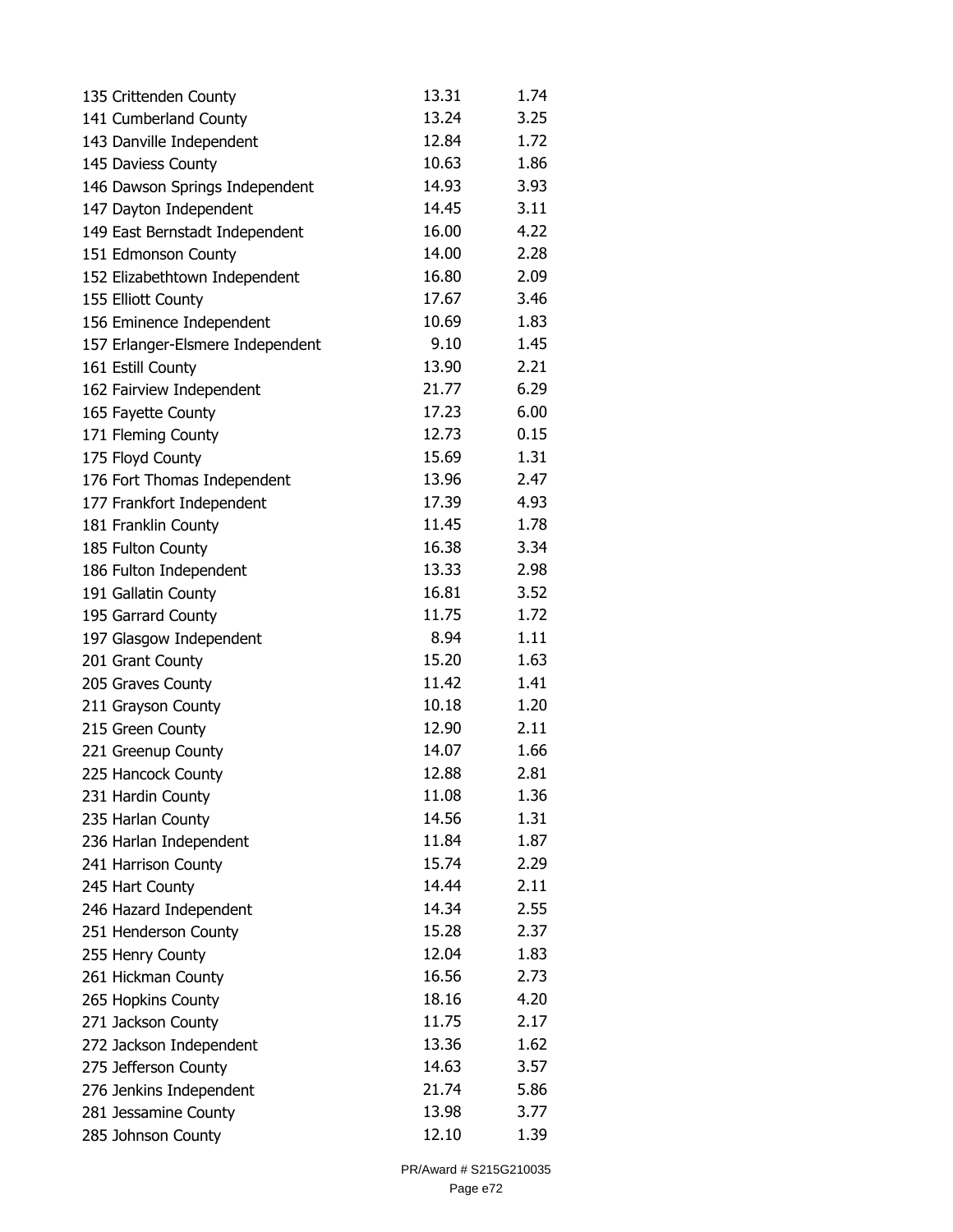| | | |
|---|---|---|
| 135 Crittenden County | 13.31 | 1.74 |
| 141 Cumberland County | 13.24 | 3.25 |
| 143 Danville Independent | 12.84 | 1.72 |
| 145 Daviess County | 10.63 | 1.86 |
| 146 Dawson Springs Independent | 14.93 | 3.93 |
| 147 Dayton Independent | 14.45 | 3.11 |
| 149 East Bernstadt Independent | 16.00 | 4.22 |
| 151 Edmonson County | 14.00 | 2.28 |
| 152 Elizabethtown Independent | 16.80 | 2.09 |
| 155 Elliott County | 17.67 | 3.46 |
| 156 Eminence Independent | 10.69 | 1.83 |
| 157 Erlanger-Elsmere Independent | 9.10 | 1.45 |
| 161 Estill County | 13.90 | 2.21 |
| 162 Fairview Independent | 21.77 | 6.29 |
| 165 Fayette County | 17.23 | 6.00 |
| 171 Fleming County | 12.73 | 0.15 |
| 175 Floyd County | 15.69 | 1.31 |
| 176 Fort Thomas Independent | 13.96 | 2.47 |
| 177 Frankfort Independent | 17.39 | 4.93 |
| 181 Franklin County | 11.45 | 1.78 |
| 185 Fulton County | 16.38 | 3.34 |
| 186 Fulton Independent | 13.33 | 2.98 |
| 191 Gallatin County | 16.81 | 3.52 |
| 195 Garrard County | 11.75 | 1.72 |
| 197 Glasgow Independent | 8.94 | 1.11 |
| 201 Grant County | 15.20 | 1.63 |
| 205 Graves County | 11.42 | 1.41 |
| 211 Grayson County | 10.18 | 1.20 |
| 215 Green County | 12.90 | 2.11 |
| 221 Greenup County | 14.07 | 1.66 |
| 225 Hancock County | 12.88 | 2.81 |
| 231 Hardin County | 11.08 | 1.36 |
| 235 Harlan County | 14.56 | 1.31 |
| 236 Harlan Independent | 11.84 | 1.87 |
| 241 Harrison County | 15.74 | 2.29 |
| 245 Hart County | 14.44 | 2.11 |
| 246 Hazard Independent | 14.34 | 2.55 |
| 251 Henderson County | 15.28 | 2.37 |
| 255 Henry County | 12.04 | 1.83 |
| 261 Hickman County | 16.56 | 2.73 |
| 265 Hopkins County | 18.16 | 4.20 |
| 271 Jackson County | 11.75 | 2.17 |
| 272 Jackson Independent | 13.36 | 1.62 |
| 275 Jefferson County | 14.63 | 3.57 |
| 276 Jenkins Independent | 21.74 | 5.86 |
| 281 Jessamine County | 13.98 | 3.77 |
| 285 Johnson County | 12.10 | 1.39 |

PR/Award # S215G210035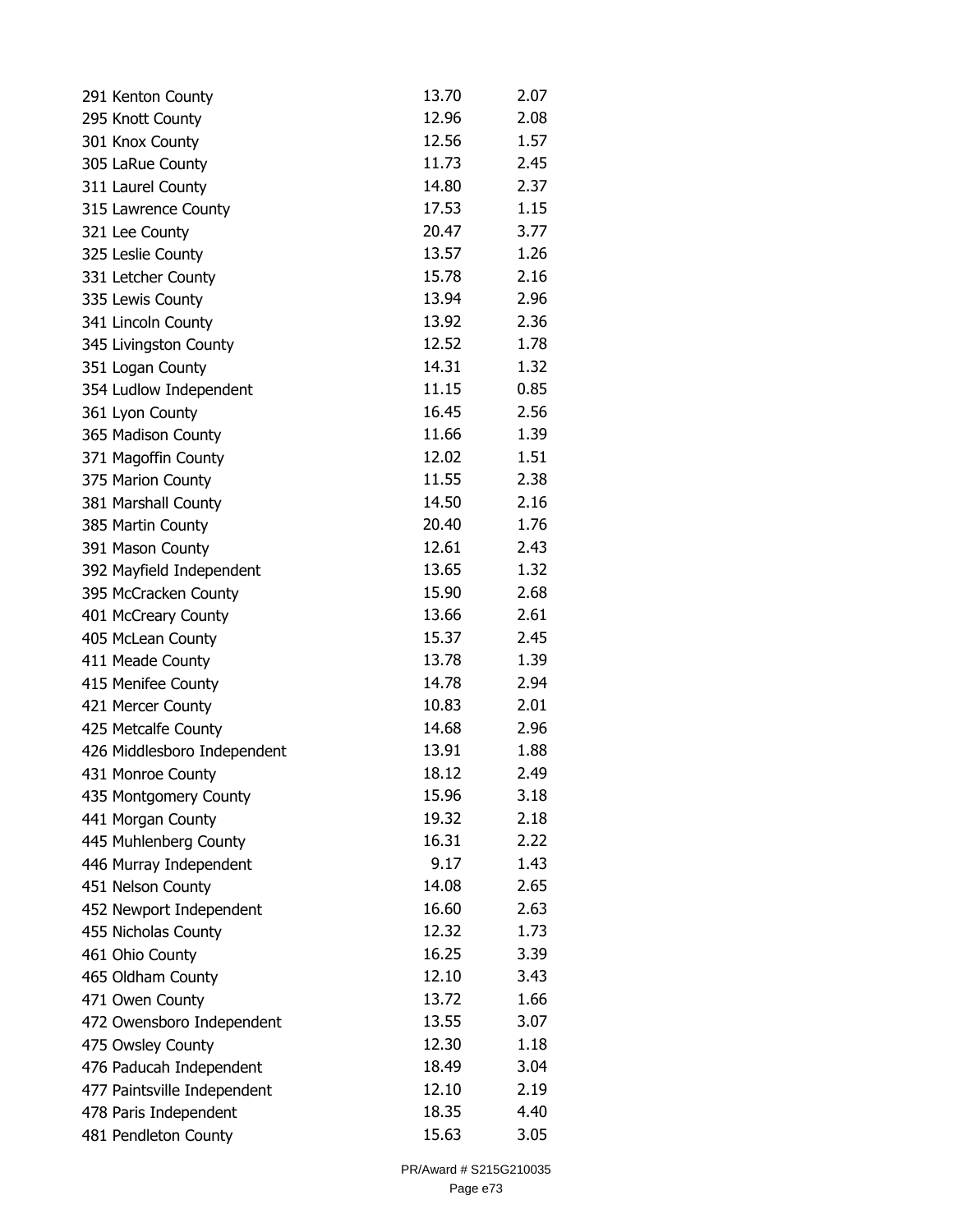| | | |
|---|---|---|
| 291 Kenton County | 13.70 | 2.07 |
| 295 Knott County | 12.96 | 2.08 |
| 301 Knox County | 12.56 | 1.57 |
| 305 LaRue County | 11.73 | 2.45 |
| 311 Laurel County | 14.80 | 2.37 |
| 315 Lawrence County | 17.53 | 1.15 |
| 321 Lee County | 20.47 | 3.77 |
| 325 Leslie County | 13.57 | 1.26 |
| 331 Letcher County | 15.78 | 2.16 |
| 335 Lewis County | 13.94 | 2.96 |
| 341 Lincoln County | 13.92 | 2.36 |
| 345 Livingston County | 12.52 | 1.78 |
| 351 Logan County | 14.31 | 1.32 |
| 354 Ludlow Independent | 11.15 | 0.85 |
| 361 Lyon County | 16.45 | 2.56 |
| 365 Madison County | 11.66 | 1.39 |
| 371 Magoffin County | 12.02 | 1.51 |
| 375 Marion County | 11.55 | 2.38 |
| 381 Marshall County | 14.50 | 2.16 |
| 385 Martin County | 20.40 | 1.76 |
| 391 Mason County | 12.61 | 2.43 |
| 392 Mayfield Independent | 13.65 | 1.32 |
| 395 McCracken County | 15.90 | 2.68 |
| 401 McCreary County | 13.66 | 2.61 |
| 405 McLean County | 15.37 | 2.45 |
| 411 Meade County | 13.78 | 1.39 |
| 415 Menifee County | 14.78 | 2.94 |
| 421 Mercer County | 10.83 | 2.01 |
| 425 Metcalfe County | 14.68 | 2.96 |
| 426 Middlesboro Independent | 13.91 | 1.88 |
| 431 Monroe County | 18.12 | 2.49 |
| 435 Montgomery County | 15.96 | 3.18 |
| 441 Morgan County | 19.32 | 2.18 |
| 445 Muhlenberg County | 16.31 | 2.22 |
| 446 Murray Independent | 9.17 | 1.43 |
| 451 Nelson County | 14.08 | 2.65 |
| 452 Newport Independent | 16.60 | 2.63 |
| 455 Nicholas County | 12.32 | 1.73 |
| 461 Ohio County | 16.25 | 3.39 |
| 465 Oldham County | 12.10 | 3.43 |
| 471 Owen County | 13.72 | 1.66 |
| 472 Owensboro Independent | 13.55 | 3.07 |
| 475 Owsley County | 12.30 | 1.18 |
| 476 Paducah Independent | 18.49 | 3.04 |
| 477 Paintsville Independent | 12.10 | 2.19 |
| 478 Paris Independent | 18.35 | 4.40 |
| 481 Pendleton County | 15.63 | 3.05 |

PR/Award # S215G210035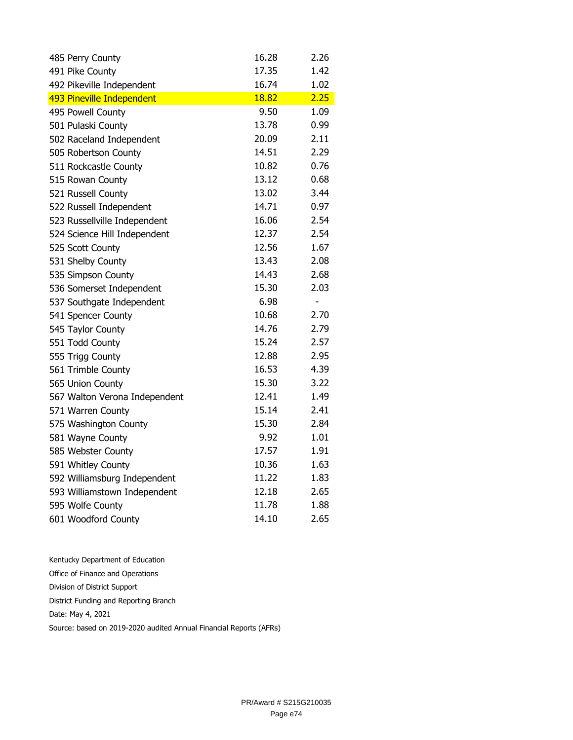| | | |
|---|---|---|
| 485 Perry County | 16.28 | 2.26 |
| 491 Pike County | 17.35 | 1.42 |
| 492 Pikeville Independent | 16.74 | 1.02 |
| 493 Pineville Independent | 18.82 | 2.25 |
| 495 Powell County | 9.50 | 1.09 |
| 501 Pulaski County | 13.78 | 0.99 |
| 502 Raceland Independent | 20.09 | 2.11 |
| 505 Robertson County | 14.51 | 2.29 |
| 511 Rockcastle County | 10.82 | 0.76 |
| 515 Rowan County | 13.12 | 0.68 |
| 521 Russell County | 13.02 | 3.44 |
| 522 Russell Independent | 14.71 | 0.97 |
| 523 Russellville Independent | 16.06 | 2.54 |
| 524 Science Hill Independent | 12.37 | 2.54 |
| 525 Scott County | 12.56 | 1.67 |
| 531 Shelby County | 13.43 | 2.08 |
| 535 Simpson County | 14.43 | 2.68 |
| 536 Somerset Independent | 15.30 | 2.03 |
| 537 Southgate Independent | 6.98 | - |
| 541 Spencer County | 10.68 | 2.70 |
| 545 Taylor County | 14.76 | 2.79 |
| 551 Todd County | 15.24 | 2.57 |
| 555 Trigg County | 12.88 | 2.95 |
| 561 Trimble County | 16.53 | 4.39 |
| 565 Union County | 15.30 | 3.22 |
| 567 Walton Verona Independent | 12.41 | 1.49 |
| 571 Warren County | 15.14 | 2.41 |
| 575 Washington County | 15.30 | 2.84 |
| 581 Wayne County | 9.92 | 1.01 |
| 585 Webster County | 17.57 | 1.91 |
| 591 Whitley County | 10.36 | 1.63 |
| 592 Williamsburg Independent | 11.22 | 1.83 |
| 593 Williamstown Independent | 12.18 | 2.65 |
| 595 Wolfe County | 11.78 | 1.88 |
| 601 Woodford County | 14.10 | 2.65 |

Kentucky Department of Education

Office of Finance and Operations

Division of District Support

District Funding and Reporting Branch

Date: May 4, 2021

Source: based on 2019-2020 audited Annual Financial Reports (AFRs)

PR/Award # S215G210035

Page e74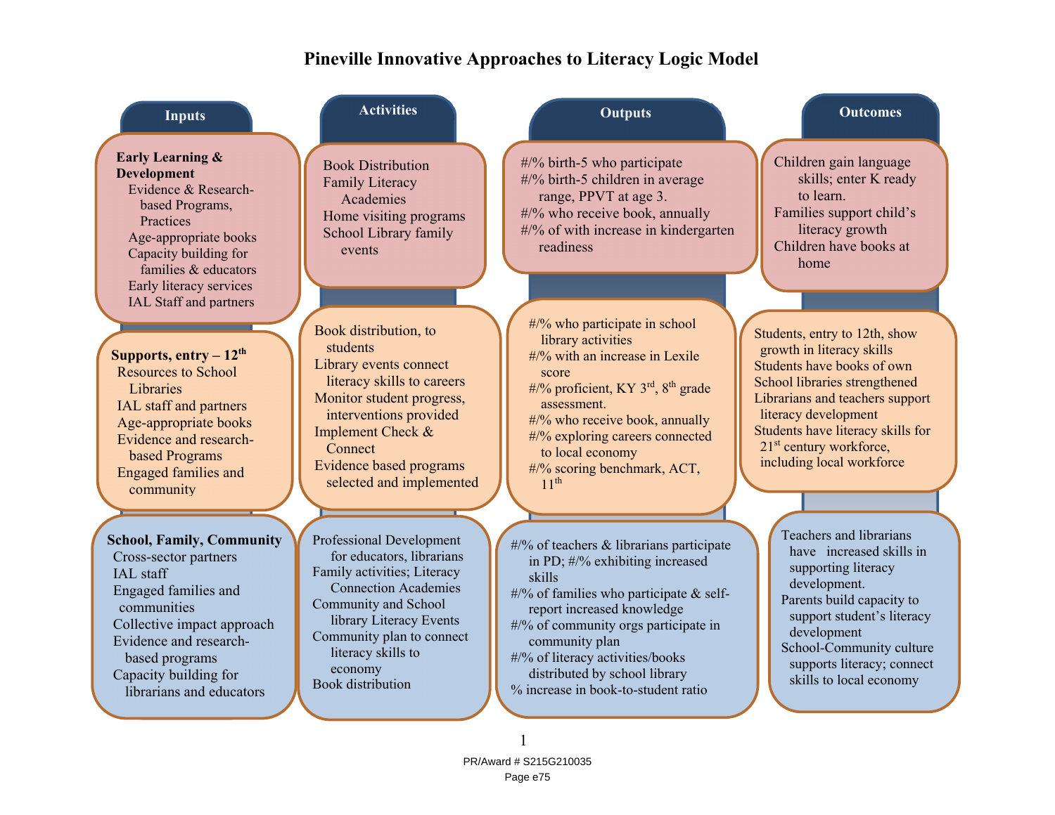# Pineville Innovative Approaches to Literacy Logic Model

| Inputs | Activities | Outputs | Outcomes |
|---|---|---|---|
| **Early Learning & Development**<br>Evidence & Research-based Programs, Practices<br>Age-appropriate books<br>Capacity building for families & educators<br>Early literacy services<br>IAL Staff and partners | Book Distribution<br>Family Literacy Academies<br>Home visiting programs<br>School Library family events | #/% birth-5 who participate<br>#/% birth-5 children in average range, PPVT at age 3.<br>#/% who receive book, annually<br>#/% of with increase in kindergarten readiness | Children gain language skills; enter K ready to learn.<br>Families support child's literacy growth<br>Children have books at home |
| **Supports, entry – 12th**<br>Resources to School Libraries<br>IAL staff and partners<br>Age-appropriate books<br>Evidence and research-based Programs<br>Engaged families and community | Book distribution, to students<br>Library events connect literacy skills to careers<br>Monitor student progress, interventions provided<br>Implement Check & Connect<br>Evidence based programs selected and implemented | #/% who participate in school library activities<br>#/% with an increase in Lexile score<br>#/% proficient, KY 3rd, 8th grade assessment.<br>#/% who receive book, annually<br>#/% exploring careers connected to local economy<br>#/% scoring benchmark, ACT, 11th | Students, entry to 12th, show growth in literacy skills<br>Students have books of own<br>School libraries strengthened<br>Librarians and teachers support literacy development<br>Students have literacy skills for 21st century workforce, including local workforce |
| **School, Family, Community**<br>Cross-sector partners<br>IAL staff<br>Engaged families and communities<br>Collective impact approach<br>Evidence and research-based programs<br>Capacity building for librarians and educators | Professional Development for educators, librarians<br>Family activities; Literacy Connection Academies<br>Community and School library Literacy Events<br>Community plan to connect literacy skills to economy<br>Book distribution | #/% of teachers & librarians participate in PD; #/% exhibiting increased skills<br>#/% of families who participate & self-report increased knowledge<br>#/% of community orgs participate in community plan<br>#/% of literacy activities/books distributed by school library<br>% increase in book-to-student ratio | Teachers and librarians have increased skills in supporting literacy development.<br>Parents build capacity to support student's literacy development<br>School-Community culture supports literacy; connect skills to local economy |

PR/Award # S215G210035
Page e75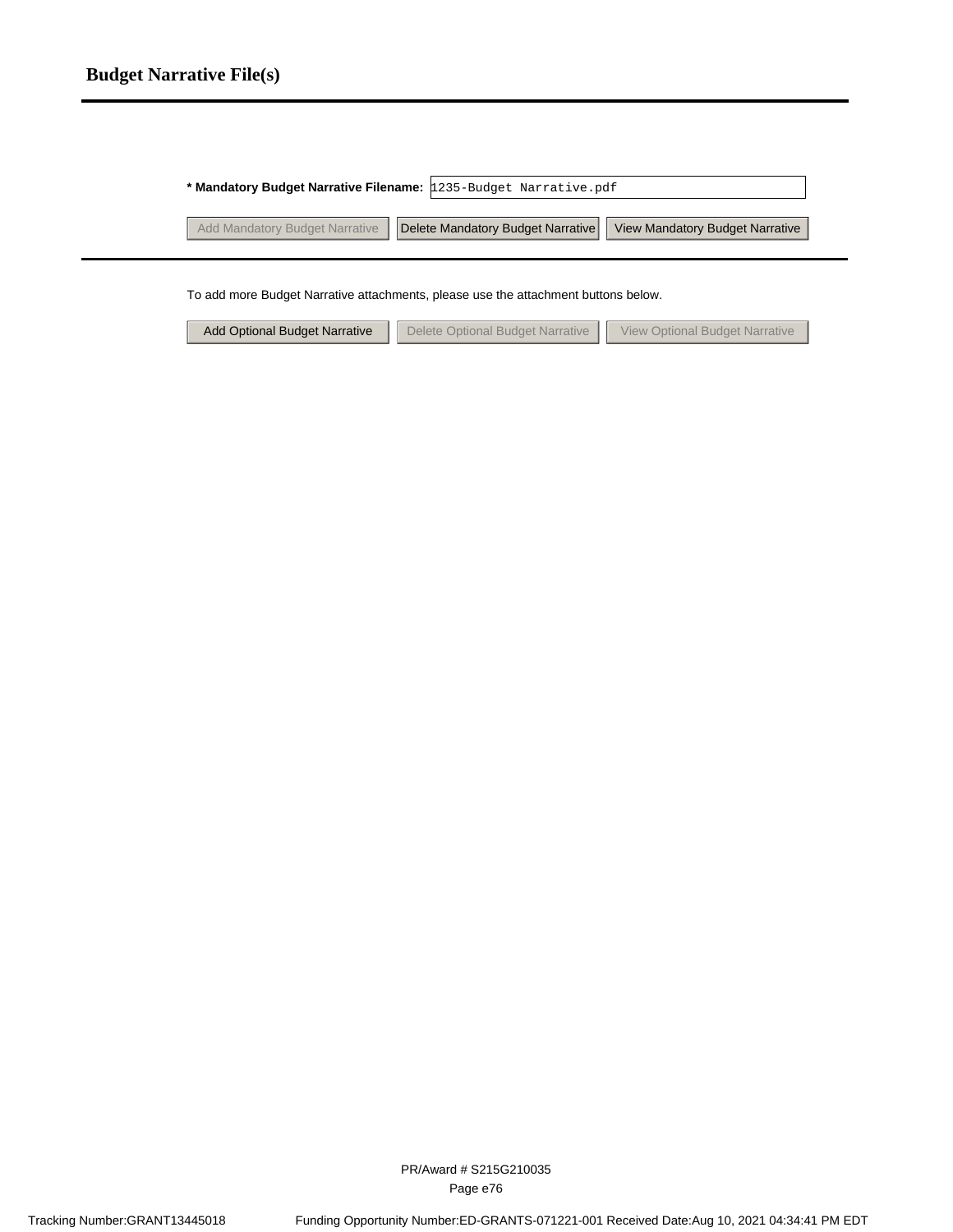## Budget Narrative File(s)

**\* Mandatory Budget Narrative Filename:** 1235-Budget Narrative.pdf

Add Mandatory Budget Narrative | Delete Mandatory Budget Narrative | View Mandatory Budget Narrative

To add more Budget Narrative attachments, please use the attachment buttons below.

Add Optional Budget Narrative | Delete Optional Budget Narrative | View Optional Budget Narrative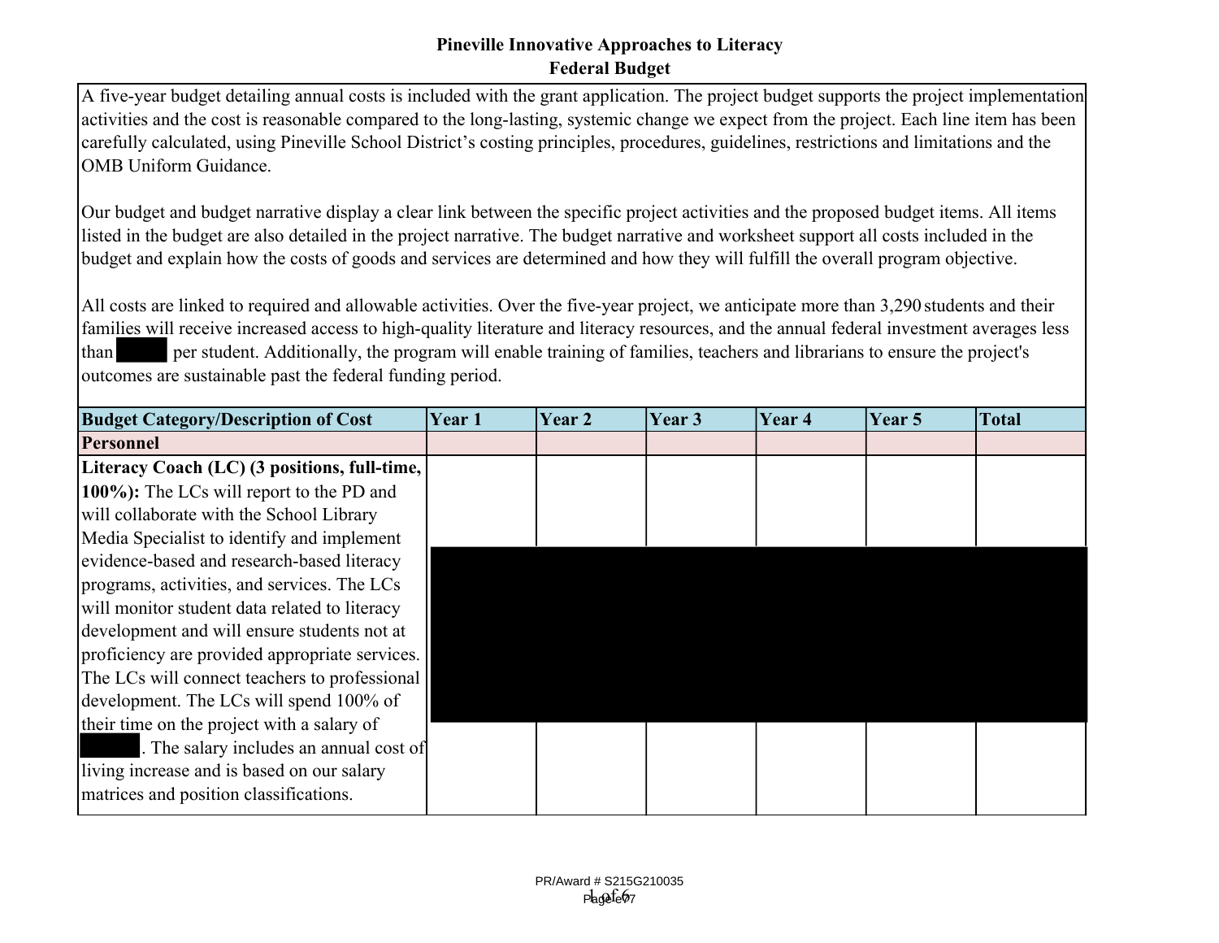# Pineville Innovative Approaches to Literacy
## Federal Budget

A five-year budget detailing annual costs is included with the grant application. The project budget supports the project implementation activities and the cost is reasonable compared to the long-lasting, systemic change we expect from the project. Each line item has been carefully calculated, using Pineville School District's costing principles, procedures, guidelines, restrictions and limitations and the OMB Uniform Guidance.

Our budget and budget narrative display a clear link between the specific project activities and the proposed budget items. All items listed in the budget are also detailed in the project narrative. The budget narrative and worksheet support all costs included in the budget and explain how the costs of goods and services are determined and how they will fulfill the overall program objective.

All costs are linked to required and allowable activities. Over the five-year project, we anticipate more than 3,290 students and their families will receive increased access to high-quality literature and literacy resources, and the annual federal investment averages less than [REDACTED] per student. Additionally, the program will enable training of families, teachers and librarians to ensure the project's outcomes are sustainable past the federal funding period.

| Budget Category/Description of Cost | Year 1 | Year 2 | Year 3 | Year 4 | Year 5 | Total |
|---|---|---|---|---|---|---|
| **Personnel** | | | | | | |
| **Literacy Coach (LC) (3 positions, full-time, 100%):** The LCs will report to the PD and will collaborate with the School Library Media Specialist to identify and implement evidence-based and research-based literacy programs, activities, and services. The LCs will monitor student data related to literacy development and will ensure students not at proficiency are provided appropriate services. The LCs will connect teachers to professional development. The LCs will spend 100% of their time on the project with a salary of [REDACTED]. The salary includes an annual cost of living increase and is based on our salary matrices and position classifications. | [REDACTED] | [REDACTED] | [REDACTED] | [REDACTED] | [REDACTED] | [REDACTED] |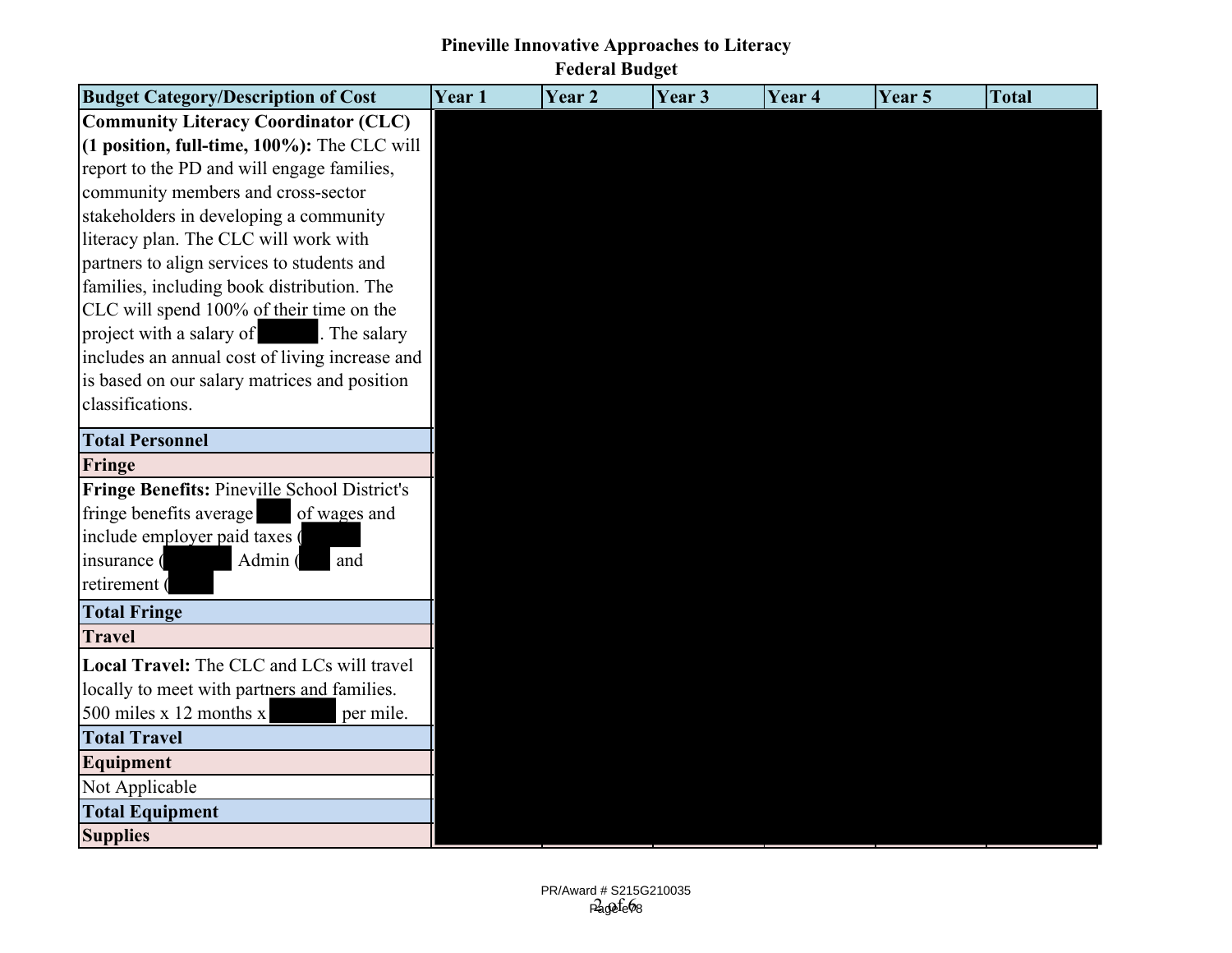# Pineville Innovative Approaches to Literacy
## Federal Budget

| Budget Category/Description of Cost | Year 1 | Year 2 | Year 3 | Year 4 | Year 5 | Total |
|---|---|---|---|---|---|---|
| **Community Literacy Coordinator (CLC) (1 position, full-time, 100%):** The CLC will report to the PD and will engage families, community members and cross-sector stakeholders in developing a community literacy plan. The CLC will work with partners to align services to students and families, including book distribution. The CLC will spend 100% of their time on the project with a salary of [redacted]. The salary includes an annual cost of living increase and is based on our salary matrices and position classifications. | | | | | | |
| **Total Personnel** | | | | | | |
| **Fringe** | | | | | | |
| **Fringe Benefits:** Pineville School District's fringe benefits average [redacted] of wages and include employer paid taxes ([redacted] insurance ([redacted] Admin ([redacted] and retirement ([redacted] | | | | | | |
| **Total Fringe** | | | | | | |
| **Travel** | | | | | | |
| **Local Travel:** The CLC and LCs will travel locally to meet with partners and families. 500 miles x 12 months x [redacted] per mile. | | | | | | |
| **Total Travel** | | | | | | |
| **Equipment** | | | | | | |
| Not Applicable | | | | | | |
| **Total Equipment** | | | | | | |
| **Supplies** | | | | | | |

PR/Award # S215G210035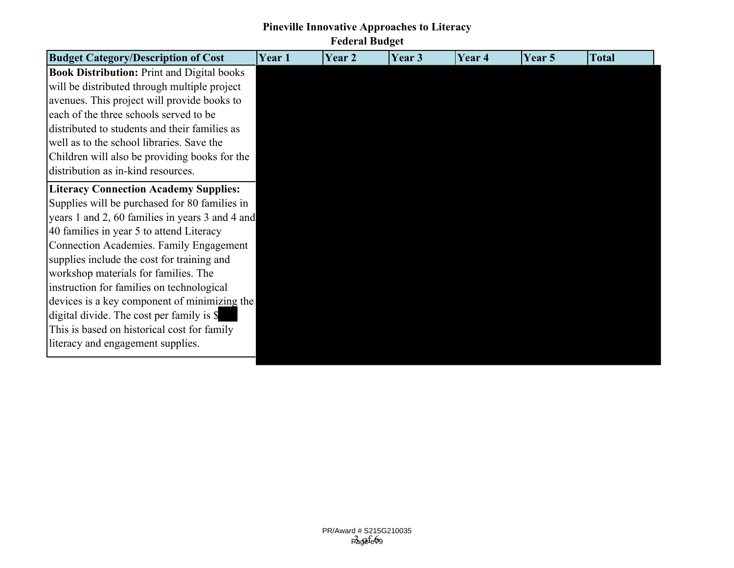# Pineville Innovative Approaches to Literacy

## Federal Budget

| Budget Category/Description of Cost | Year 1 | Year 2 | Year 3 | Year 4 | Year 5 | Total |
|---|---|---|---|---|---|---|
| **Book Distribution:** Print and Digital books will be distributed through multiple project avenues. This project will provide books to each of the three schools served to be distributed to students and their families as well as to the school libraries. Save the Children will also be providing books for the distribution as in-kind resources. | | | | | | |
| **Literacy Connection Academy Supplies:** Supplies will be purchased for 80 families in years 1 and 2, 60 families in years 3 and 4 and 40 families in year 5 to attend Literacy Connection Academies. Family Engagement supplies include the cost for training and workshop materials for families. The instruction for families on technological devices is a key component of minimizing the digital divide. The cost per family is $ This is based on historical cost for family literacy and engagement supplies. | | | | | | |

PR/Award # S215G210035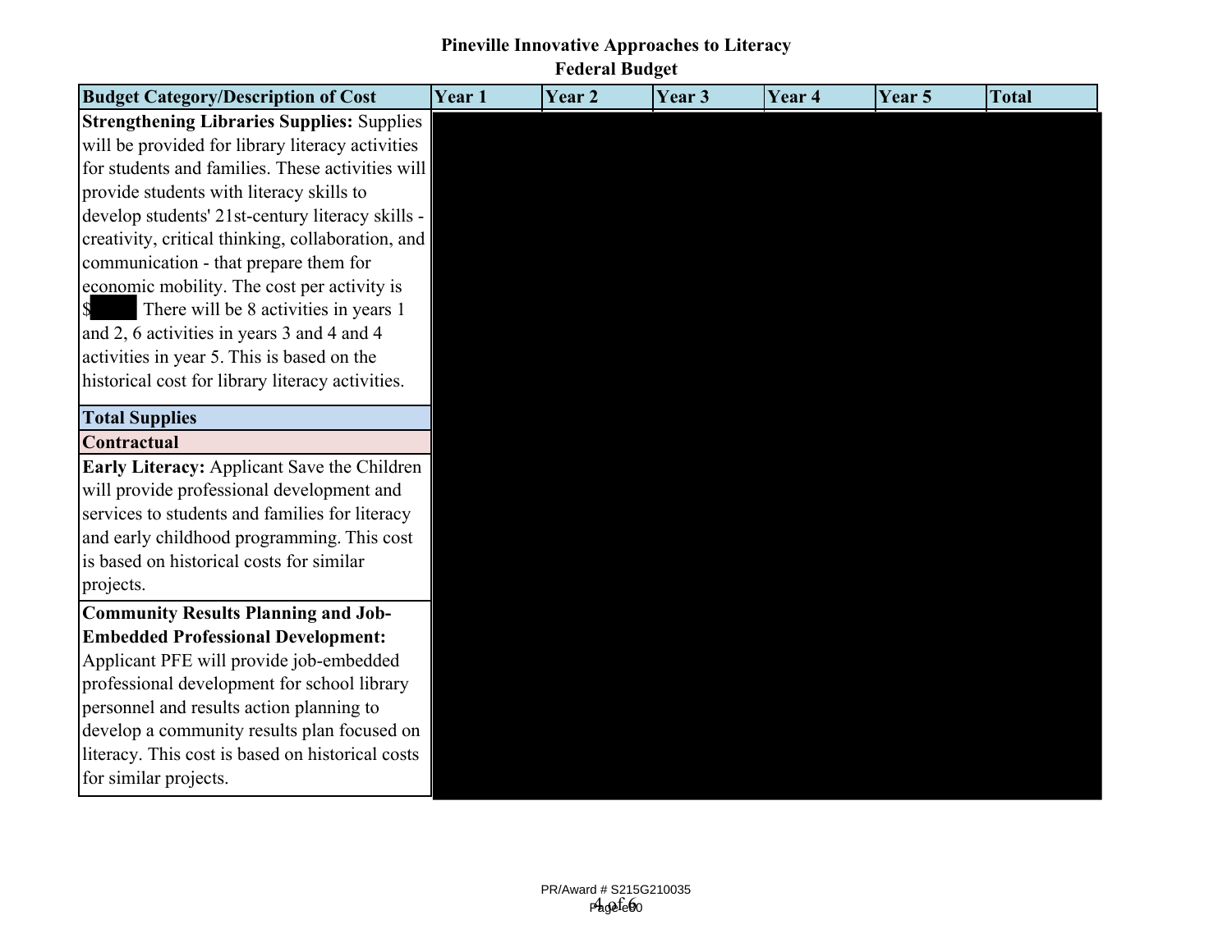# Pineville Innovative Approaches to Literacy
## Federal Budget

| Budget Category/Description of Cost | Year 1 | Year 2 | Year 3 | Year 4 | Year 5 | Total |
|---|---|---|---|---|---|---|
| **Strengthening Libraries Supplies:** Supplies will be provided for library literacy activities for students and families. These activities will provide students with literacy skills to develop students' 21st-century literacy skills - creativity, critical thinking, collaboration, and communication - that prepare them for economic mobility. The cost per activity is $ There will be 8 activities in years 1 and 2, 6 activities in years 3 and 4 and 4 activities in year 5. This is based on the historical cost for library literacy activities. | | | | | | |
| **Total Supplies** | | | | | | |
| **Contractual** | | | | | | |
| **Early Literacy:** Applicant Save the Children will provide professional development and services to students and families for literacy and early childhood programming. This cost is based on historical costs for similar projects. | | | | | | |
| **Community Results Planning and Job-Embedded Professional Development:** Applicant PFE will provide job-embedded professional development for school library personnel and results action planning to develop a community results plan focused on literacy. This cost is based on historical costs for similar projects. | | | | | | |

PR/Award # S215G210035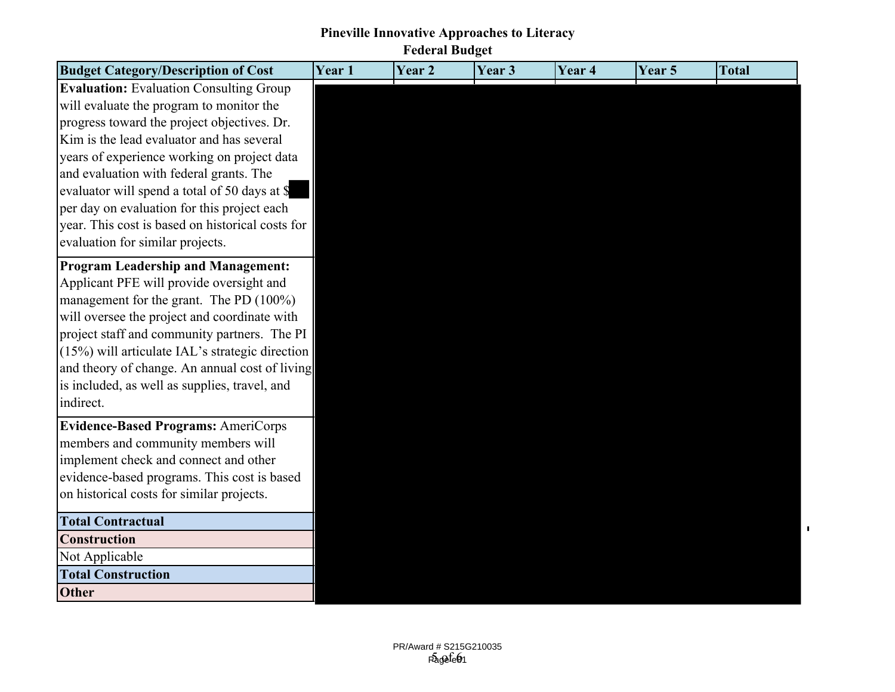**Pineville Innovative Approaches to Literacy**
**Federal Budget**

| Budget Category/Description of Cost | Year 1 | Year 2 | Year 3 | Year 4 | Year 5 | Total |
|---|---|---|---|---|---|---|
| **Evaluation:** Evaluation Consulting Group will evaluate the program to monitor the progress toward the project objectives. Dr. Kim is the lead evaluator and has several years of experience working on project data and evaluation with federal grants. The evaluator will spend a total of 50 days at $ per day on evaluation for this project each year. This cost is based on historical costs for evaluation for similar projects. | | | | | | |
| **Program Leadership and Management:** Applicant PFE will provide oversight and management for the grant. The PD (100%) will oversee the project and coordinate with project staff and community partners. The PI (15%) will articulate IAL's strategic direction and theory of change. An annual cost of living is included, as well as supplies, travel, and indirect. | | | | | | |
| **Evidence-Based Programs:** AmeriCorps members and community members will implement check and connect and other evidence-based programs. This cost is based on historical costs for similar projects. | | | | | | |
| **Total Contractual** | | | | | | |
| **Construction** | | | | | | |
| Not Applicable | | | | | | |
| **Total Construction** | | | | | | |
| **Other** | | | | | | |

PR/Award # S215G210035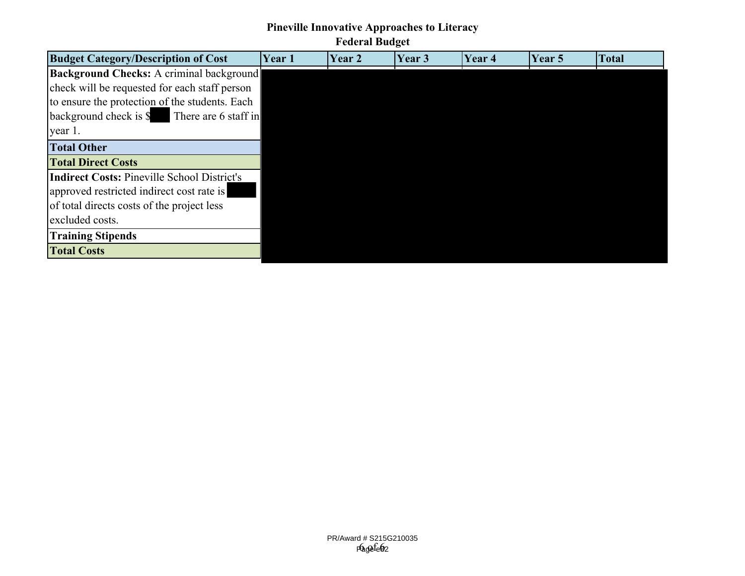# Pineville Innovative Approaches to Literacy

## Federal Budget

| Budget Category/Description of Cost | Year 1 | Year 2 | Year 3 | Year 4 | Year 5 | Total |
|---|---|---|---|---|---|---|
| **Background Checks:** A criminal background check will be requested for each staff person to ensure the protection of the students. Each background check is $ There are 6 staff in year 1. | | | | | | |
| **Total Other** | | | | | | |
| **Total Direct Costs** | | | | | | |
| **Indirect Costs:** Pineville School District's approved restricted indirect cost rate is of total directs costs of the project less excluded costs. | | | | | | |
| **Training Stipends** | | | | | | |
| **Total Costs** | | | | | | |

PR/Award # S215G210035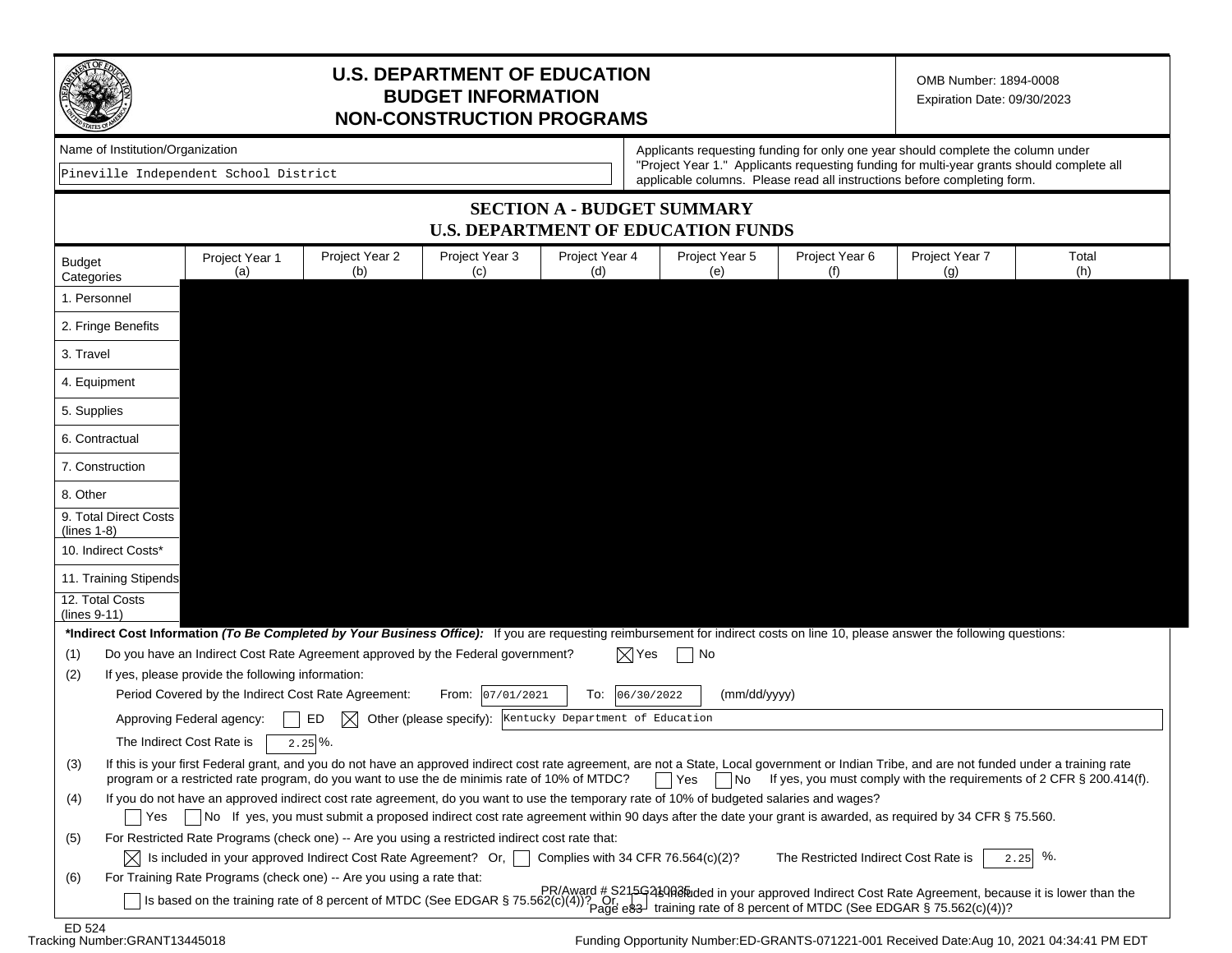# U.S. DEPARTMENT OF EDUCATION
# BUDGET INFORMATION
# NON-CONSTRUCTION PROGRAMS

OMB Number: 1894-0008
Expiration Date: 09/30/2023

Name of Institution/Organization

Pineville Independent School District

Applicants requesting funding for only one year should complete the column under "Project Year 1." Applicants requesting funding for multi-year grants should complete all applicable columns. Please read all instructions before completing form.

## SECTION A - BUDGET SUMMARY
## U.S. DEPARTMENT OF EDUCATION FUNDS

| Budget Categories | Project Year 1 (a) | Project Year 2 (b) | Project Year 3 (c) | Project Year 4 (d) | Project Year 5 (e) | Project Year 6 (f) | Project Year 7 (g) | Total (h) |
|---|---|---|---|---|---|---|---|---|
| 1. Personnel | | | | | | | | |
| 2. Fringe Benefits | | | | | | | | |
| 3. Travel | | | | | | | | |
| 4. Equipment | | | | | | | | |
| 5. Supplies | | | | | | | | |
| 6. Contractual | | | | | | | | |
| 7. Construction | | | | | | | | |
| 8. Other | | | | | | | | |
| 9. Total Direct Costs (lines 1-8) | | | | | | | | |
| 10. Indirect Costs* | | | | | | | | |
| 11. Training Stipends | | | | | | | | |
| 12. Total Costs (lines 9-11) | | | | | | | | |

***Indirect Cost Information** ***(To Be Completed by Your Business Office):*** If you are requesting reimbursement for indirect costs on line 10, please answer the following questions:

(1) Do you have an Indirect Cost Rate Agreement approved by the Federal government? [X] Yes [ ] No

(2) If yes, please provide the following information:

Period Covered by the Indirect Cost Rate Agreement: From: 07/01/2021 To: 06/30/2022 (mm/dd/yyyy)

Approving Federal agency: [ ] ED [X] Other (please specify): Kentucky Department of Education

The Indirect Cost Rate is 2.25 %.

(3) If this is your first Federal grant, and you do not have an approved indirect cost rate agreement, are not a State, Local government or Indian Tribe, and are not funded under a training rate program or a restricted rate program, do you want to use the de minimis rate of 10% of MTDC? [ ] Yes [ ] No If yes, you must comply with the requirements of 2 CFR § 200.414(f).

(4) If you do not have an approved indirect cost rate agreement, do you want to use the temporary rate of 10% of budgeted salaries and wages?
[ ] Yes [ ] No If yes, you must submit a proposed indirect cost rate agreement within 90 days after the date your grant is awarded, as required by 34 CFR § 75.560.

(5) For Restricted Rate Programs (check one) -- Are you using a restricted indirect cost rate that:
[X] Is included in your approved Indirect Cost Rate Agreement? Or, [ ] Complies with 34 CFR 76.564(c)(2)? The Restricted Indirect Cost Rate is 2.25 %.

(6) For Training Rate Programs (check one) -- Are you using a rate that:
[ ] Is based on the training rate of 8 percent of MTDC (See EDGAR § 75.562(c)(4))? Or, [ ] Is included in your approved Indirect Cost Rate Agreement, because it is lower than the training rate of 8 percent of MTDC (See EDGAR § 75.562(c)(4))?

PR/Award # S215G210035

ED 524
Tracking Number:GRANT13445018

Funding Opportunity Number:ED-GRANTS-071221-001 Received Date:Aug 10, 2021 04:34:41 PM EDT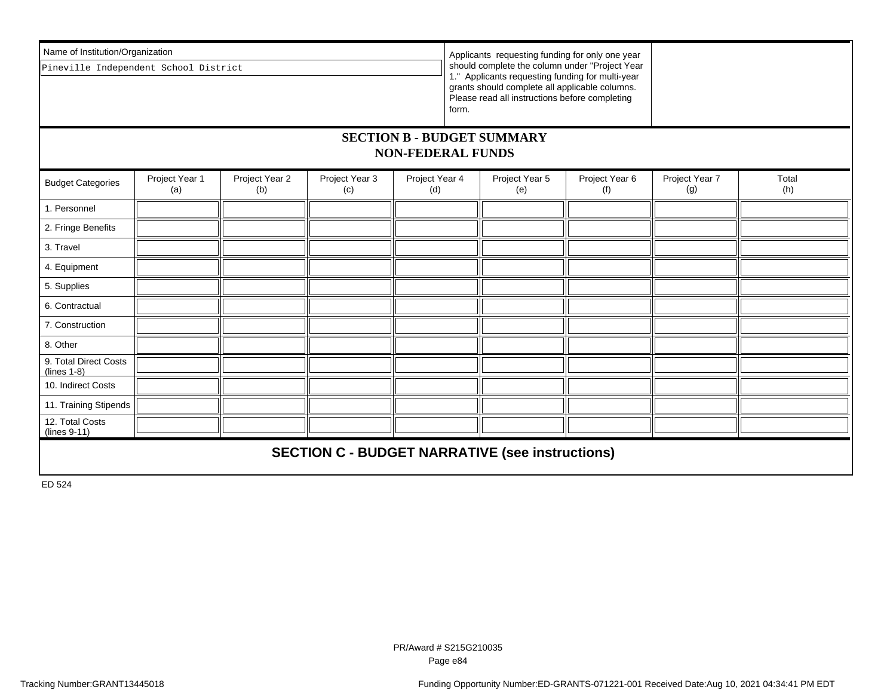Name of Institution/Organization

Pineville Independent School District

Applicants requesting funding for only one year should complete the column under "Project Year 1." Applicants requesting funding for multi-year grants should complete all applicable columns. Please read all instructions before completing form.

## SECTION B - BUDGET SUMMARY
## NON-FEDERAL FUNDS

| Budget Categories | Project Year 1 (a) | Project Year 2 (b) | Project Year 3 (c) | Project Year 4 (d) | Project Year 5 (e) | Project Year 6 (f) | Project Year 7 (g) | Total (h) |
|---|---|---|---|---|---|---|---|---|
| 1. Personnel | | | | | | | | |
| 2. Fringe Benefits | | | | | | | | |
| 3. Travel | | | | | | | | |
| 4. Equipment | | | | | | | | |
| 5. Supplies | | | | | | | | |
| 6. Contractual | | | | | | | | |
| 7. Construction | | | | | | | | |
| 8. Other | | | | | | | | |
| 9. Total Direct Costs (lines 1-8) | | | | | | | | |
| 10. Indirect Costs | | | | | | | | |
| 11. Training Stipends | | | | | | | | |
| 12. Total Costs (lines 9-11) | | | | | | | | |

## SECTION C - BUDGET NARRATIVE (see instructions)

ED 524

PR/Award # S215G210035

Tracking Number:GRANT13445018

Funding Opportunity Number:ED-GRANTS-071221-001 Received Date:Aug 10, 2021 04:34:41 PM EDT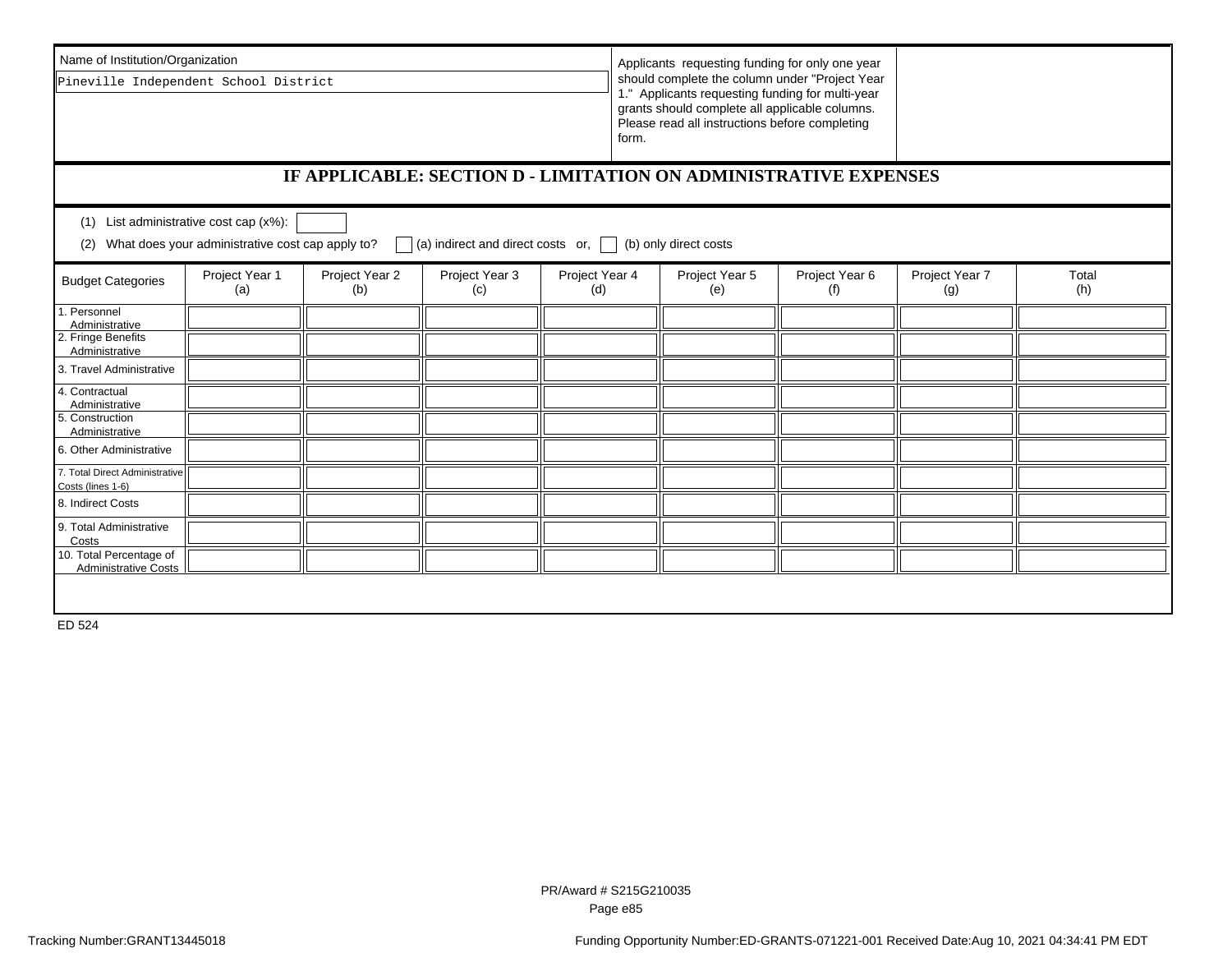Name of Institution/Organization

Pineville Independent School District

Applicants requesting funding for only one year should complete the column under "Project Year 1." Applicants requesting funding for multi-year grants should complete all applicable columns. Please read all instructions before completing form.

## IF APPLICABLE: SECTION D - LIMITATION ON ADMINISTRATIVE EXPENSES

(1) List administrative cost cap (x%): 

(2) What does your administrative cost cap apply to? ☐ (a) indirect and direct costs or, ☐ (b) only direct costs

| Budget Categories | Project Year 1 (a) | Project Year 2 (b) | Project Year 3 (c) | Project Year 4 (d) | Project Year 5 (e) | Project Year 6 (f) | Project Year 7 (g) | Total (h) |
|---|---|---|---|---|---|---|---|---|
| 1. Personnel Administrative | | | | | | | | |
| 2. Fringe Benefits Administrative | | | | | | | | |
| 3. Travel Administrative | | | | | | | | |
| 4. Contractual Administrative | | | | | | | | |
| 5. Construction Administrative | | | | | | | | |
| 6. Other Administrative | | | | | | | | |
| 7. Total Direct Administrative Costs (lines 1-6) | | | | | | | | |
| 8. Indirect Costs | | | | | | | | |
| 9. Total Administrative Costs | | | | | | | | |
| 10. Total Percentage of Administrative Costs | | | | | | | | |

ED 524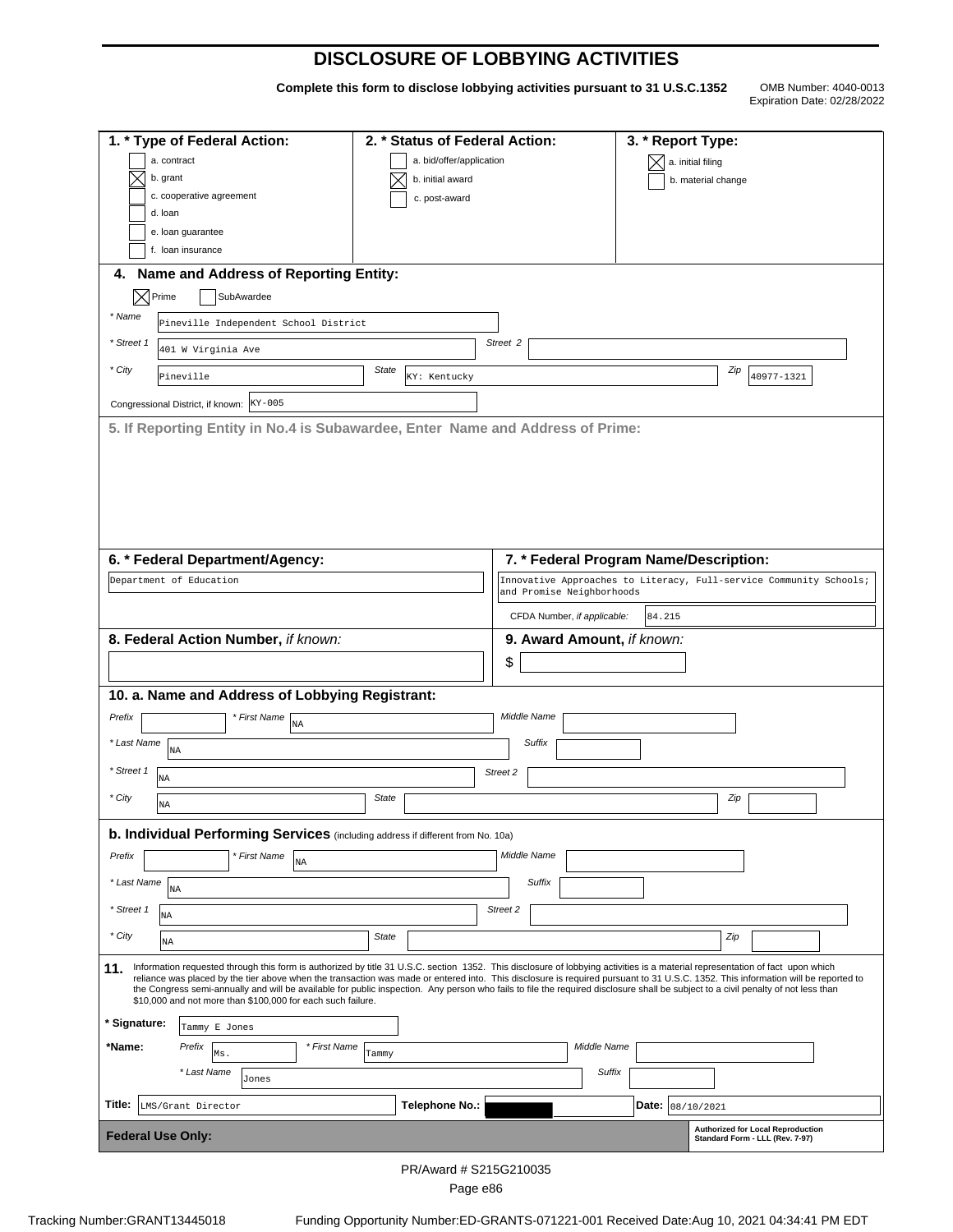# DISCLOSURE OF LOBBYING ACTIVITIES

**Complete this form to disclose lobbying activities pursuant to 31 U.S.C.1352**

OMB Number: 4040-0013
Expiration Date: 02/28/2022

**1. * Type of Federal Action:**

- [ ] a. contract
- [x] b. grant
- [ ] c. cooperative agreement
- [ ] d. loan
- [ ] e. loan guarantee
- [ ] f. loan insurance

**2. * Status of Federal Action:**

- [ ] a. bid/offer/application
- [x] b. initial award
- [ ] c. post-award

**3. * Report Type:**

- [x] a. initial filing
- [ ] b. material change

**4. Name and Address of Reporting Entity:**

- [x] Prime
- [ ] SubAwardee

* Name: Pineville Independent School District
* Street 1: 401 W Virginia Ave
Street 2:
* City: Pineville
State: KY: Kentucky
Zip: 40977-1321

Congressional District, if known: KY-005

**5. If Reporting Entity in No.4 is Subawardee, Enter Name and Address of Prime:**

**6. * Federal Department/Agency:**

Department of Education

**7. * Federal Program Name/Description:**

Innovative Approaches to Literacy, Full-service Community Schools; and Promise Neighborhoods

CFDA Number, *if applicable*: 84.215

**8. Federal Action Number,** *if known:*

**9. Award Amount,** *if known:*

$

**10. a. Name and Address of Lobbying Registrant:**

Prefix:
* First Name: NA
Middle Name:
* Last Name: NA
Suffix:
* Street 1: NA
Street 2:
* City: NA
State:
Zip:

**b. Individual Performing Services** (including address if different from No. 10a)

Prefix:
* First Name: NA
Middle Name:
* Last Name: NA
Suffix:
* Street 1: NA
Street 2:
* City: NA
State:
Zip:

**11.** Information requested through this form is authorized by title 31 U.S.C. section 1352. This disclosure of lobbying activities is a material representation of fact upon which reliance was placed by the tier above when the transaction was made or entered into. This disclosure is required pursuant to 31 U.S.C. 1352. This information will be reported to the Congress semi-annually and will be available for public inspection. Any person who fails to file the required disclosure shall be subject to a civil penalty of not less than $10,000 and not more than $100,000 for each such failure.

**\* Signature:** Tammy E Jones

**\*Name:** Prefix: Ms. * First Name: Tammy Middle Name:
* Last Name: Jones Suffix:

**Title:** LMS/Grant Director **Telephone No.:** [redacted] **Date:** 08/10/2021

**Federal Use Only:**

Authorized for Local Reproduction
Standard Form - LLL (Rev. 7-97)

PR/Award # S215G210035

Tracking Number:GRANT13445018 Funding Opportunity Number:ED-GRANTS-071221-001 Received Date:Aug 10, 2021 04:34:41 PM EDT